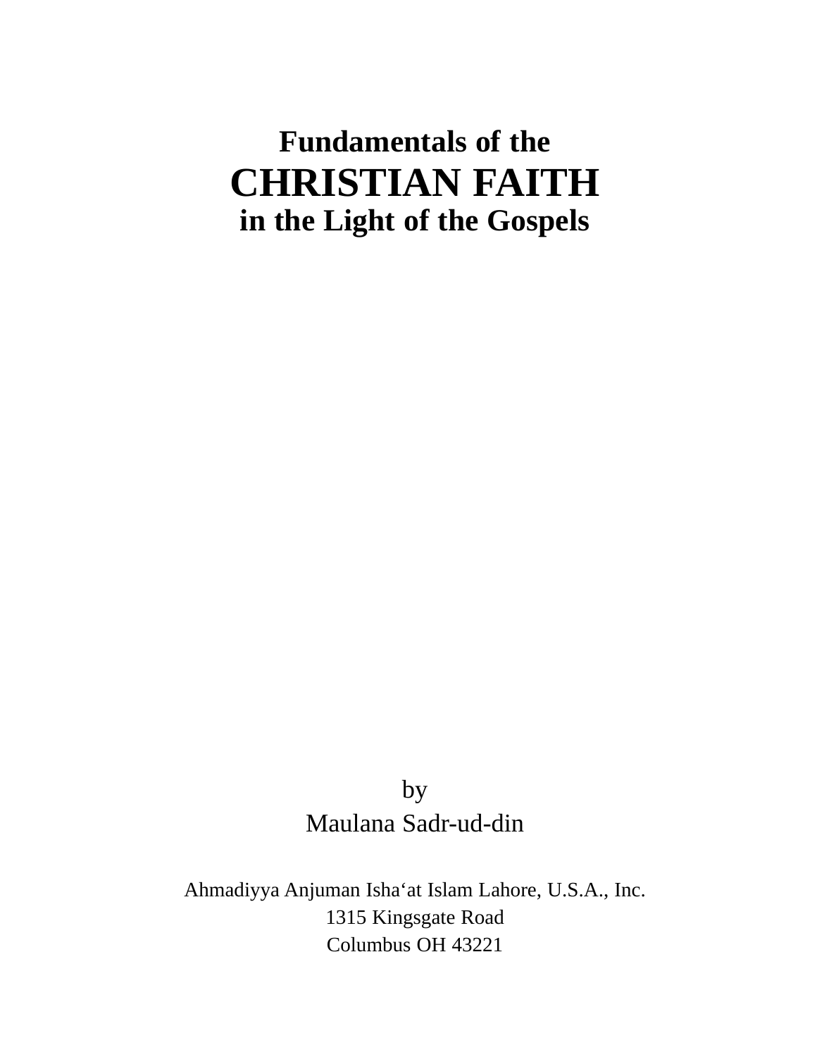# Fundamentals of the CHRISTIAN FAITH in the Light of the Gospels

by

Maulana Sadr-ud-din

Ahmadiyya Anjuman Isha‘at Islam Lahore, U.S.A., Inc.
1315 Kingsgate Road
Columbus OH 43221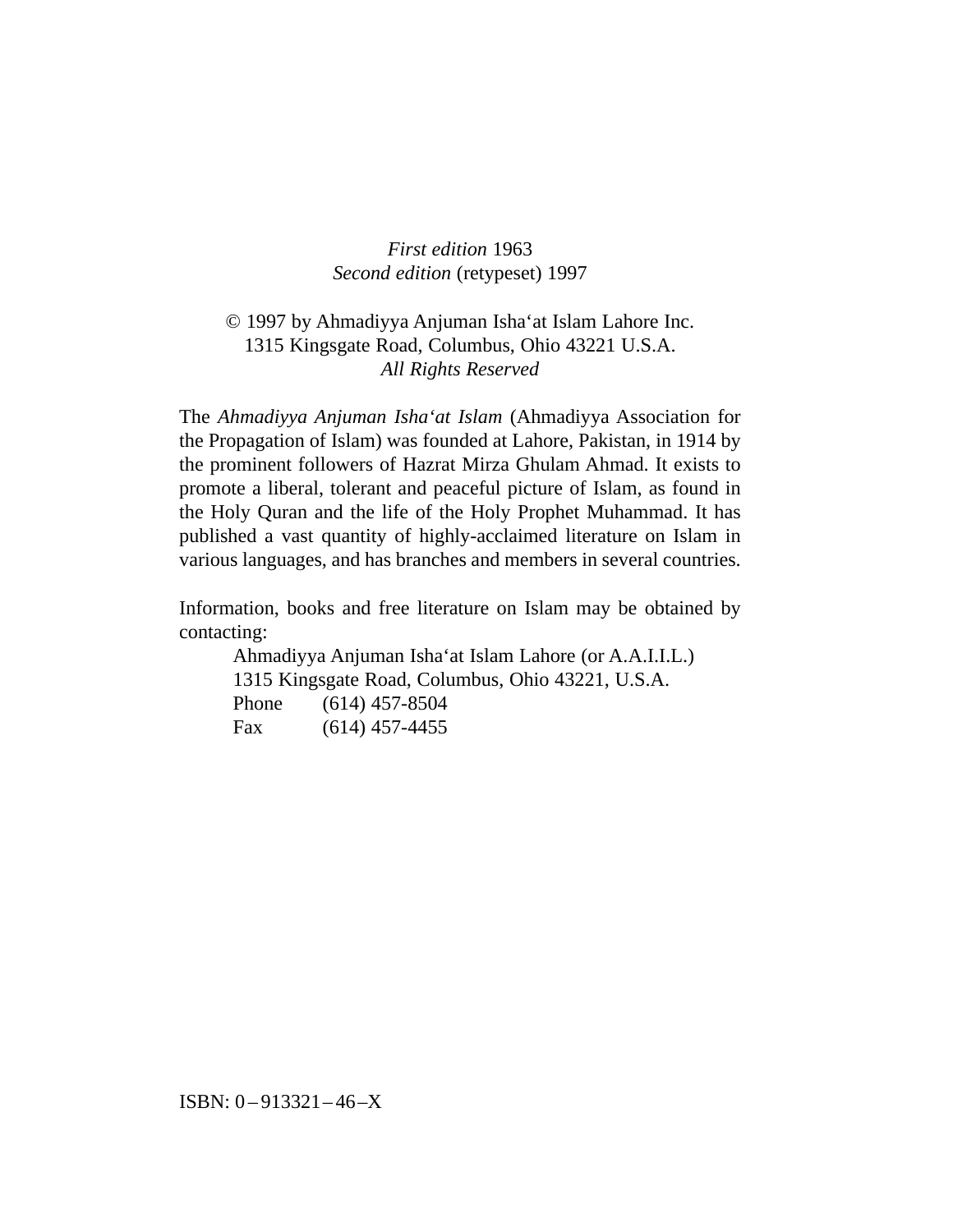*First edition* 1963
*Second edition* (retypeset) 1997

© 1997 by Ahmadiyya Anjuman Isha'at Islam Lahore Inc.
1315 Kingsgate Road, Columbus, Ohio 43221 U.S.A.
*All Rights Reserved*

The *Ahmadiyya Anjuman Isha'at Islam* (Ahmadiyya Association for the Propagation of Islam) was founded at Lahore, Pakistan, in 1914 by the prominent followers of Hazrat Mirza Ghulam Ahmad. It exists to promote a liberal, tolerant and peaceful picture of Islam, as found in the Holy Quran and the life of the Holy Prophet Muhammad. It has published a vast quantity of highly-acclaimed literature on Islam in various languages, and has branches and members in several countries.

Information, books and free literature on Islam may be obtained by contacting:

Ahmadiyya Anjuman Isha'at Islam Lahore (or A.A.I.I.L.)
1315 Kingsgate Road, Columbus, Ohio 43221, U.S.A.
Phone (614) 457-8504
Fax (614) 457-4455

ISBN: 0–913321–46–X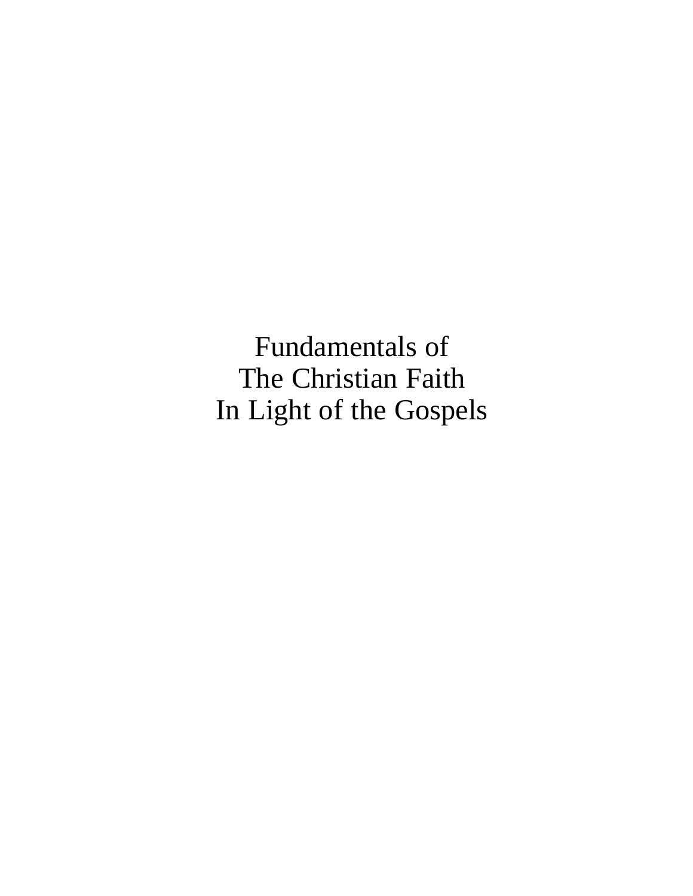# Fundamentals of The Christian Faith In Light of the Gospels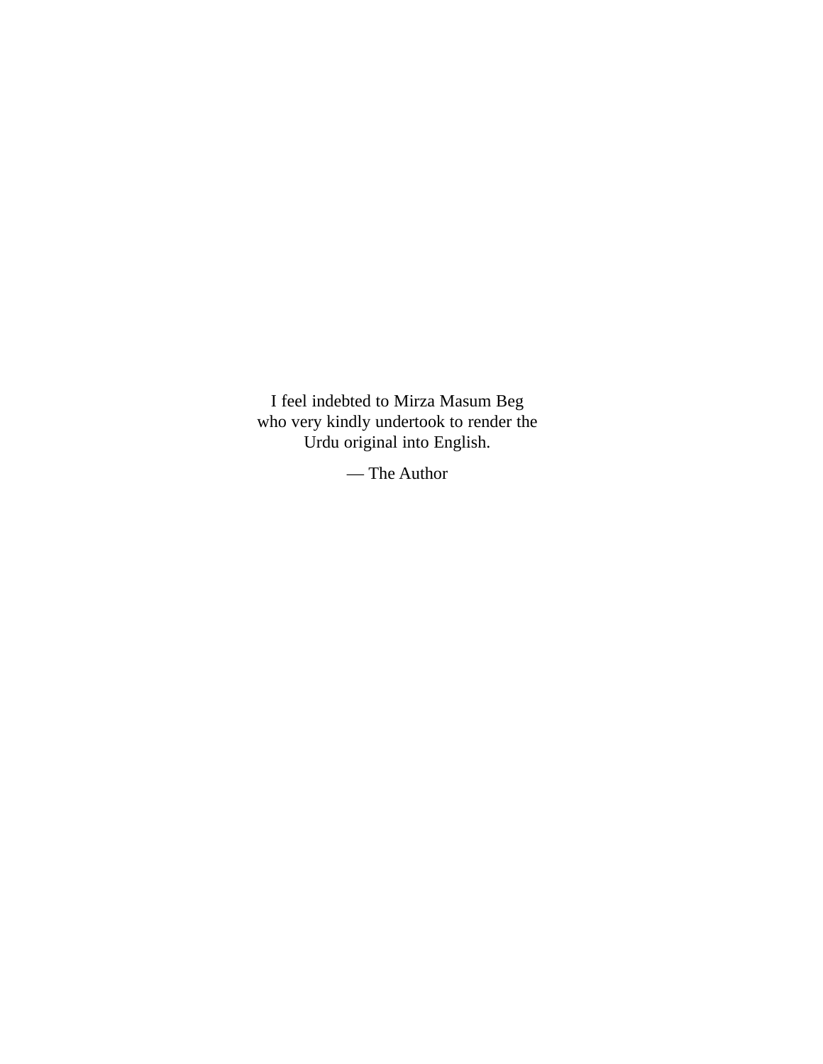I feel indebted to Mirza Masum Beg who very kindly undertook to render the Urdu original into English.

— The Author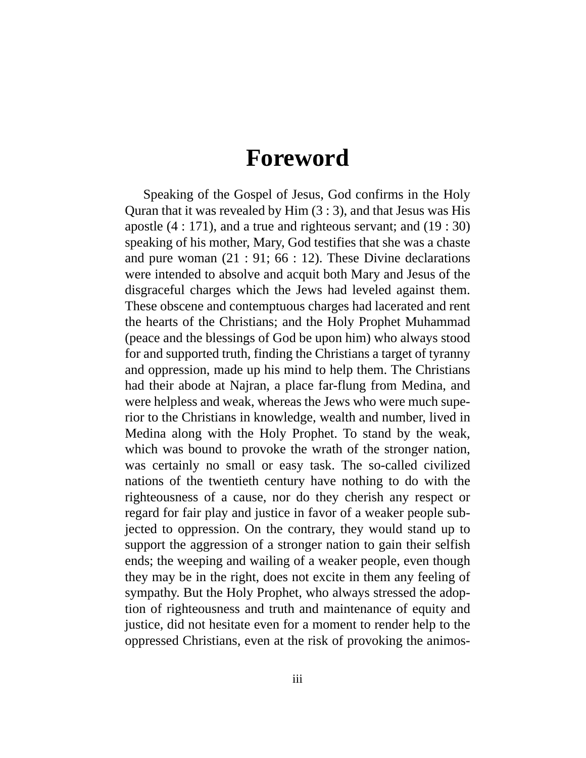# Foreword

Speaking of the Gospel of Jesus, God confirms in the Holy Quran that it was revealed by Him (3 : 3), and that Jesus was His apostle (4 : 171), and a true and righteous servant; and (19 : 30) speaking of his mother, Mary, God testifies that she was a chaste and pure woman (21 : 91; 66 : 12). These Divine declarations were intended to absolve and acquit both Mary and Jesus of the disgraceful charges which the Jews had leveled against them. These obscene and contemptuous charges had lacerated and rent the hearts of the Christians; and the Holy Prophet Muhammad (peace and the blessings of God be upon him) who always stood for and supported truth, finding the Christians a target of tyranny and oppression, made up his mind to help them. The Christians had their abode at Najran, a place far-flung from Medina, and were helpless and weak, whereas the Jews who were much superior to the Christians in knowledge, wealth and number, lived in Medina along with the Holy Prophet. To stand by the weak, which was bound to provoke the wrath of the stronger nation, was certainly no small or easy task. The so-called civilized nations of the twentieth century have nothing to do with the righteousness of a cause, nor do they cherish any respect or regard for fair play and justice in favor of a weaker people subjected to oppression. On the contrary, they would stand up to support the aggression of a stronger nation to gain their selfish ends; the weeping and wailing of a weaker people, even though they may be in the right, does not excite in them any feeling of sympathy. But the Holy Prophet, who always stressed the adoption of righteousness and truth and maintenance of equity and justice, did not hesitate even for a moment to render help to the oppressed Christians, even at the risk of provoking the animos-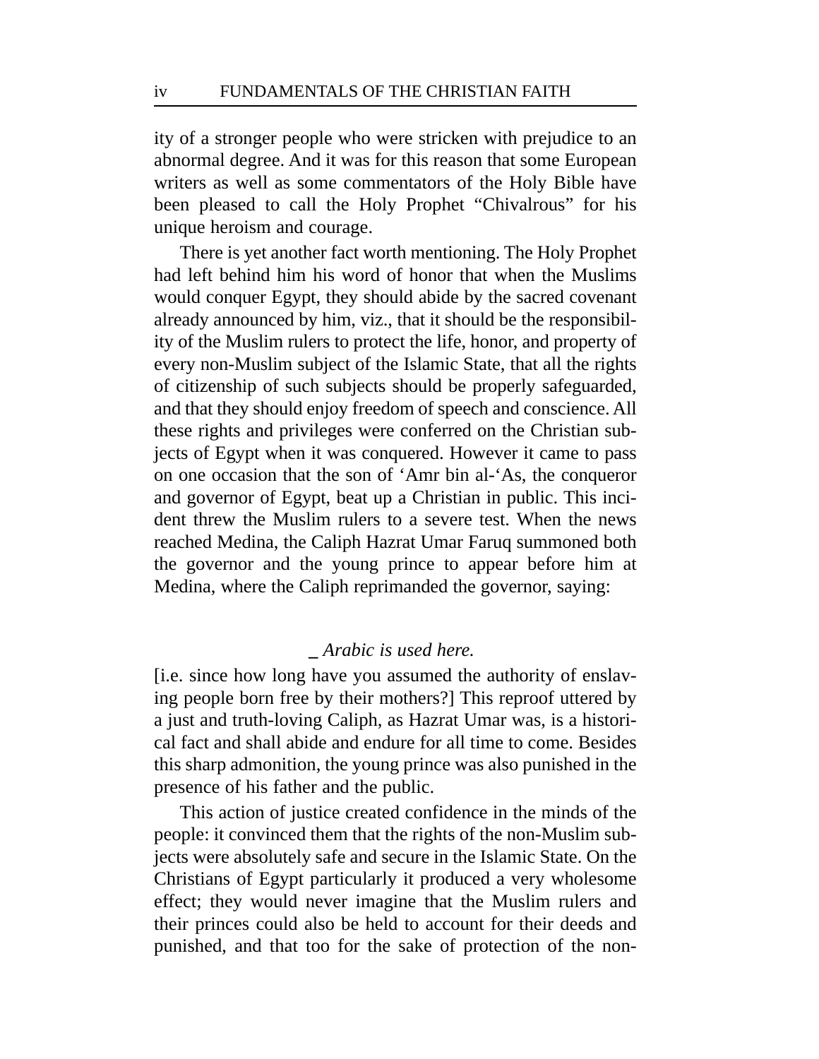ity of a stronger people who were stricken with prejudice to an abnormal degree. And it was for this reason that some European writers as well as some commentators of the Holy Bible have been pleased to call the Holy Prophet “Chivalrous” for his unique heroism and courage.

There is yet another fact worth mentioning. The Holy Prophet had left behind him his word of honor that when the Muslims would conquer Egypt, they should abide by the sacred covenant already announced by him, viz., that it should be the responsibility of the Muslim rulers to protect the life, honor, and property of every non-Muslim subject of the Islamic State, that all the rights of citizenship of such subjects should be properly safeguarded, and that they should enjoy freedom of speech and conscience. All these rights and privileges were conferred on the Christian subjects of Egypt when it was conquered. However it came to pass on one occasion that the son of ‘Amr bin al-‘As, the conqueror and governor of Egypt, beat up a Christian in public. This incident threw the Muslim rulers to a severe test. When the news reached Medina, the Caliph Hazrat Umar Faruq summoned both the governor and the young prince to appear before him at Medina, where the Caliph reprimanded the governor, saying:

_ *Arabic is used here.*

[i.e. since how long have you assumed the authority of enslaving people born free by their mothers?] This reproof uttered by a just and truth-loving Caliph, as Hazrat Umar was, is a historical fact and shall abide and endure for all time to come. Besides this sharp admonition, the young prince was also punished in the presence of his father and the public.

This action of justice created confidence in the minds of the people: it convinced them that the rights of the non-Muslim subjects were absolutely safe and secure in the Islamic State. On the Christians of Egypt particularly it produced a very wholesome effect; they would never imagine that the Muslim rulers and their princes could also be held to account for their deeds and punished, and that too for the sake of protection of the non-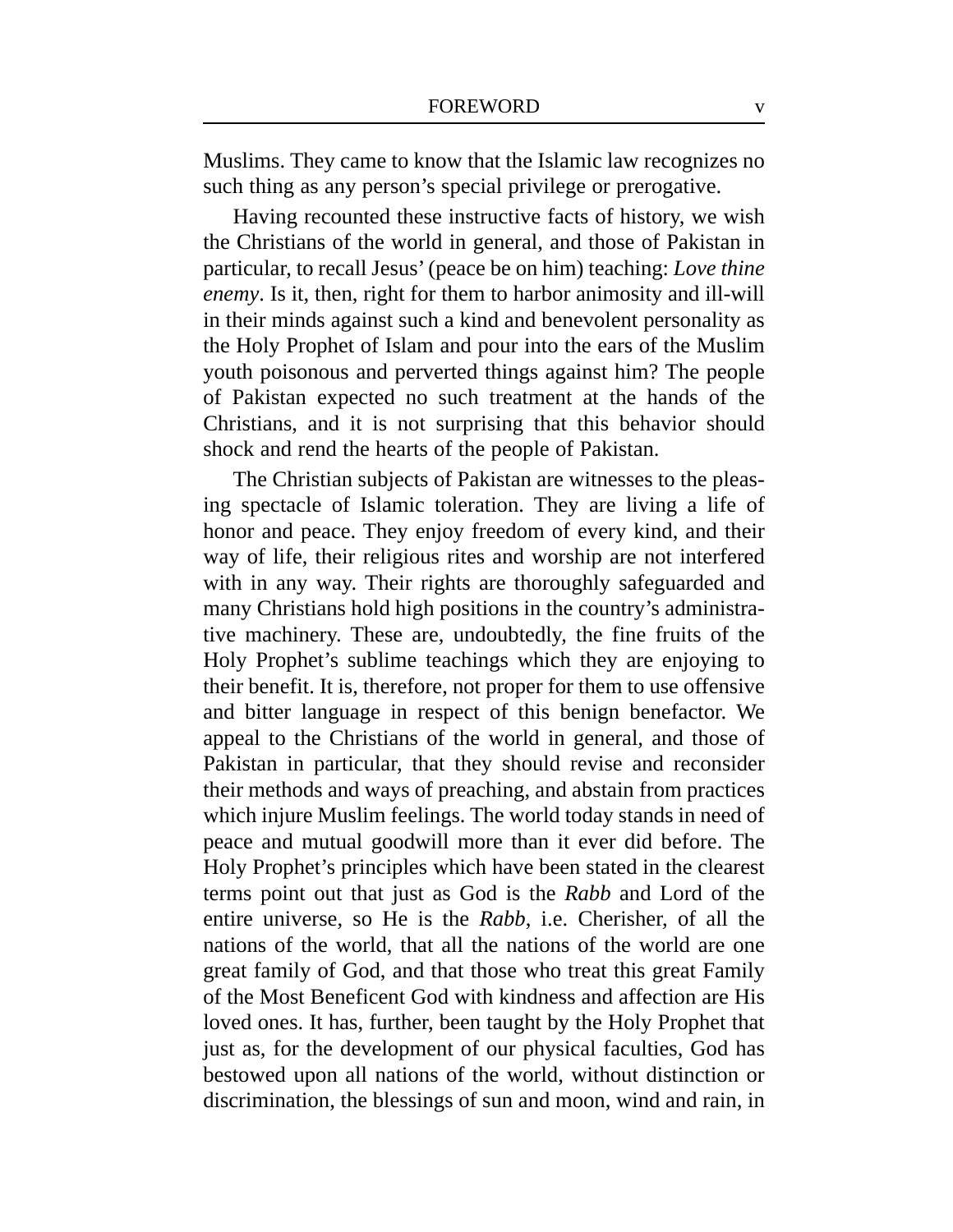Muslims. They came to know that the Islamic law recognizes no such thing as any person's special privilege or prerogative.

Having recounted these instructive facts of history, we wish the Christians of the world in general, and those of Pakistan in particular, to recall Jesus' (peace be on him) teaching: *Love thine enemy*. Is it, then, right for them to harbor animosity and ill-will in their minds against such a kind and benevolent personality as the Holy Prophet of Islam and pour into the ears of the Muslim youth poisonous and perverted things against him? The people of Pakistan expected no such treatment at the hands of the Christians, and it is not surprising that this behavior should shock and rend the hearts of the people of Pakistan.

The Christian subjects of Pakistan are witnesses to the pleasing spectacle of Islamic toleration. They are living a life of honor and peace. They enjoy freedom of every kind, and their way of life, their religious rites and worship are not interfered with in any way. Their rights are thoroughly safeguarded and many Christians hold high positions in the country's administrative machinery. These are, undoubtedly, the fine fruits of the Holy Prophet's sublime teachings which they are enjoying to their benefit. It is, therefore, not proper for them to use offensive and bitter language in respect of this benign benefactor. We appeal to the Christians of the world in general, and those of Pakistan in particular, that they should revise and reconsider their methods and ways of preaching, and abstain from practices which injure Muslim feelings. The world today stands in need of peace and mutual goodwill more than it ever did before. The Holy Prophet's principles which have been stated in the clearest terms point out that just as God is the *Rabb* and Lord of the entire universe, so He is the *Rabb*, i.e. Cherisher, of all the nations of the world, that all the nations of the world are one great family of God, and that those who treat this great Family of the Most Beneficent God with kindness and affection are His loved ones. It has, further, been taught by the Holy Prophet that just as, for the development of our physical faculties, God has bestowed upon all nations of the world, without distinction or discrimination, the blessings of sun and moon, wind and rain, in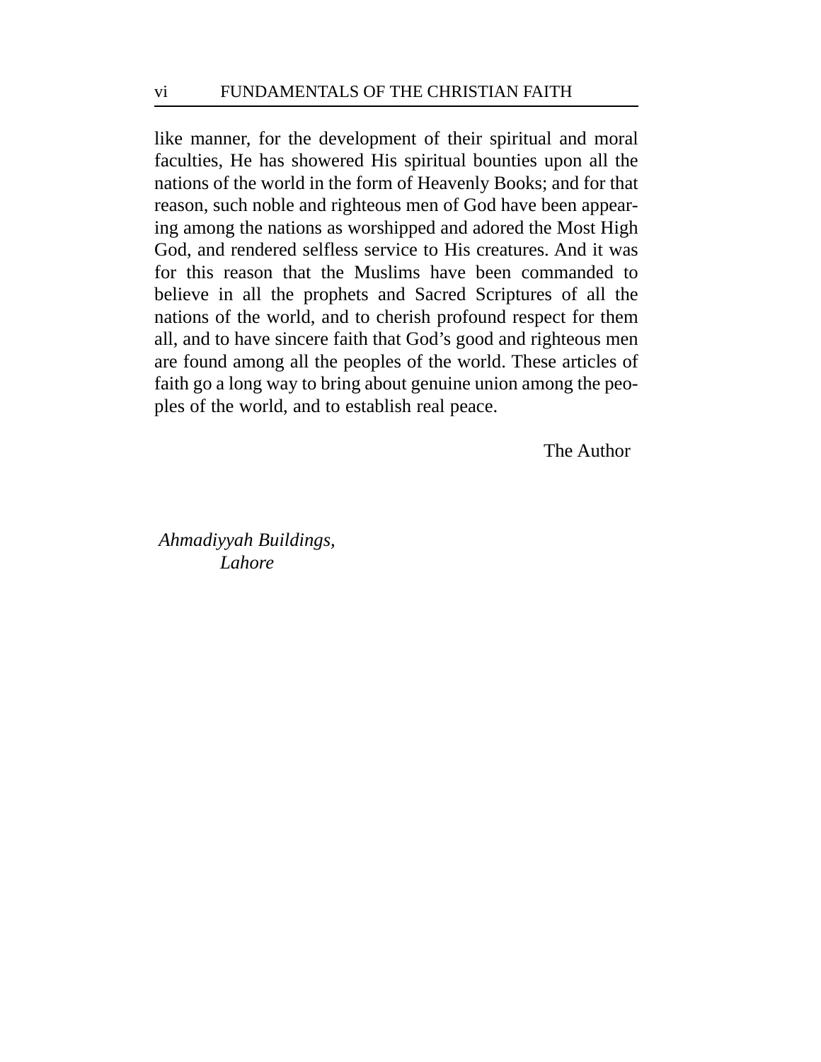like manner, for the development of their spiritual and moral faculties, He has showered His spiritual bounties upon all the nations of the world in the form of Heavenly Books; and for that reason, such noble and righteous men of God have been appearing among the nations as worshipped and adored the Most High God, and rendered selfless service to His creatures. And it was for this reason that the Muslims have been commanded to believe in all the prophets and Sacred Scriptures of all the nations of the world, and to cherish profound respect for them all, and to have sincere faith that God's good and righteous men are found among all the peoples of the world. These articles of faith go a long way to bring about genuine union among the peoples of the world, and to establish real peace.

The Author

*Ahmadiyyah Buildings,*
*Lahore*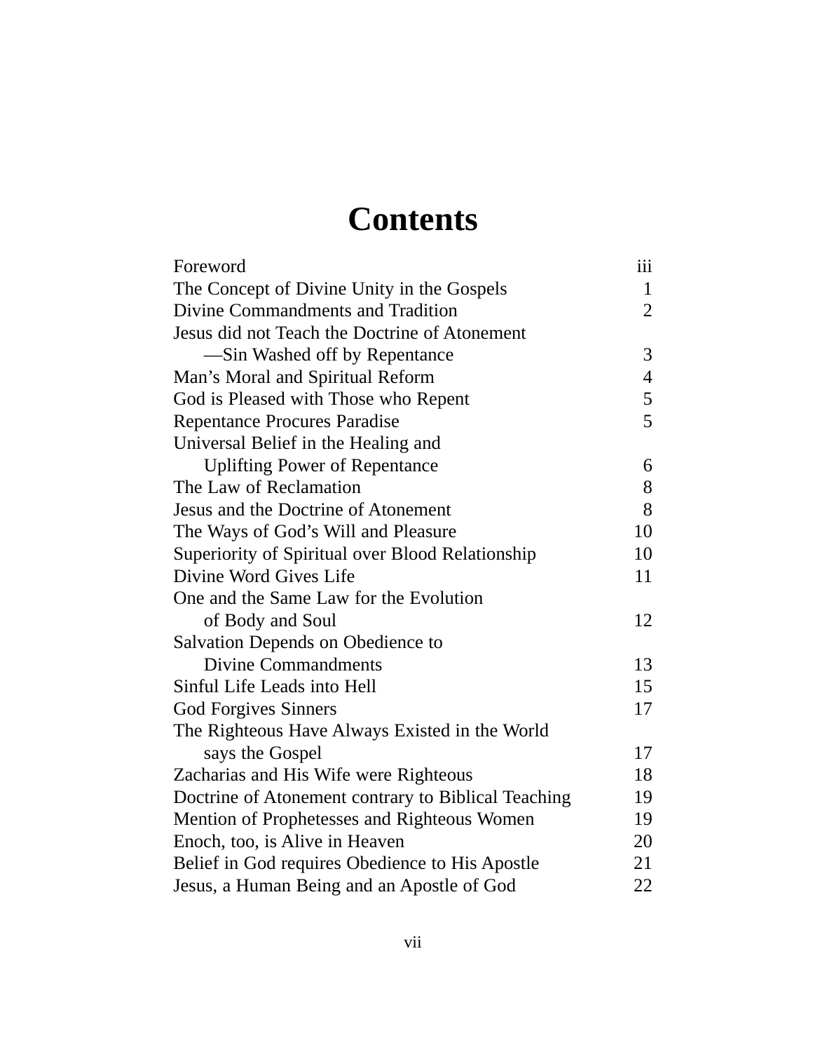# Contents

| | |
|---|---|
| Foreword | iii |
| The Concept of Divine Unity in the Gospels | 1 |
| Divine Commandments and Tradition | 2 |
| Jesus did not Teach the Doctrine of Atonement —Sin Washed off by Repentance | 3 |
| Man's Moral and Spiritual Reform | 4 |
| God is Pleased with Those who Repent | 5 |
| Repentance Procures Paradise | 5 |
| Universal Belief in the Healing and Uplifting Power of Repentance | 6 |
| The Law of Reclamation | 8 |
| Jesus and the Doctrine of Atonement | 8 |
| The Ways of God's Will and Pleasure | 10 |
| Superiority of Spiritual over Blood Relationship | 10 |
| Divine Word Gives Life | 11 |
| One and the Same Law for the Evolution of Body and Soul | 12 |
| Salvation Depends on Obedience to Divine Commandments | 13 |
| Sinful Life Leads into Hell | 15 |
| God Forgives Sinners | 17 |
| The Righteous Have Always Existed in the World says the Gospel | 17 |
| Zacharias and His Wife were Righteous | 18 |
| Doctrine of Atonement contrary to Biblical Teaching | 19 |
| Mention of Prophetesses and Righteous Women | 19 |
| Enoch, too, is Alive in Heaven | 20 |
| Belief in God requires Obedience to His Apostle | 21 |
| Jesus, a Human Being and an Apostle of God | 22 |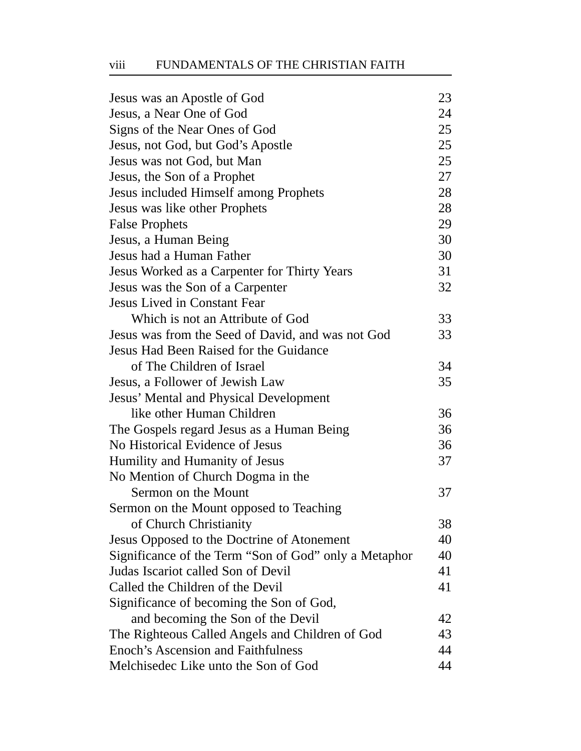| | |
|---|---|
| Jesus was an Apostle of God | 23 |
| Jesus, a Near One of God | 24 |
| Signs of the Near Ones of God | 25 |
| Jesus, not God, but God's Apostle | 25 |
| Jesus was not God, but Man | 25 |
| Jesus, the Son of a Prophet | 27 |
| Jesus included Himself among Prophets | 28 |
| Jesus was like other Prophets | 28 |
| False Prophets | 29 |
| Jesus, a Human Being | 30 |
| Jesus had a Human Father | 30 |
| Jesus Worked as a Carpenter for Thirty Years | 31 |
| Jesus was the Son of a Carpenter | 32 |
| Jesus Lived in Constant Fear Which is not an Attribute of God | 33 |
| Jesus was from the Seed of David, and was not God | 33 |
| Jesus Had Been Raised for the Guidance of The Children of Israel | 34 |
| Jesus, a Follower of Jewish Law | 35 |
| Jesus' Mental and Physical Development like other Human Children | 36 |
| The Gospels regard Jesus as a Human Being | 36 |
| No Historical Evidence of Jesus | 36 |
| Humility and Humanity of Jesus | 37 |
| No Mention of Church Dogma in the Sermon on the Mount | 37 |
| Sermon on the Mount opposed to Teaching of Church Christianity | 38 |
| Jesus Opposed to the Doctrine of Atonement | 40 |
| Significance of the Term "Son of God" only a Metaphor | 40 |
| Judas Iscariot called Son of Devil | 41 |
| Called the Children of the Devil | 41 |
| Significance of becoming the Son of God, and becoming the Son of the Devil | 42 |
| The Righteous Called Angels and Children of God | 43 |
| Enoch's Ascension and Faithfulness | 44 |
| Melchisedec Like unto the Son of God | 44 |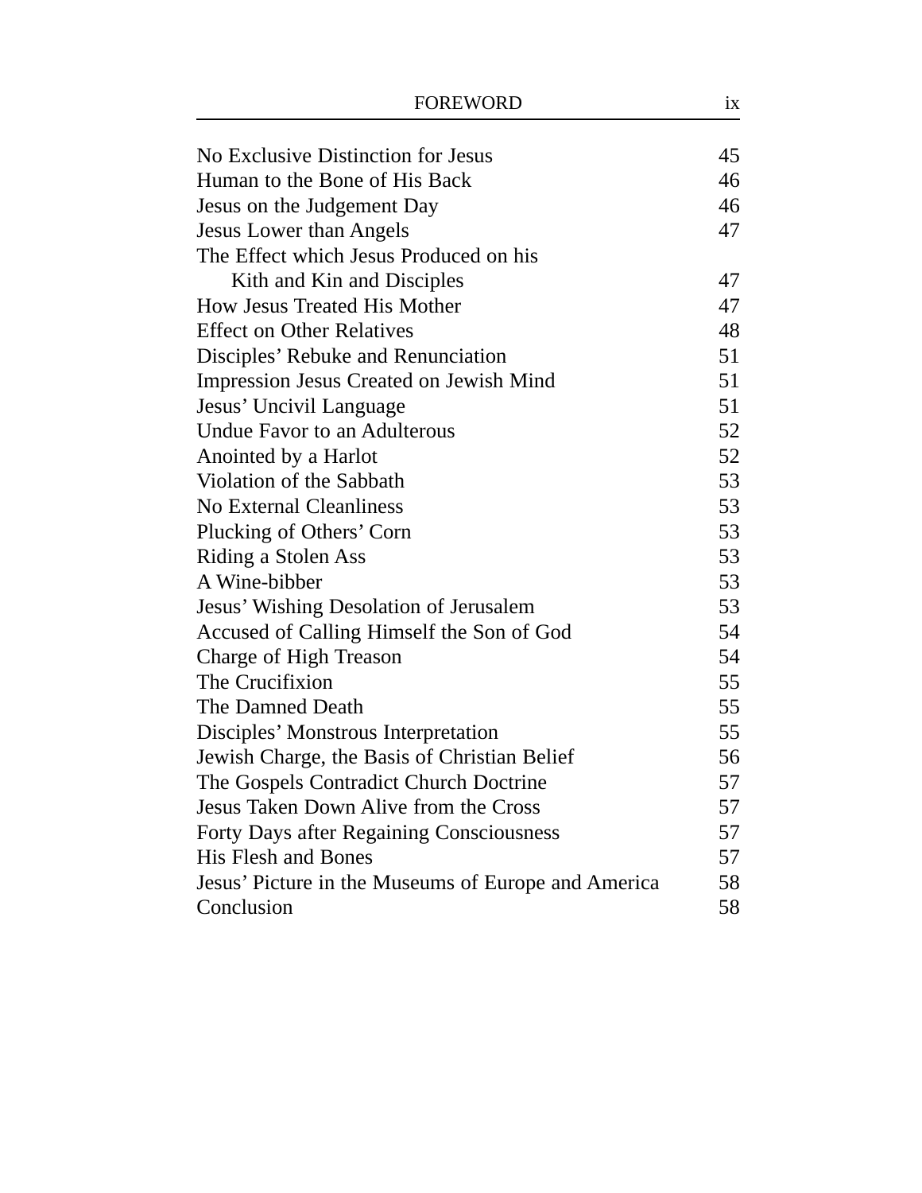| | |
|---|---|
| No Exclusive Distinction for Jesus | 45 |
| Human to the Bone of His Back | 46 |
| Jesus on the Judgement Day | 46 |
| Jesus Lower than Angels | 47 |
| The Effect which Jesus Produced on his Kith and Kin and Disciples | 47 |
| How Jesus Treated His Mother | 47 |
| Effect on Other Relatives | 48 |
| Disciples' Rebuke and Renunciation | 51 |
| Impression Jesus Created on Jewish Mind | 51 |
| Jesus' Uncivil Language | 51 |
| Undue Favor to an Adulterous | 52 |
| Anointed by a Harlot | 52 |
| Violation of the Sabbath | 53 |
| No External Cleanliness | 53 |
| Plucking of Others' Corn | 53 |
| Riding a Stolen Ass | 53 |
| A Wine-bibber | 53 |
| Jesus' Wishing Desolation of Jerusalem | 53 |
| Accused of Calling Himself the Son of God | 54 |
| Charge of High Treason | 54 |
| The Crucifixion | 55 |
| The Damned Death | 55 |
| Disciples' Monstrous Interpretation | 55 |
| Jewish Charge, the Basis of Christian Belief | 56 |
| The Gospels Contradict Church Doctrine | 57 |
| Jesus Taken Down Alive from the Cross | 57 |
| Forty Days after Regaining Consciousness | 57 |
| His Flesh and Bones | 57 |
| Jesus' Picture in the Museums of Europe and America | 58 |
| Conclusion | 58 |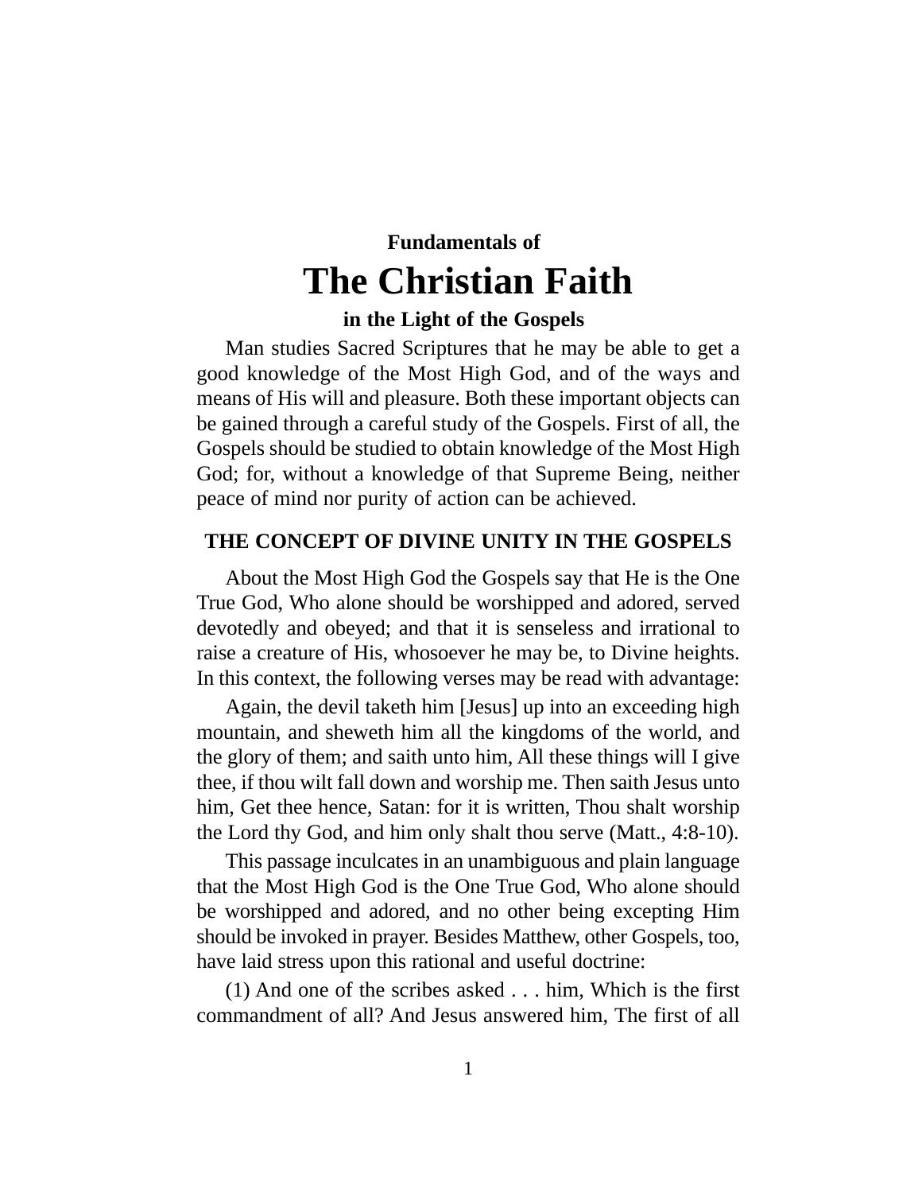Fundamentals of

# The Christian Faith

**in the Light of the Gospels**

Man studies Sacred Scriptures that he may be able to get a good knowledge of the Most High God, and of the ways and means of His will and pleasure. Both these important objects can be gained through a careful study of the Gospels. First of all, the Gospels should be studied to obtain knowledge of the Most High God; for, without a knowledge of that Supreme Being, neither peace of mind nor purity of action can be achieved.

## THE CONCEPT OF DIVINE UNITY IN THE GOSPELS

About the Most High God the Gospels say that He is the One True God, Who alone should be worshipped and adored, served devotedly and obeyed; and that it is senseless and irrational to raise a creature of His, whosoever he may be, to Divine heights. In this context, the following verses may be read with advantage:

Again, the devil taketh him [Jesus] up into an exceeding high mountain, and sheweth him all the kingdoms of the world, and the glory of them; and saith unto him, All these things will I give thee, if thou wilt fall down and worship me. Then saith Jesus unto him, Get thee hence, Satan: for it is written, Thou shalt worship the Lord thy God, and him only shalt thou serve (Matt., 4:8-10).

This passage inculcates in an unambiguous and plain language that the Most High God is the One True God, Who alone should be worshipped and adored, and no other being excepting Him should be invoked in prayer. Besides Matthew, other Gospels, too, have laid stress upon this rational and useful doctrine:

(1) And one of the scribes asked . . . him, Which is the first commandment of all? And Jesus answered him, The first of all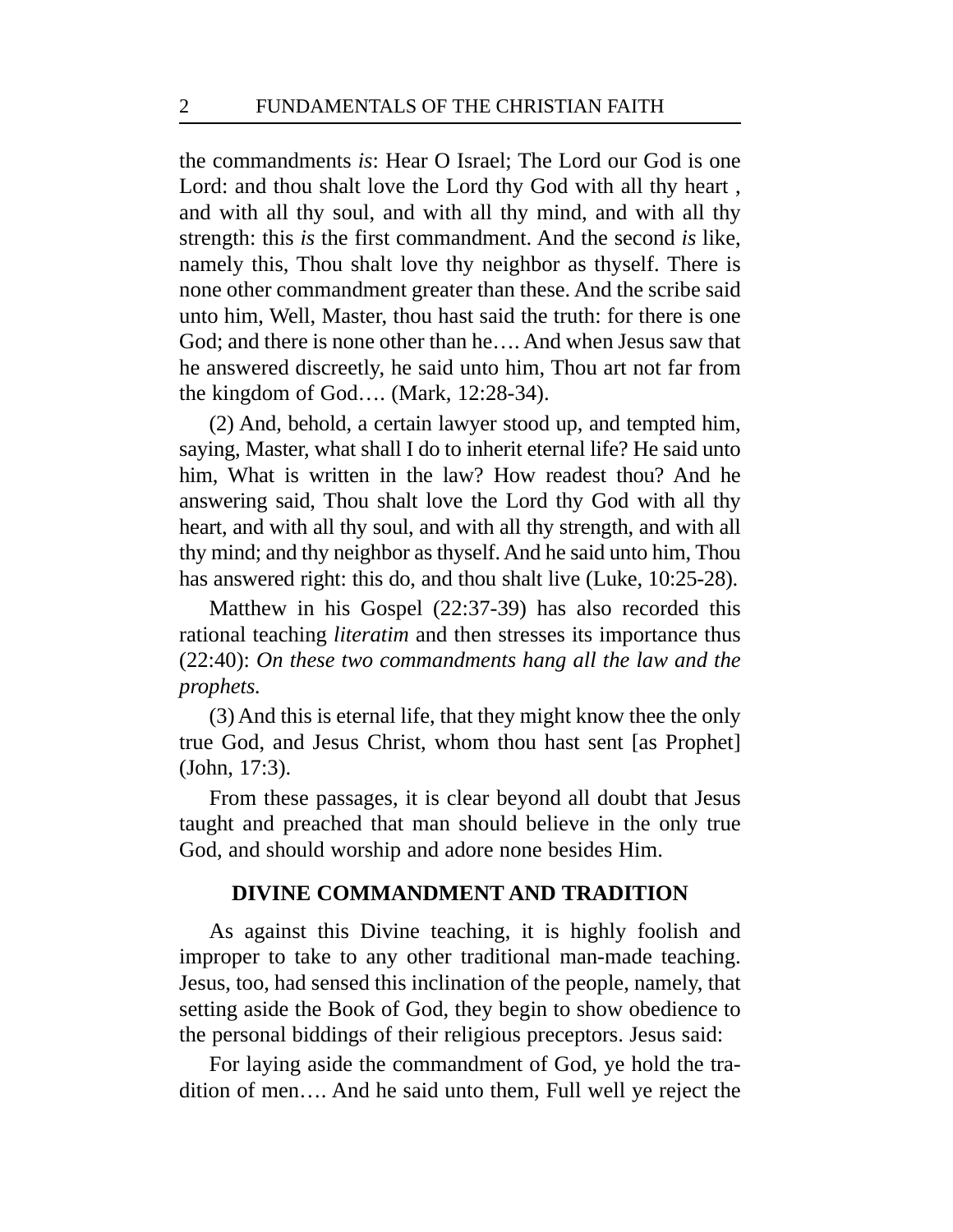the commandments *is*: Hear O Israel; The Lord our God is one Lord: and thou shalt love the Lord thy God with all thy heart , and with all thy soul, and with all thy mind, and with all thy strength: this *is* the first commandment. And the second *is* like, namely this, Thou shalt love thy neighbor as thyself. There is none other commandment greater than these. And the scribe said unto him, Well, Master, thou hast said the truth: for there is one God; and there is none other than he…. And when Jesus saw that he answered discreetly, he said unto him, Thou art not far from the kingdom of God…. (Mark, 12:28-34).

(2) And, behold, a certain lawyer stood up, and tempted him, saying, Master, what shall I do to inherit eternal life? He said unto him, What is written in the law? How readest thou? And he answering said, Thou shalt love the Lord thy God with all thy heart, and with all thy soul, and with all thy strength, and with all thy mind; and thy neighbor as thyself. And he said unto him, Thou has answered right: this do, and thou shalt live (Luke, 10:25-28).

Matthew in his Gospel (22:37-39) has also recorded this rational teaching *literatim* and then stresses its importance thus (22:40): *On these two commandments hang all the law and the prophets.*

(3) And this is eternal life, that they might know thee the only true God, and Jesus Christ, whom thou hast sent [as Prophet] (John, 17:3).

From these passages, it is clear beyond all doubt that Jesus taught and preached that man should believe in the only true God, and should worship and adore none besides Him.

## DIVINE COMMANDMENT AND TRADITION

As against this Divine teaching, it is highly foolish and improper to take to any other traditional man-made teaching. Jesus, too, had sensed this inclination of the people, namely, that setting aside the Book of God, they begin to show obedience to the personal biddings of their religious preceptors. Jesus said:

For laying aside the commandment of God, ye hold the tradition of men…. And he said unto them, Full well ye reject the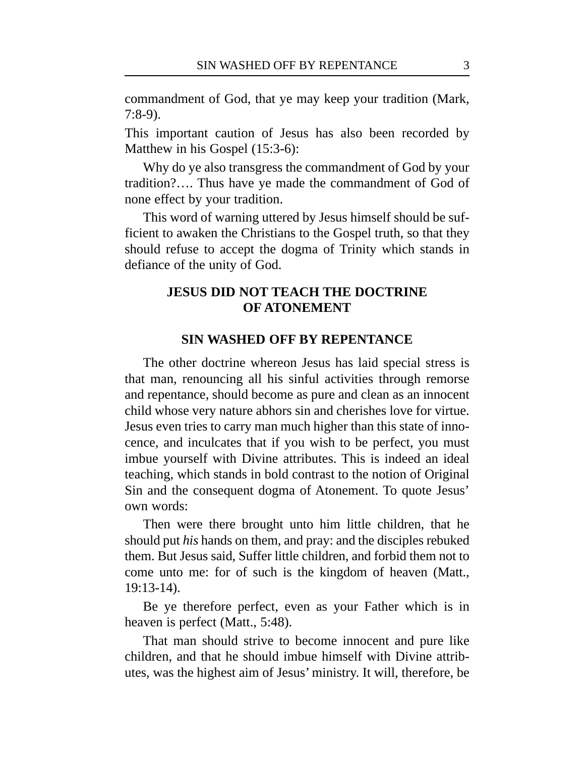commandment of God, that ye may keep your tradition (Mark, 7:8-9).

This important caution of Jesus has also been recorded by Matthew in his Gospel (15:3-6):

Why do ye also transgress the commandment of God by your tradition?…. Thus have ye made the commandment of God of none effect by your tradition.

This word of warning uttered by Jesus himself should be sufficient to awaken the Christians to the Gospel truth, so that they should refuse to accept the dogma of Trinity which stands in defiance of the unity of God.

## JESUS DID NOT TEACH THE DOCTRINE OF ATONEMENT

### SIN WASHED OFF BY REPENTANCE

The other doctrine whereon Jesus has laid special stress is that man, renouncing all his sinful activities through remorse and repentance, should become as pure and clean as an innocent child whose very nature abhors sin and cherishes love for virtue. Jesus even tries to carry man much higher than this state of innocence, and inculcates that if you wish to be perfect, you must imbue yourself with Divine attributes. This is indeed an ideal teaching, which stands in bold contrast to the notion of Original Sin and the consequent dogma of Atonement. To quote Jesus' own words:

Then were there brought unto him little children, that he should put *his* hands on them, and pray: and the disciples rebuked them. But Jesus said, Suffer little children, and forbid them not to come unto me: for of such is the kingdom of heaven (Matt., 19:13-14).

Be ye therefore perfect, even as your Father which is in heaven is perfect (Matt., 5:48).

That man should strive to become innocent and pure like children, and that he should imbue himself with Divine attributes, was the highest aim of Jesus' ministry. It will, therefore, be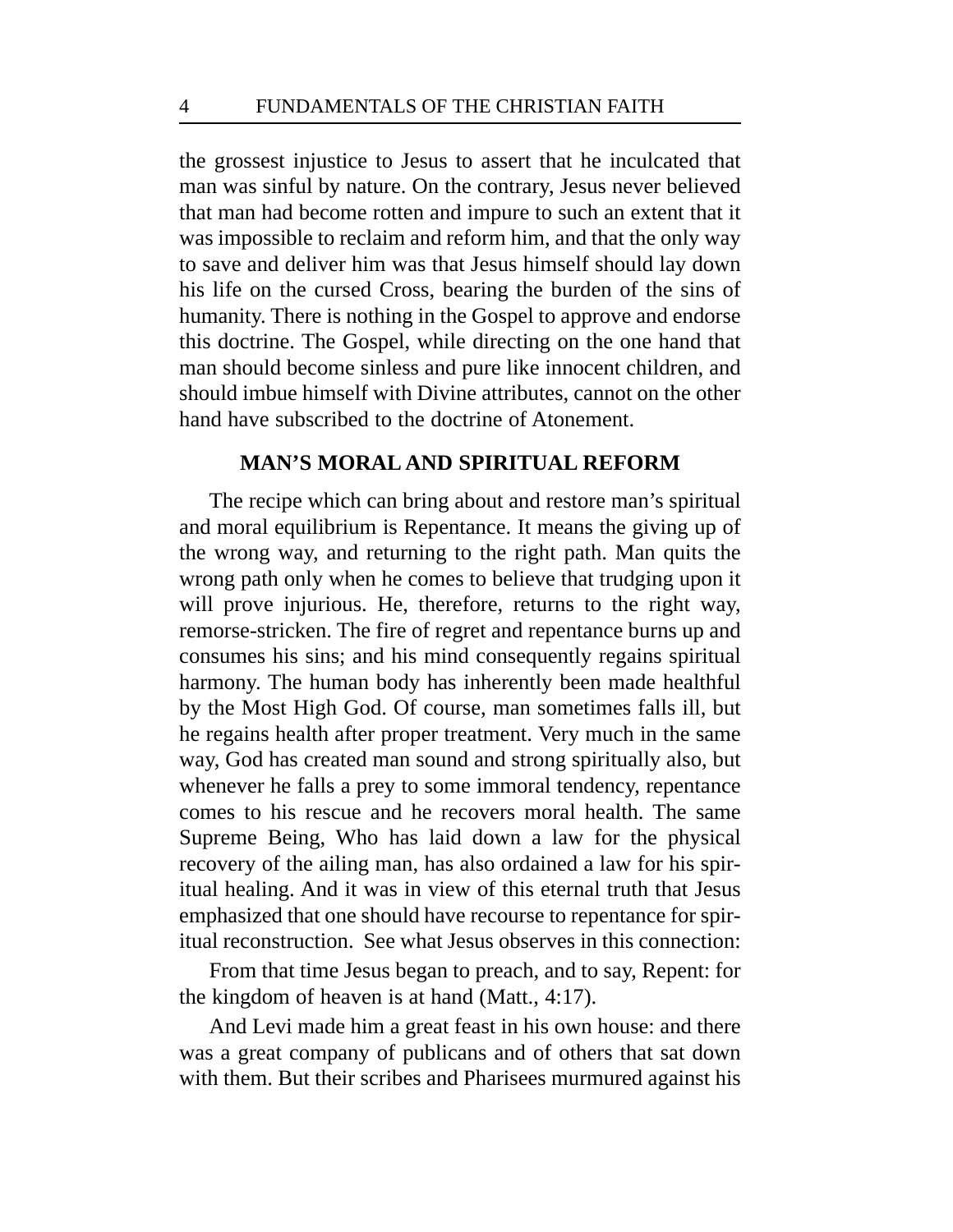the grossest injustice to Jesus to assert that he inculcated that man was sinful by nature. On the contrary, Jesus never believed that man had become rotten and impure to such an extent that it was impossible to reclaim and reform him, and that the only way to save and deliver him was that Jesus himself should lay down his life on the cursed Cross, bearing the burden of the sins of humanity. There is nothing in the Gospel to approve and endorse this doctrine. The Gospel, while directing on the one hand that man should become sinless and pure like innocent children, and should imbue himself with Divine attributes, cannot on the other hand have subscribed to the doctrine of Atonement.

## MAN'S MORAL AND SPIRITUAL REFORM

The recipe which can bring about and restore man's spiritual and moral equilibrium is Repentance. It means the giving up of the wrong way, and returning to the right path. Man quits the wrong path only when he comes to believe that trudging upon it will prove injurious. He, therefore, returns to the right way, remorse-stricken. The fire of regret and repentance burns up and consumes his sins; and his mind consequently regains spiritual harmony. The human body has inherently been made healthful by the Most High God. Of course, man sometimes falls ill, but he regains health after proper treatment. Very much in the same way, God has created man sound and strong spiritually also, but whenever he falls a prey to some immoral tendency, repentance comes to his rescue and he recovers moral health. The same Supreme Being, Who has laid down a law for the physical recovery of the ailing man, has also ordained a law for his spiritual healing. And it was in view of this eternal truth that Jesus emphasized that one should have recourse to repentance for spiritual reconstruction. See what Jesus observes in this connection:

From that time Jesus began to preach, and to say, Repent: for the kingdom of heaven is at hand (Matt., 4:17).

And Levi made him a great feast in his own house: and there was a great company of publicans and of others that sat down with them. But their scribes and Pharisees murmured against his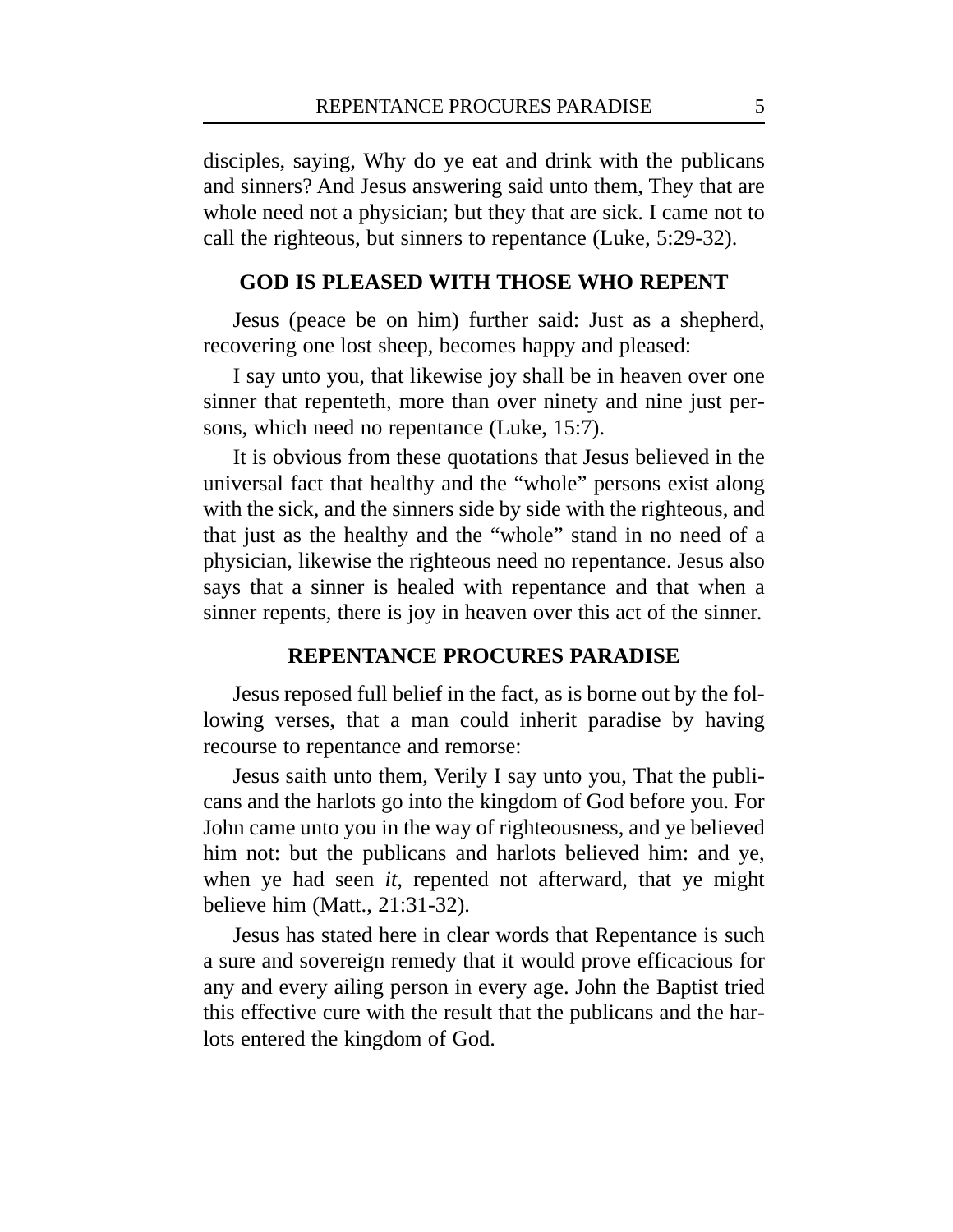disciples, saying, Why do ye eat and drink with the publicans and sinners? And Jesus answering said unto them, They that are whole need not a physician; but they that are sick. I came not to call the righteous, but sinners to repentance (Luke, 5:29-32).

## GOD IS PLEASED WITH THOSE WHO REPENT

Jesus (peace be on him) further said: Just as a shepherd, recovering one lost sheep, becomes happy and pleased:

I say unto you, that likewise joy shall be in heaven over one sinner that repenteth, more than over ninety and nine just persons, which need no repentance (Luke, 15:7).

It is obvious from these quotations that Jesus believed in the universal fact that healthy and the "whole" persons exist along with the sick, and the sinners side by side with the righteous, and that just as the healthy and the "whole" stand in no need of a physician, likewise the righteous need no repentance. Jesus also says that a sinner is healed with repentance and that when a sinner repents, there is joy in heaven over this act of the sinner.

## REPENTANCE PROCURES PARADISE

Jesus reposed full belief in the fact, as is borne out by the following verses, that a man could inherit paradise by having recourse to repentance and remorse:

Jesus saith unto them, Verily I say unto you, That the publicans and the harlots go into the kingdom of God before you. For John came unto you in the way of righteousness, and ye believed him not: but the publicans and harlots believed him: and ye, when ye had seen *it*, repented not afterward, that ye might believe him (Matt., 21:31-32).

Jesus has stated here in clear words that Repentance is such a sure and sovereign remedy that it would prove efficacious for any and every ailing person in every age. John the Baptist tried this effective cure with the result that the publicans and the harlots entered the kingdom of God.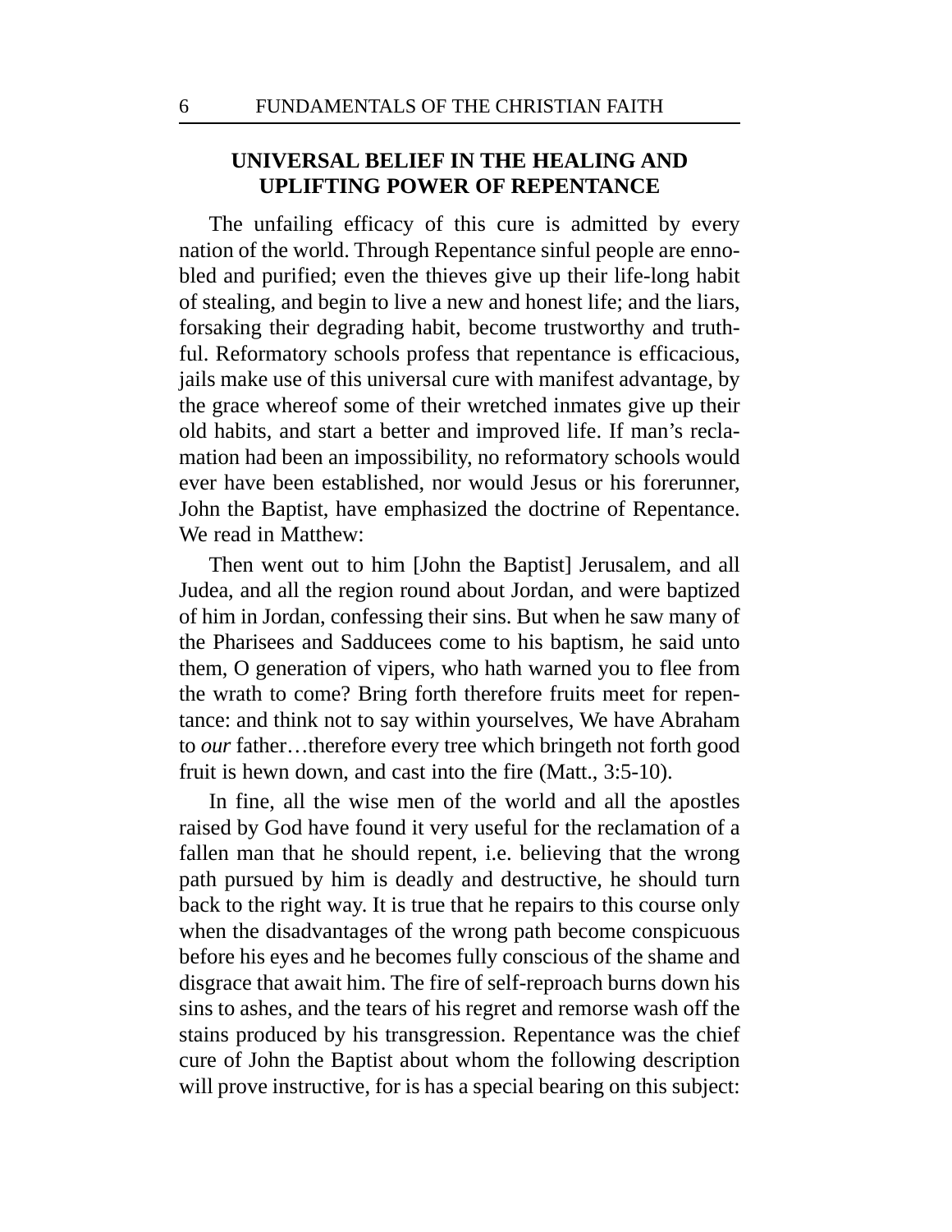## UNIVERSAL BELIEF IN THE HEALING AND UPLIFTING POWER OF REPENTANCE

The unfailing efficacy of this cure is admitted by every nation of the world. Through Repentance sinful people are ennobled and purified; even the thieves give up their life-long habit of stealing, and begin to live a new and honest life; and the liars, forsaking their degrading habit, become trustworthy and truthful. Reformatory schools profess that repentance is efficacious, jails make use of this universal cure with manifest advantage, by the grace whereof some of their wretched inmates give up their old habits, and start a better and improved life. If man's reclamation had been an impossibility, no reformatory schools would ever have been established, nor would Jesus or his forerunner, John the Baptist, have emphasized the doctrine of Repentance. We read in Matthew:

Then went out to him [John the Baptist] Jerusalem, and all Judea, and all the region round about Jordan, and were baptized of him in Jordan, confessing their sins. But when he saw many of the Pharisees and Sadducees come to his baptism, he said unto them, O generation of vipers, who hath warned you to flee from the wrath to come? Bring forth therefore fruits meet for repentance: and think not to say within yourselves, We have Abraham to *our* father…therefore every tree which bringeth not forth good fruit is hewn down, and cast into the fire (Matt., 3:5-10).

In fine, all the wise men of the world and all the apostles raised by God have found it very useful for the reclamation of a fallen man that he should repent, i.e. believing that the wrong path pursued by him is deadly and destructive, he should turn back to the right way. It is true that he repairs to this course only when the disadvantages of the wrong path become conspicuous before his eyes and he becomes fully conscious of the shame and disgrace that await him. The fire of self-reproach burns down his sins to ashes, and the tears of his regret and remorse wash off the stains produced by his transgression. Repentance was the chief cure of John the Baptist about whom the following description will prove instructive, for is has a special bearing on this subject: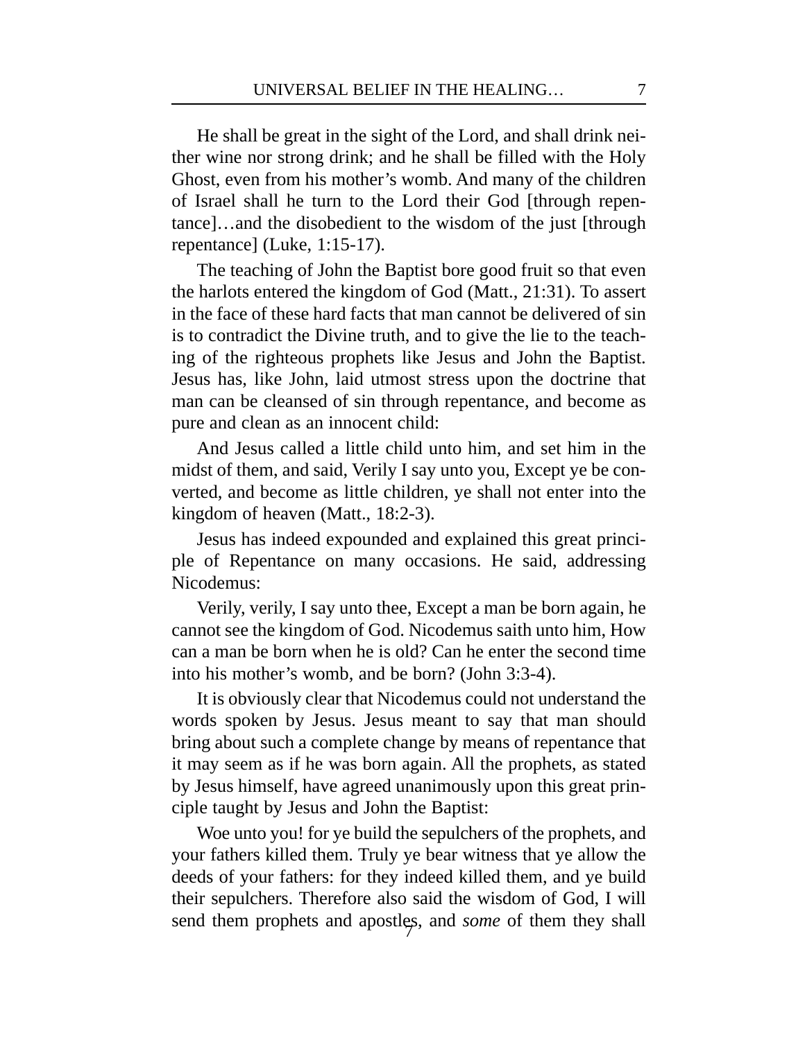He shall be great in the sight of the Lord, and shall drink neither wine nor strong drink; and he shall be filled with the Holy Ghost, even from his mother's womb. And many of the children of Israel shall he turn to the Lord their God [through repentance]…and the disobedient to the wisdom of the just [through repentance] (Luke, 1:15-17).

The teaching of John the Baptist bore good fruit so that even the harlots entered the kingdom of God (Matt., 21:31). To assert in the face of these hard facts that man cannot be delivered of sin is to contradict the Divine truth, and to give the lie to the teaching of the righteous prophets like Jesus and John the Baptist. Jesus has, like John, laid utmost stress upon the doctrine that man can be cleansed of sin through repentance, and become as pure and clean as an innocent child:

And Jesus called a little child unto him, and set him in the midst of them, and said, Verily I say unto you, Except ye be converted, and become as little children, ye shall not enter into the kingdom of heaven (Matt., 18:2-3).

Jesus has indeed expounded and explained this great principle of Repentance on many occasions. He said, addressing Nicodemus:

Verily, verily, I say unto thee, Except a man be born again, he cannot see the kingdom of God. Nicodemus saith unto him, How can a man be born when he is old? Can he enter the second time into his mother's womb, and be born? (John 3:3-4).

It is obviously clear that Nicodemus could not understand the words spoken by Jesus. Jesus meant to say that man should bring about such a complete change by means of repentance that it may seem as if he was born again. All the prophets, as stated by Jesus himself, have agreed unanimously upon this great principle taught by Jesus and John the Baptist:

Woe unto you! for ye build the sepulchers of the prophets, and your fathers killed them. Truly ye bear witness that ye allow the deeds of your fathers: for they indeed killed them, and ye build their sepulchers. Therefore also said the wisdom of God, I will send them prophets and apostles, and *some* of them they shall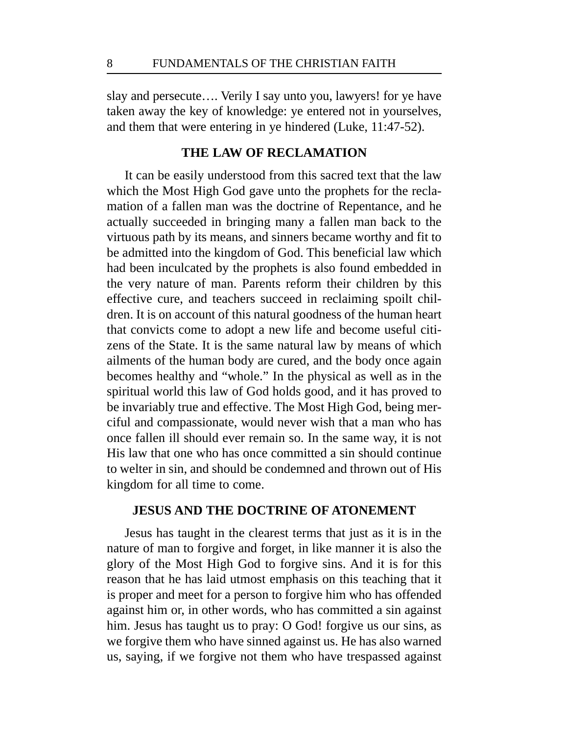slay and persecute…. Verily I say unto you, lawyers! for ye have taken away the key of knowledge: ye entered not in yourselves, and them that were entering in ye hindered (Luke, 11:47-52).

## THE LAW OF RECLAMATION

It can be easily understood from this sacred text that the law which the Most High God gave unto the prophets for the reclamation of a fallen man was the doctrine of Repentance, and he actually succeeded in bringing many a fallen man back to the virtuous path by its means, and sinners became worthy and fit to be admitted into the kingdom of God. This beneficial law which had been inculcated by the prophets is also found embedded in the very nature of man. Parents reform their children by this effective cure, and teachers succeed in reclaiming spoilt children. It is on account of this natural goodness of the human heart that convicts come to adopt a new life and become useful citizens of the State. It is the same natural law by means of which ailments of the human body are cured, and the body once again becomes healthy and "whole." In the physical as well as in the spiritual world this law of God holds good, and it has proved to be invariably true and effective. The Most High God, being merciful and compassionate, would never wish that a man who has once fallen ill should ever remain so. In the same way, it is not His law that one who has once committed a sin should continue to welter in sin, and should be condemned and thrown out of His kingdom for all time to come.

## JESUS AND THE DOCTRINE OF ATONEMENT

Jesus has taught in the clearest terms that just as it is in the nature of man to forgive and forget, in like manner it is also the glory of the Most High God to forgive sins. And it is for this reason that he has laid utmost emphasis on this teaching that it is proper and meet for a person to forgive him who has offended against him or, in other words, who has committed a sin against him. Jesus has taught us to pray: O God! forgive us our sins, as we forgive them who have sinned against us. He has also warned us, saying, if we forgive not them who have trespassed against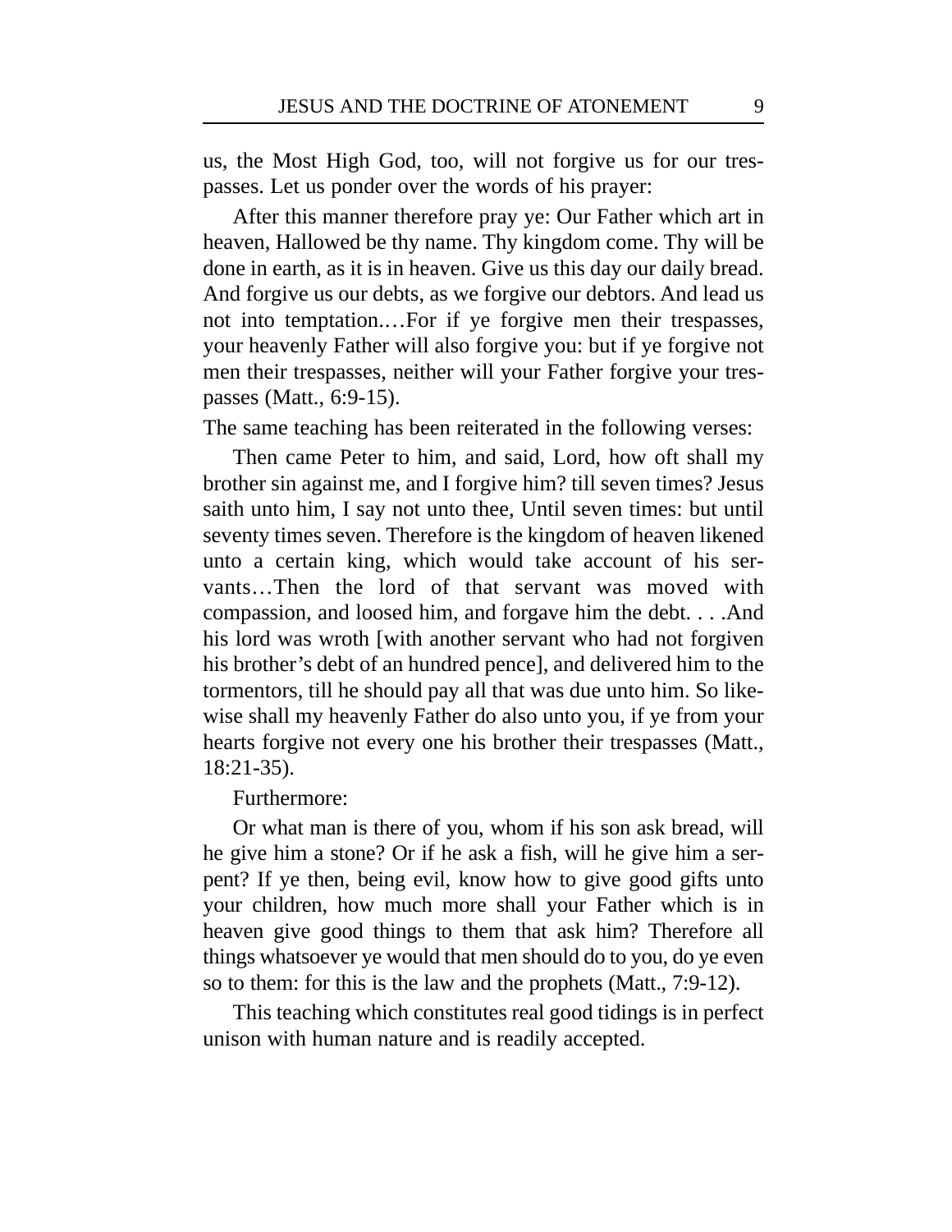us, the Most High God, too, will not forgive us for our trespasses. Let us ponder over the words of his prayer:

> After this manner therefore pray ye: Our Father which art in heaven, Hallowed be thy name. Thy kingdom come. Thy will be done in earth, as it is in heaven. Give us this day our daily bread. And forgive us our debts, as we forgive our debtors. And lead us not into temptation.…For if ye forgive men their trespasses, your heavenly Father will also forgive you: but if ye forgive not men their trespasses, neither will your Father forgive your trespasses (Matt., 6:9-15).

The same teaching has been reiterated in the following verses:

> Then came Peter to him, and said, Lord, how oft shall my brother sin against me, and I forgive him? till seven times? Jesus saith unto him, I say not unto thee, Until seven times: but until seventy times seven. Therefore is the kingdom of heaven likened unto a certain king, which would take account of his servants…Then the lord of that servant was moved with compassion, and loosed him, and forgave him the debt. . . .And his lord was wroth [with another servant who had not forgiven his brother's debt of an hundred pence], and delivered him to the tormentors, till he should pay all that was due unto him. So likewise shall my heavenly Father do also unto you, if ye from your hearts forgive not every one his brother their trespasses (Matt., 18:21-35).

Furthermore:

> Or what man is there of you, whom if his son ask bread, will he give him a stone? Or if he ask a fish, will he give him a serpent? If ye then, being evil, know how to give good gifts unto your children, how much more shall your Father which is in heaven give good things to them that ask him? Therefore all things whatsoever ye would that men should do to you, do ye even so to them: for this is the law and the prophets (Matt., 7:9-12).

This teaching which constitutes real good tidings is in perfect unison with human nature and is readily accepted.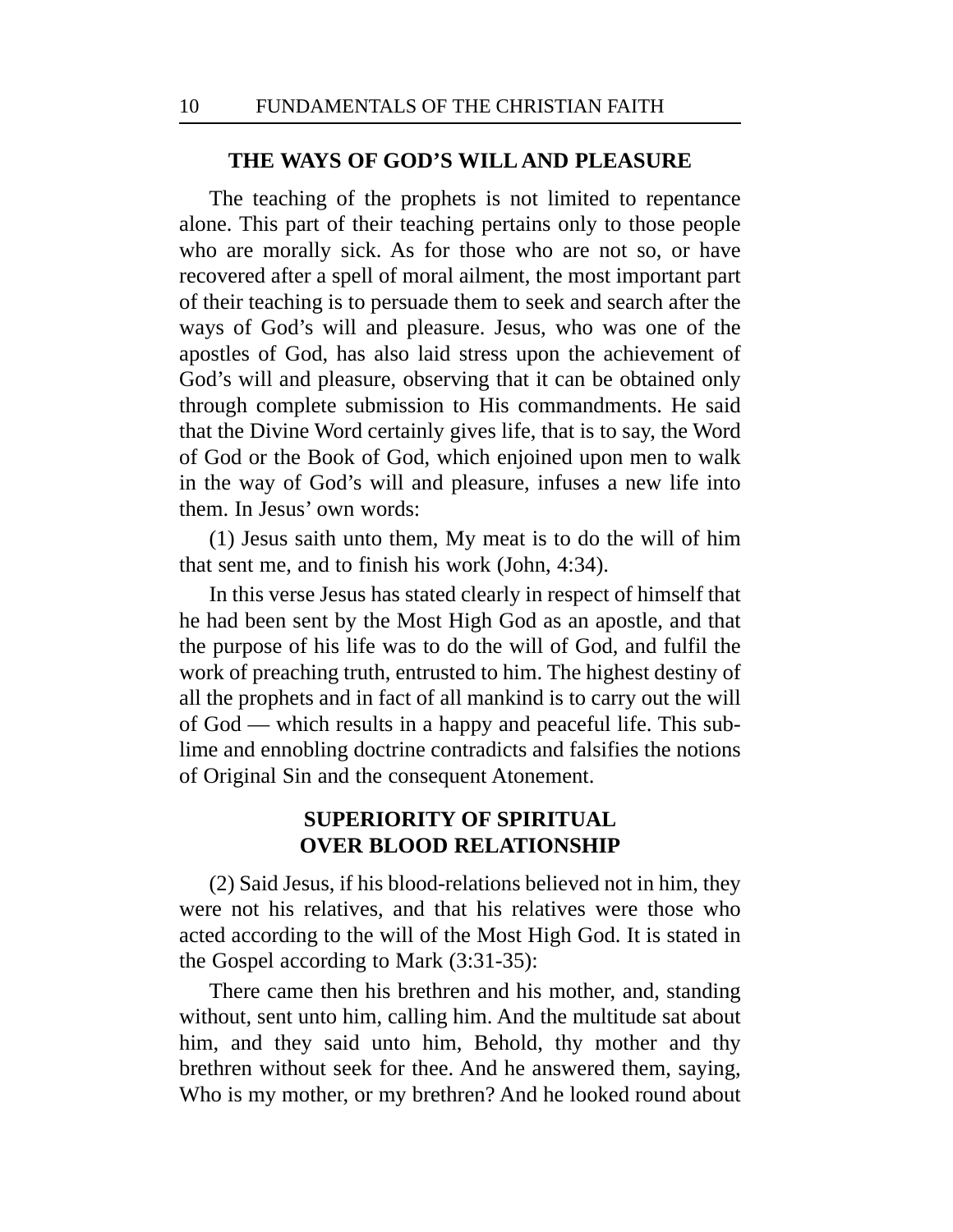## THE WAYS OF GOD'S WILL AND PLEASURE

The teaching of the prophets is not limited to repentance alone. This part of their teaching pertains only to those people who are morally sick. As for those who are not so, or have recovered after a spell of moral ailment, the most important part of their teaching is to persuade them to seek and search after the ways of God's will and pleasure. Jesus, who was one of the apostles of God, has also laid stress upon the achievement of God's will and pleasure, observing that it can be obtained only through complete submission to His commandments. He said that the Divine Word certainly gives life, that is to say, the Word of God or the Book of God, which enjoined upon men to walk in the way of God's will and pleasure, infuses a new life into them. In Jesus' own words:

(1) Jesus saith unto them, My meat is to do the will of him that sent me, and to finish his work (John, 4:34).

In this verse Jesus has stated clearly in respect of himself that he had been sent by the Most High God as an apostle, and that the purpose of his life was to do the will of God, and fulfil the work of preaching truth, entrusted to him. The highest destiny of all the prophets and in fact of all mankind is to carry out the will of God — which results in a happy and peaceful life. This sublime and ennobling doctrine contradicts and falsifies the notions of Original Sin and the consequent Atonement.

## SUPERIORITY OF SPIRITUAL OVER BLOOD RELATIONSHIP

(2) Said Jesus, if his blood-relations believed not in him, they were not his relatives, and that his relatives were those who acted according to the will of the Most High God. It is stated in the Gospel according to Mark (3:31-35):

There came then his brethren and his mother, and, standing without, sent unto him, calling him. And the multitude sat about him, and they said unto him, Behold, thy mother and thy brethren without seek for thee. And he answered them, saying, Who is my mother, or my brethren? And he looked round about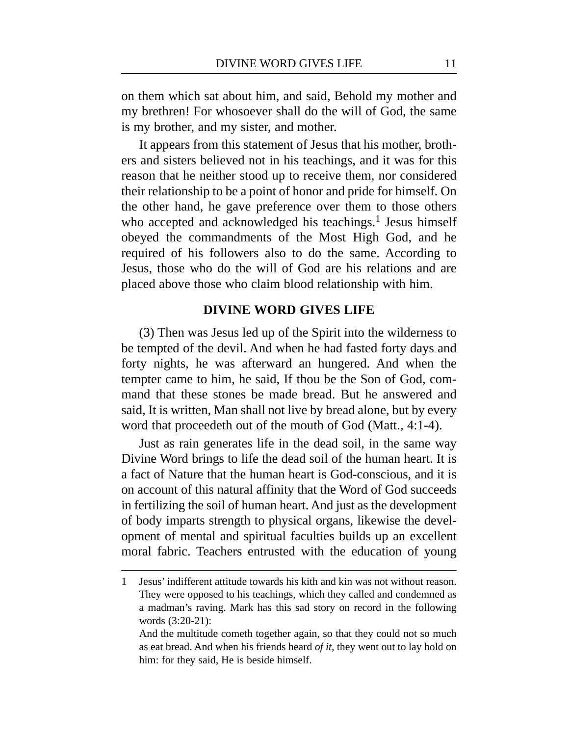on them which sat about him, and said, Behold my mother and my brethren! For whosoever shall do the will of God, the same is my brother, and my sister, and mother.

It appears from this statement of Jesus that his mother, brothers and sisters believed not in his teachings, and it was for this reason that he neither stood up to receive them, nor considered their relationship to be a point of honor and pride for himself. On the other hand, he gave preference over them to those others who accepted and acknowledged his teachings.[1] Jesus himself obeyed the commandments of the Most High God, and he required of his followers also to do the same. According to Jesus, those who do the will of God are his relations and are placed above those who claim blood relationship with him.

## DIVINE WORD GIVES LIFE

(3) Then was Jesus led up of the Spirit into the wilderness to be tempted of the devil. And when he had fasted forty days and forty nights, he was afterward an hungered. And when the tempter came to him, he said, If thou be the Son of God, command that these stones be made bread. But he answered and said, It is written, Man shall not live by bread alone, but by every word that proceedeth out of the mouth of God (Matt., 4:1-4).

Just as rain generates life in the dead soil, in the same way Divine Word brings to life the dead soil of the human heart. It is a fact of Nature that the human heart is God-conscious, and it is on account of this natural affinity that the Word of God succeeds in fertilizing the soil of human heart. And just as the development of body imparts strength to physical organs, likewise the development of mental and spiritual faculties builds up an excellent moral fabric. Teachers entrusted with the education of young

---

1 Jesus' indifferent attitude towards his kith and kin was not without reason. They were opposed to his teachings, which they called and condemned as a madman's raving. Mark has this sad story on record in the following words (3:20-21):

And the multitude cometh together again, so that they could not so much as eat bread. And when his friends heard *of it*, they went out to lay hold on him: for they said, He is beside himself.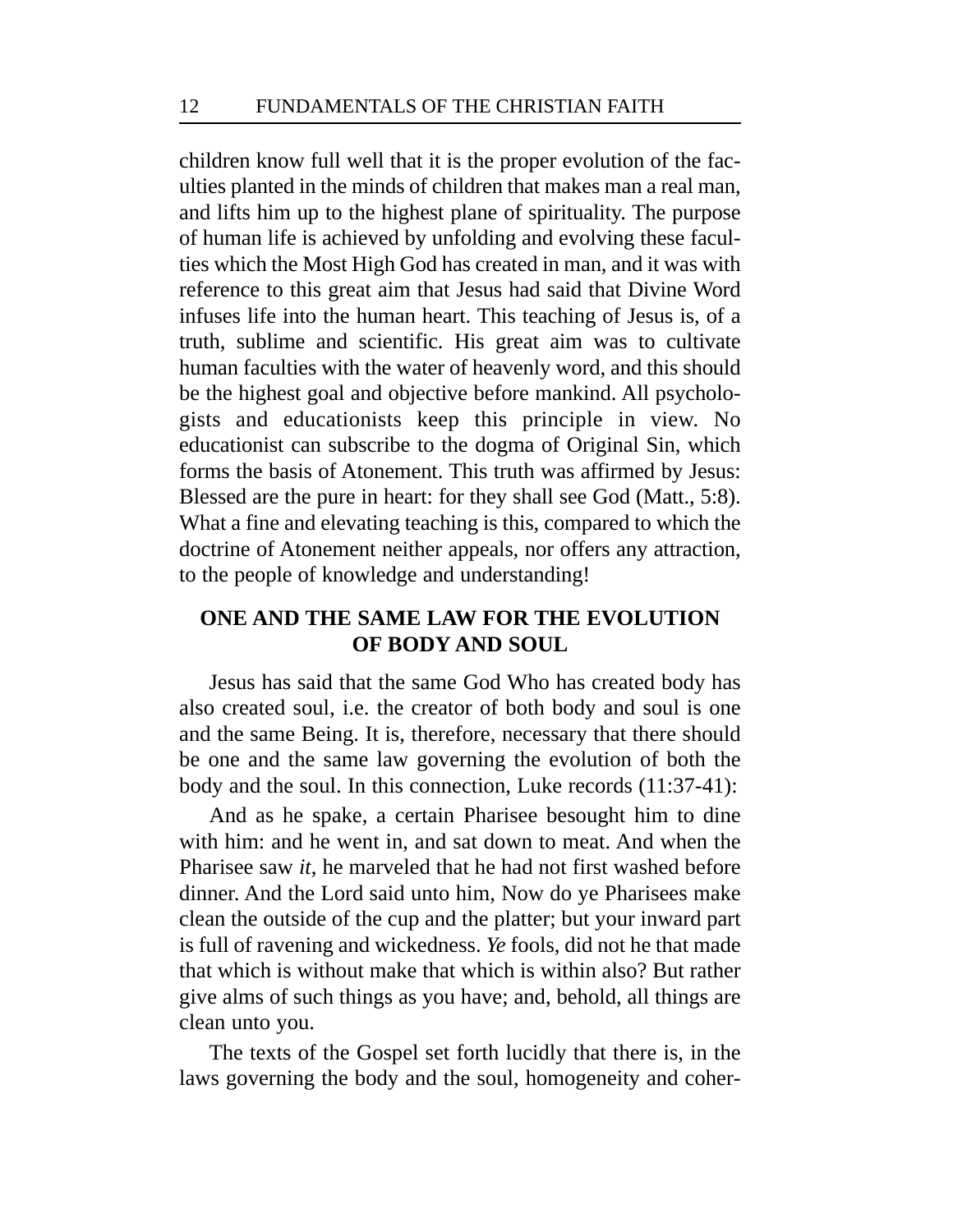children know full well that it is the proper evolution of the faculties planted in the minds of children that makes man a real man, and lifts him up to the highest plane of spirituality. The purpose of human life is achieved by unfolding and evolving these faculties which the Most High God has created in man, and it was with reference to this great aim that Jesus had said that Divine Word infuses life into the human heart. This teaching of Jesus is, of a truth, sublime and scientific. His great aim was to cultivate human faculties with the water of heavenly word, and this should be the highest goal and objective before mankind. All psychologists and educationists keep this principle in view. No educationist can subscribe to the dogma of Original Sin, which forms the basis of Atonement. This truth was affirmed by Jesus: Blessed are the pure in heart: for they shall see God (Matt., 5:8). What a fine and elevating teaching is this, compared to which the doctrine of Atonement neither appeals, nor offers any attraction, to the people of knowledge and understanding!

## ONE AND THE SAME LAW FOR THE EVOLUTION OF BODY AND SOUL

Jesus has said that the same God Who has created body has also created soul, i.e. the creator of both body and soul is one and the same Being. It is, therefore, necessary that there should be one and the same law governing the evolution of both the body and the soul. In this connection, Luke records (11:37-41):

And as he spake, a certain Pharisee besought him to dine with him: and he went in, and sat down to meat. And when the Pharisee saw *it*, he marveled that he had not first washed before dinner. And the Lord said unto him, Now do ye Pharisees make clean the outside of the cup and the platter; but your inward part is full of ravening and wickedness. *Ye* fools, did not he that made that which is without make that which is within also? But rather give alms of such things as you have; and, behold, all things are clean unto you.

The texts of the Gospel set forth lucidly that there is, in the laws governing the body and the soul, homogeneity and coher-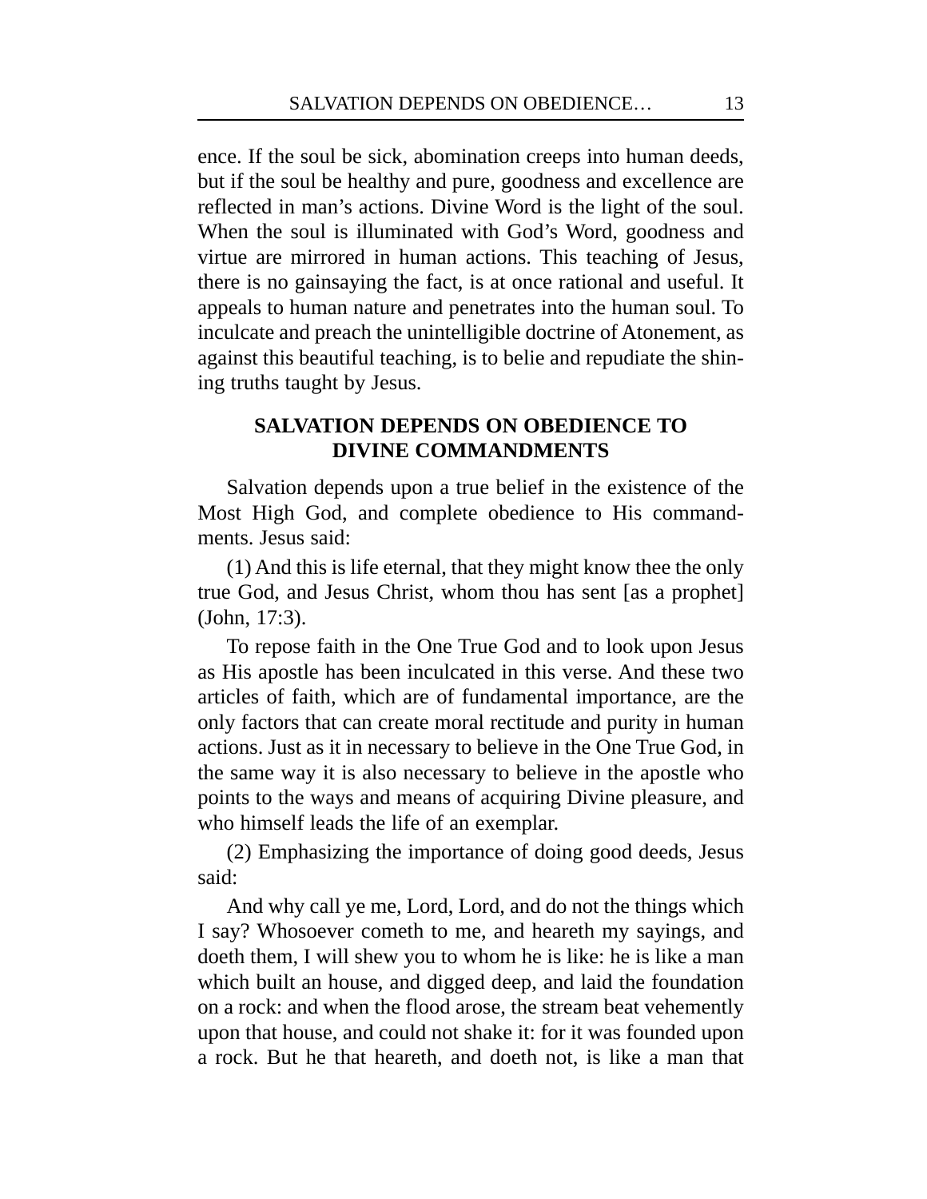ence. If the soul be sick, abomination creeps into human deeds, but if the soul be healthy and pure, goodness and excellence are reflected in man's actions. Divine Word is the light of the soul. When the soul is illuminated with God's Word, goodness and virtue are mirrored in human actions. This teaching of Jesus, there is no gainsaying the fact, is at once rational and useful. It appeals to human nature and penetrates into the human soul. To inculcate and preach the unintelligible doctrine of Atonement, as against this beautiful teaching, is to belie and repudiate the shining truths taught by Jesus.

## SALVATION DEPENDS ON OBEDIENCE TO DIVINE COMMANDMENTS

Salvation depends upon a true belief in the existence of the Most High God, and complete obedience to His commandments. Jesus said:

(1) And this is life eternal, that they might know thee the only true God, and Jesus Christ, whom thou has sent [as a prophet] (John, 17:3).

To repose faith in the One True God and to look upon Jesus as His apostle has been inculcated in this verse. And these two articles of faith, which are of fundamental importance, are the only factors that can create moral rectitude and purity in human actions. Just as it in necessary to believe in the One True God, in the same way it is also necessary to believe in the apostle who points to the ways and means of acquiring Divine pleasure, and who himself leads the life of an exemplar.

(2) Emphasizing the importance of doing good deeds, Jesus said:

And why call ye me, Lord, Lord, and do not the things which I say? Whosoever cometh to me, and heareth my sayings, and doeth them, I will shew you to whom he is like: he is like a man which built an house, and digged deep, and laid the foundation on a rock: and when the flood arose, the stream beat vehemently upon that house, and could not shake it: for it was founded upon a rock. But he that heareth, and doeth not, is like a man that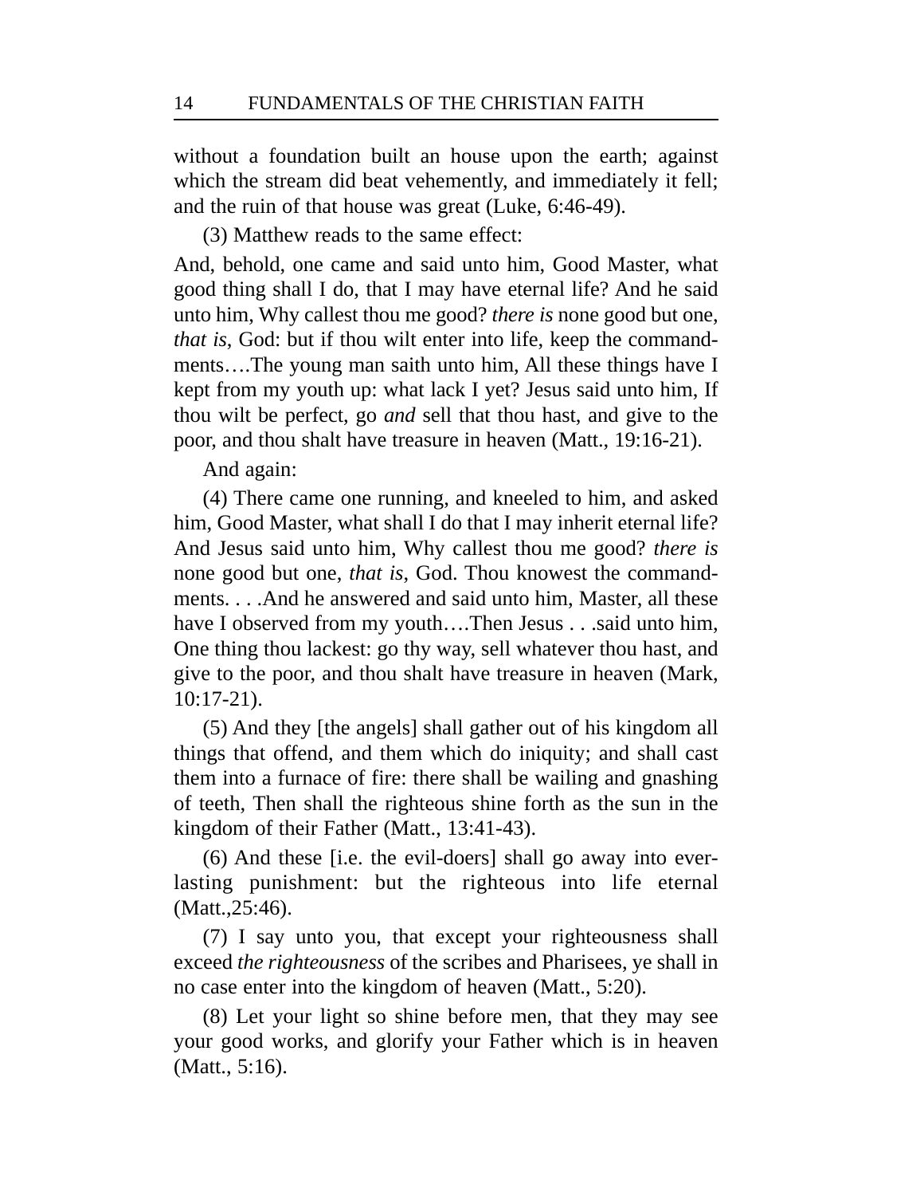without a foundation built an house upon the earth; against which the stream did beat vehemently, and immediately it fell; and the ruin of that house was great (Luke, 6:46-49).

(3) Matthew reads to the same effect:

And, behold, one came and said unto him, Good Master, what good thing shall I do, that I may have eternal life? And he said unto him, Why callest thou me good? *there is* none good but one, *that is*, God: but if thou wilt enter into life, keep the commandments….The young man saith unto him, All these things have I kept from my youth up: what lack I yet? Jesus said unto him, If thou wilt be perfect, go *and* sell that thou hast, and give to the poor, and thou shalt have treasure in heaven (Matt., 19:16-21).

And again:

(4) There came one running, and kneeled to him, and asked him, Good Master, what shall I do that I may inherit eternal life? And Jesus said unto him, Why callest thou me good? *there is* none good but one, *that is*, God. Thou knowest the commandments. . . .And he answered and said unto him, Master, all these have I observed from my youth….Then Jesus . . .said unto him, One thing thou lackest: go thy way, sell whatever thou hast, and give to the poor, and thou shalt have treasure in heaven (Mark, 10:17-21).

(5) And they [the angels] shall gather out of his kingdom all things that offend, and them which do iniquity; and shall cast them into a furnace of fire: there shall be wailing and gnashing of teeth, Then shall the righteous shine forth as the sun in the kingdom of their Father (Matt., 13:41-43).

(6) And these [i.e. the evil-doers] shall go away into everlasting punishment: but the righteous into life eternal (Matt.,25:46).

(7) I say unto you, that except your righteousness shall exceed *the righteousness* of the scribes and Pharisees, ye shall in no case enter into the kingdom of heaven (Matt., 5:20).

(8) Let your light so shine before men, that they may see your good works, and glorify your Father which is in heaven (Matt., 5:16).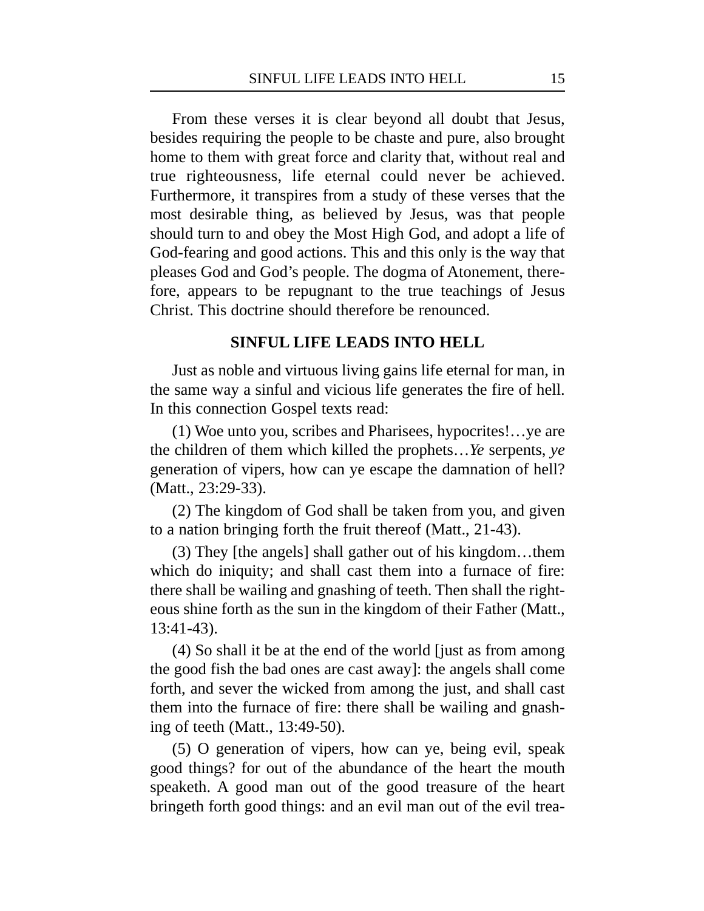From these verses it is clear beyond all doubt that Jesus, besides requiring the people to be chaste and pure, also brought home to them with great force and clarity that, without real and true righteousness, life eternal could never be achieved. Furthermore, it transpires from a study of these verses that the most desirable thing, as believed by Jesus, was that people should turn to and obey the Most High God, and adopt a life of God-fearing and good actions. This and this only is the way that pleases God and God's people. The dogma of Atonement, therefore, appears to be repugnant to the true teachings of Jesus Christ. This doctrine should therefore be renounced.

## SINFUL LIFE LEADS INTO HELL

Just as noble and virtuous living gains life eternal for man, in the same way a sinful and vicious life generates the fire of hell. In this connection Gospel texts read:

(1) Woe unto you, scribes and Pharisees, hypocrites!…ye are the children of them which killed the prophets…*Ye* serpents, *ye* generation of vipers, how can ye escape the damnation of hell? (Matt., 23:29-33).

(2) The kingdom of God shall be taken from you, and given to a nation bringing forth the fruit thereof (Matt., 21-43).

(3) They [the angels] shall gather out of his kingdom…them which do iniquity; and shall cast them into a furnace of fire: there shall be wailing and gnashing of teeth. Then shall the righteous shine forth as the sun in the kingdom of their Father (Matt., 13:41-43).

(4) So shall it be at the end of the world [just as from among the good fish the bad ones are cast away]: the angels shall come forth, and sever the wicked from among the just, and shall cast them into the furnace of fire: there shall be wailing and gnashing of teeth (Matt., 13:49-50).

(5) O generation of vipers, how can ye, being evil, speak good things? for out of the abundance of the heart the mouth speaketh. A good man out of the good treasure of the heart bringeth forth good things: and an evil man out of the evil trea-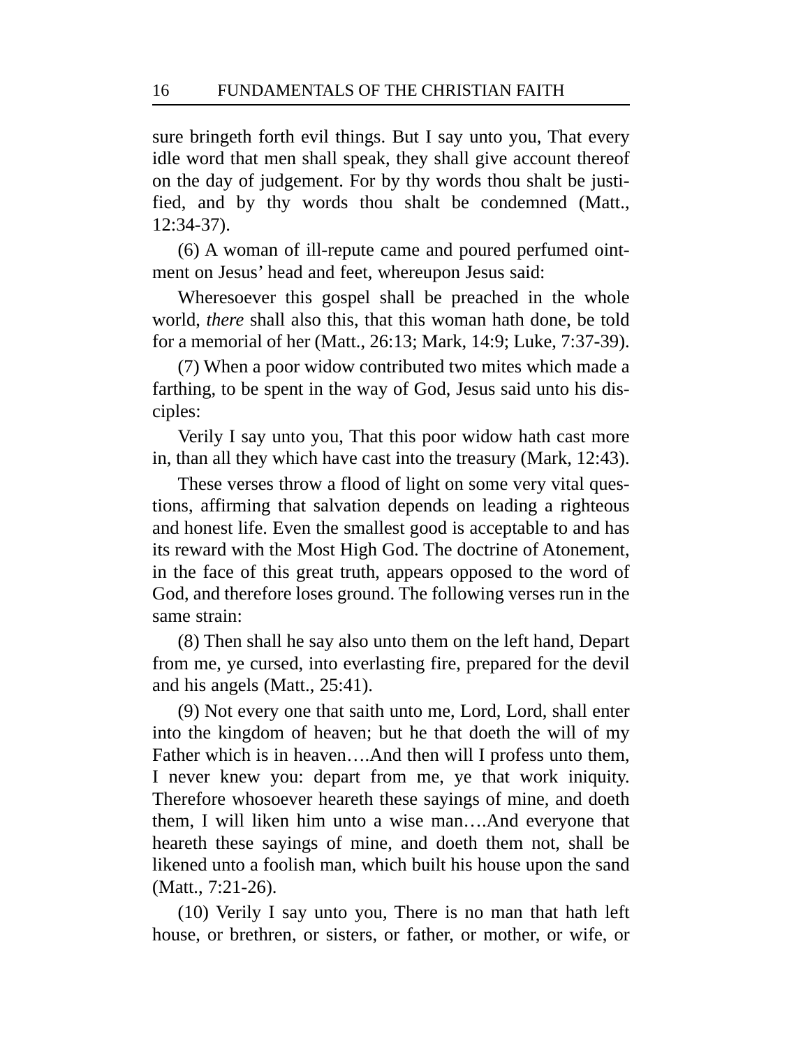sure bringeth forth evil things. But I say unto you, That every idle word that men shall speak, they shall give account thereof on the day of judgement. For by thy words thou shalt be justified, and by thy words thou shalt be condemned (Matt., 12:34-37).

(6) A woman of ill-repute came and poured perfumed ointment on Jesus' head and feet, whereupon Jesus said:

Wheresoever this gospel shall be preached in the whole world, *there* shall also this, that this woman hath done, be told for a memorial of her (Matt., 26:13; Mark, 14:9; Luke, 7:37-39).

(7) When a poor widow contributed two mites which made a farthing, to be spent in the way of God, Jesus said unto his disciples:

Verily I say unto you, That this poor widow hath cast more in, than all they which have cast into the treasury (Mark, 12:43).

These verses throw a flood of light on some very vital questions, affirming that salvation depends on leading a righteous and honest life. Even the smallest good is acceptable to and has its reward with the Most High God. The doctrine of Atonement, in the face of this great truth, appears opposed to the word of God, and therefore loses ground. The following verses run in the same strain:

(8) Then shall he say also unto them on the left hand, Depart from me, ye cursed, into everlasting fire, prepared for the devil and his angels (Matt., 25:41).

(9) Not every one that saith unto me, Lord, Lord, shall enter into the kingdom of heaven; but he that doeth the will of my Father which is in heaven….And then will I profess unto them, I never knew you: depart from me, ye that work iniquity. Therefore whosoever heareth these sayings of mine, and doeth them, I will liken him unto a wise man….And everyone that heareth these sayings of mine, and doeth them not, shall be likened unto a foolish man, which built his house upon the sand (Matt., 7:21-26).

(10) Verily I say unto you, There is no man that hath left house, or brethren, or sisters, or father, or mother, or wife, or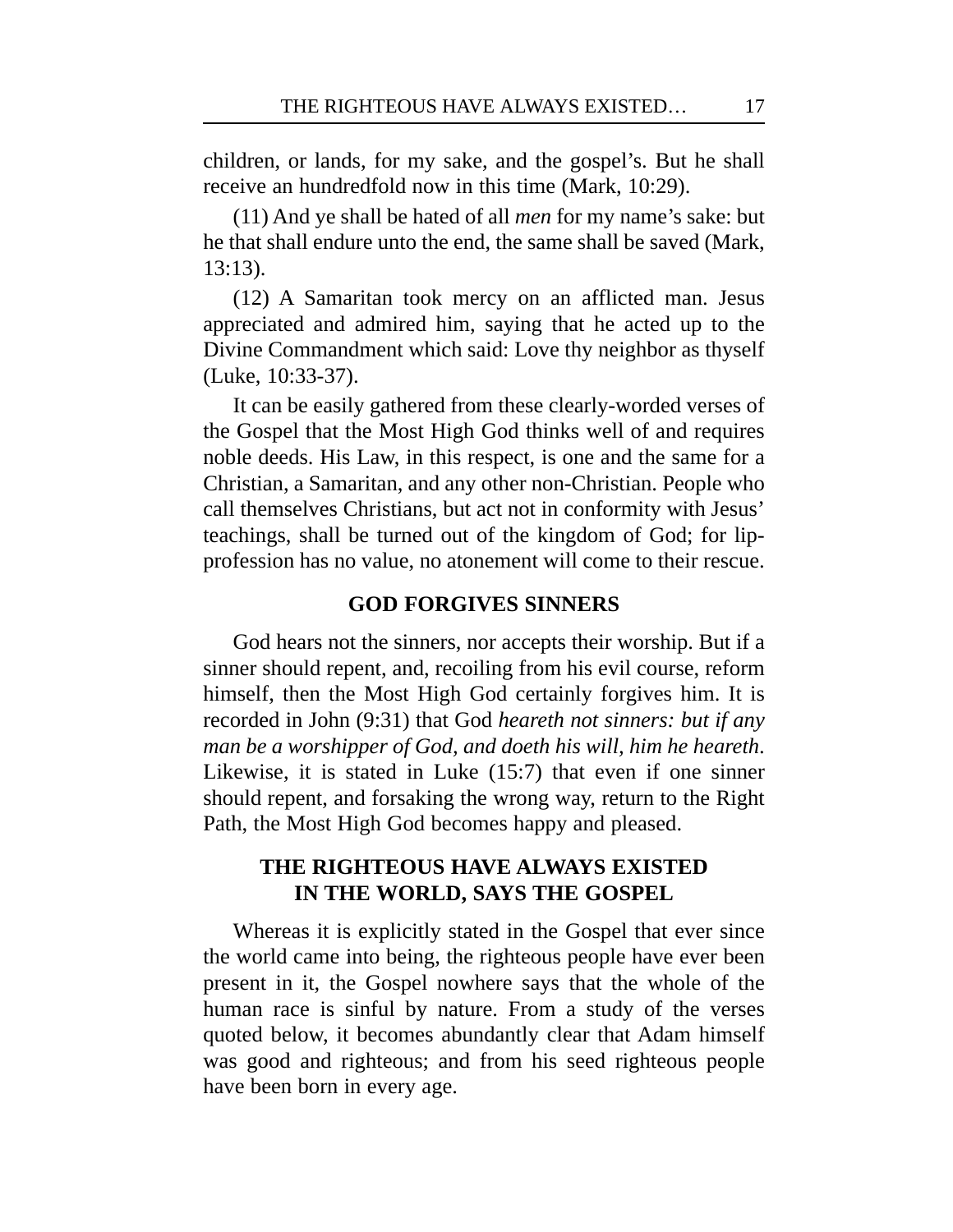children, or lands, for my sake, and the gospel's. But he shall receive an hundredfold now in this time (Mark, 10:29).

(11) And ye shall be hated of all *men* for my name's sake: but he that shall endure unto the end, the same shall be saved (Mark, 13:13).

(12) A Samaritan took mercy on an afflicted man. Jesus appreciated and admired him, saying that he acted up to the Divine Commandment which said: Love thy neighbor as thyself (Luke, 10:33-37).

It can be easily gathered from these clearly-worded verses of the Gospel that the Most High God thinks well of and requires noble deeds. His Law, in this respect, is one and the same for a Christian, a Samaritan, and any other non-Christian. People who call themselves Christians, but act not in conformity with Jesus' teachings, shall be turned out of the kingdom of God; for lip-profession has no value, no atonement will come to their rescue.

## GOD FORGIVES SINNERS

God hears not the sinners, nor accepts their worship. But if a sinner should repent, and, recoiling from his evil course, reform himself, then the Most High God certainly forgives him. It is recorded in John (9:31) that God *heareth not sinners: but if any man be a worshipper of God, and doeth his will, him he heareth*. Likewise, it is stated in Luke (15:7) that even if one sinner should repent, and forsaking the wrong way, return to the Right Path, the Most High God becomes happy and pleased.

## THE RIGHTEOUS HAVE ALWAYS EXISTED IN THE WORLD, SAYS THE GOSPEL

Whereas it is explicitly stated in the Gospel that ever since the world came into being, the righteous people have ever been present in it, the Gospel nowhere says that the whole of the human race is sinful by nature. From a study of the verses quoted below, it becomes abundantly clear that Adam himself was good and righteous; and from his seed righteous people have been born in every age.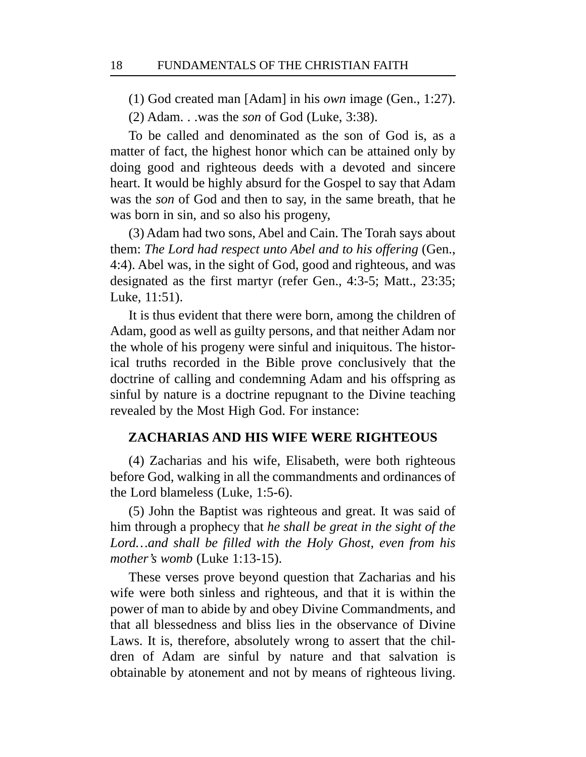(1) God created man [Adam] in his *own* image (Gen., 1:27).

(2) Adam. . .was the *son* of God (Luke, 3:38).

To be called and denominated as the son of God is, as a matter of fact, the highest honor which can be attained only by doing good and righteous deeds with a devoted and sincere heart. It would be highly absurd for the Gospel to say that Adam was the *son* of God and then to say, in the same breath, that he was born in sin, and so also his progeny,

(3) Adam had two sons, Abel and Cain. The Torah says about them: *The Lord had respect unto Abel and to his offering* (Gen., 4:4). Abel was, in the sight of God, good and righteous, and was designated as the first martyr (refer Gen., 4:3-5; Matt., 23:35; Luke, 11:51).

It is thus evident that there were born, among the children of Adam, good as well as guilty persons, and that neither Adam nor the whole of his progeny were sinful and iniquitous. The historical truths recorded in the Bible prove conclusively that the doctrine of calling and condemning Adam and his offspring as sinful by nature is a doctrine repugnant to the Divine teaching revealed by the Most High God. For instance:

### ZACHARIAS AND HIS WIFE WERE RIGHTEOUS

(4) Zacharias and his wife, Elisabeth, were both righteous before God, walking in all the commandments and ordinances of the Lord blameless (Luke, 1:5-6).

(5) John the Baptist was righteous and great. It was said of him through a prophecy that *he shall be great in the sight of the Lord…and shall be filled with the Holy Ghost, even from his mother's womb* (Luke 1:13-15).

These verses prove beyond question that Zacharias and his wife were both sinless and righteous, and that it is within the power of man to abide by and obey Divine Commandments, and that all blessedness and bliss lies in the observance of Divine Laws. It is, therefore, absolutely wrong to assert that the children of Adam are sinful by nature and that salvation is obtainable by atonement and not by means of righteous living.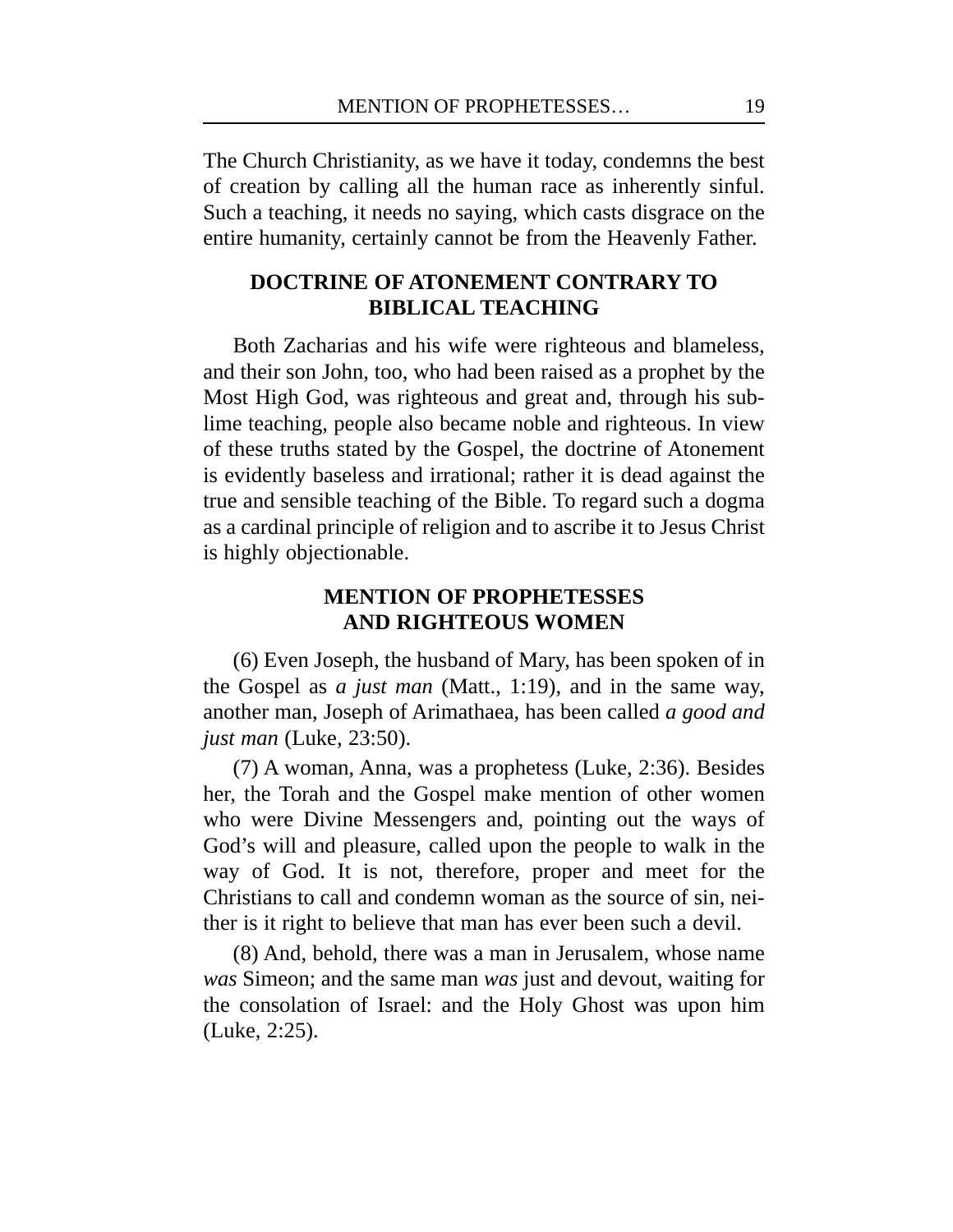The Church Christianity, as we have it today, condemns the best of creation by calling all the human race as inherently sinful. Such a teaching, it needs no saying, which casts disgrace on the entire humanity, certainly cannot be from the Heavenly Father.

## DOCTRINE OF ATONEMENT CONTRARY TO BIBLICAL TEACHING

Both Zacharias and his wife were righteous and blameless, and their son John, too, who had been raised as a prophet by the Most High God, was righteous and great and, through his sublime teaching, people also became noble and righteous. In view of these truths stated by the Gospel, the doctrine of Atonement is evidently baseless and irrational; rather it is dead against the true and sensible teaching of the Bible. To regard such a dogma as a cardinal principle of religion and to ascribe it to Jesus Christ is highly objectionable.

## MENTION OF PROPHETESSES AND RIGHTEOUS WOMEN

(6) Even Joseph, the husband of Mary, has been spoken of in the Gospel as *a just man* (Matt., 1:19), and in the same way, another man, Joseph of Arimathaea, has been called *a good and just man* (Luke, 23:50).

(7) A woman, Anna, was a prophetess (Luke, 2:36). Besides her, the Torah and the Gospel make mention of other women who were Divine Messengers and, pointing out the ways of God's will and pleasure, called upon the people to walk in the way of God. It is not, therefore, proper and meet for the Christians to call and condemn woman as the source of sin, neither is it right to believe that man has ever been such a devil.

(8) And, behold, there was a man in Jerusalem, whose name *was* Simeon; and the same man *was* just and devout, waiting for the consolation of Israel: and the Holy Ghost was upon him (Luke, 2:25).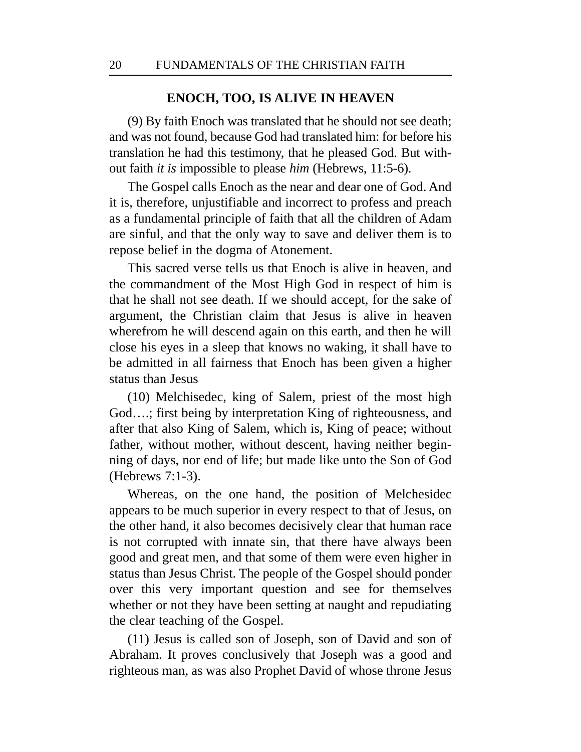## ENOCH, TOO, IS ALIVE IN HEAVEN

(9) By faith Enoch was translated that he should not see death; and was not found, because God had translated him: for before his translation he had this testimony, that he pleased God. But without faith *it is* impossible to please *him* (Hebrews, 11:5-6).

The Gospel calls Enoch as the near and dear one of God. And it is, therefore, unjustifiable and incorrect to profess and preach as a fundamental principle of faith that all the children of Adam are sinful, and that the only way to save and deliver them is to repose belief in the dogma of Atonement.

This sacred verse tells us that Enoch is alive in heaven, and the commandment of the Most High God in respect of him is that he shall not see death. If we should accept, for the sake of argument, the Christian claim that Jesus is alive in heaven wherefrom he will descend again on this earth, and then he will close his eyes in a sleep that knows no waking, it shall have to be admitted in all fairness that Enoch has been given a higher status than Jesus

(10) Melchisedec, king of Salem, priest of the most high God….; first being by interpretation King of righteousness, and after that also King of Salem, which is, King of peace; without father, without mother, without descent, having neither beginning of days, nor end of life; but made like unto the Son of God (Hebrews 7:1-3).

Whereas, on the one hand, the position of Melchesidec appears to be much superior in every respect to that of Jesus, on the other hand, it also becomes decisively clear that human race is not corrupted with innate sin, that there have always been good and great men, and that some of them were even higher in status than Jesus Christ. The people of the Gospel should ponder over this very important question and see for themselves whether or not they have been setting at naught and repudiating the clear teaching of the Gospel.

(11) Jesus is called son of Joseph, son of David and son of Abraham. It proves conclusively that Joseph was a good and righteous man, as was also Prophet David of whose throne Jesus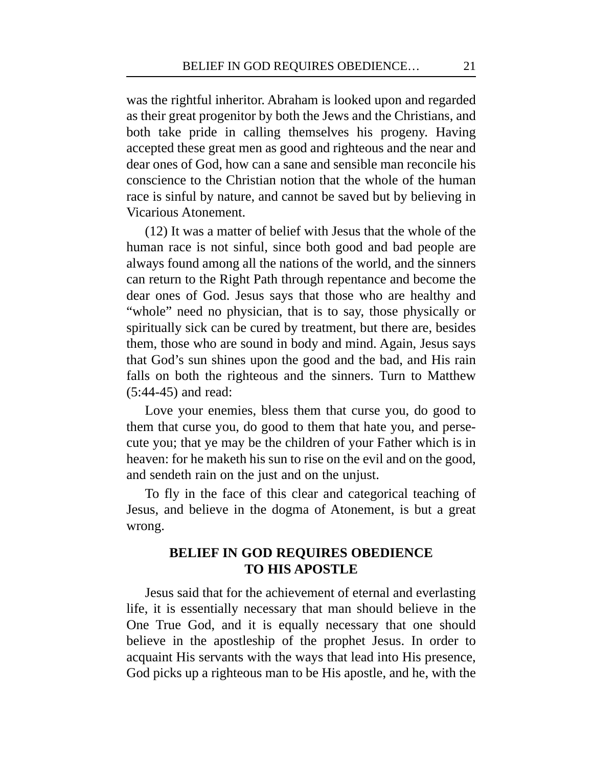was the rightful inheritor. Abraham is looked upon and regarded as their great progenitor by both the Jews and the Christians, and both take pride in calling themselves his progeny. Having accepted these great men as good and righteous and the near and dear ones of God, how can a sane and sensible man reconcile his conscience to the Christian notion that the whole of the human race is sinful by nature, and cannot be saved but by believing in Vicarious Atonement.

(12) It was a matter of belief with Jesus that the whole of the human race is not sinful, since both good and bad people are always found among all the nations of the world, and the sinners can return to the Right Path through repentance and become the dear ones of God. Jesus says that those who are healthy and "whole" need no physician, that is to say, those physically or spiritually sick can be cured by treatment, but there are, besides them, those who are sound in body and mind. Again, Jesus says that God's sun shines upon the good and the bad, and His rain falls on both the righteous and the sinners. Turn to Matthew (5:44-45) and read:

Love your enemies, bless them that curse you, do good to them that curse you, do good to them that hate you, and persecute you; that ye may be the children of your Father which is in heaven: for he maketh his sun to rise on the evil and on the good, and sendeth rain on the just and on the unjust.

To fly in the face of this clear and categorical teaching of Jesus, and believe in the dogma of Atonement, is but a great wrong.

## BELIEF IN GOD REQUIRES OBEDIENCE TO HIS APOSTLE

Jesus said that for the achievement of eternal and everlasting life, it is essentially necessary that man should believe in the One True God, and it is equally necessary that one should believe in the apostleship of the prophet Jesus. In order to acquaint His servants with the ways that lead into His presence, God picks up a righteous man to be His apostle, and he, with the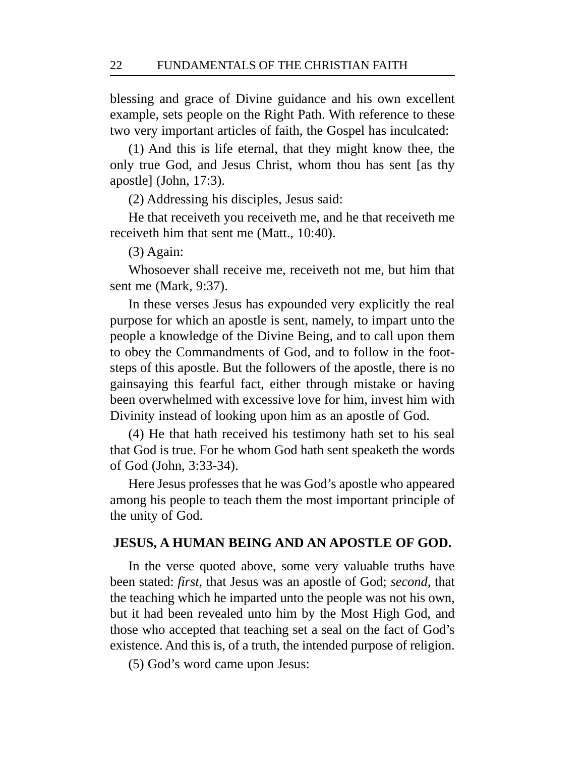blessing and grace of Divine guidance and his own excellent example, sets people on the Right Path. With reference to these two very important articles of faith, the Gospel has inculcated:

(1) And this is life eternal, that they might know thee, the only true God, and Jesus Christ, whom thou has sent [as thy apostle] (John, 17:3).

(2) Addressing his disciples, Jesus said:

He that receiveth you receiveth me, and he that receiveth me receiveth him that sent me (Matt., 10:40).

(3) Again:

Whosoever shall receive me, receiveth not me, but him that sent me (Mark, 9:37).

In these verses Jesus has expounded very explicitly the real purpose for which an apostle is sent, namely, to impart unto the people a knowledge of the Divine Being, and to call upon them to obey the Commandments of God, and to follow in the foot-steps of this apostle. But the followers of the apostle, there is no gainsaying this fearful fact, either through mistake or having been overwhelmed with excessive love for him, invest him with Divinity instead of looking upon him as an apostle of God.

(4) He that hath received his testimony hath set to his seal that God is true. For he whom God hath sent speaketh the words of God (John, 3:33-34).

Here Jesus professes that he was God's apostle who appeared among his people to teach them the most important principle of the unity of God.

## JESUS, A HUMAN BEING AND AN APOSTLE OF GOD.

In the verse quoted above, some very valuable truths have been stated: *first*, that Jesus was an apostle of God; *second*, that the teaching which he imparted unto the people was not his own, but it had been revealed unto him by the Most High God, and those who accepted that teaching set a seal on the fact of God's existence. And this is, of a truth, the intended purpose of religion.

(5) God's word came upon Jesus: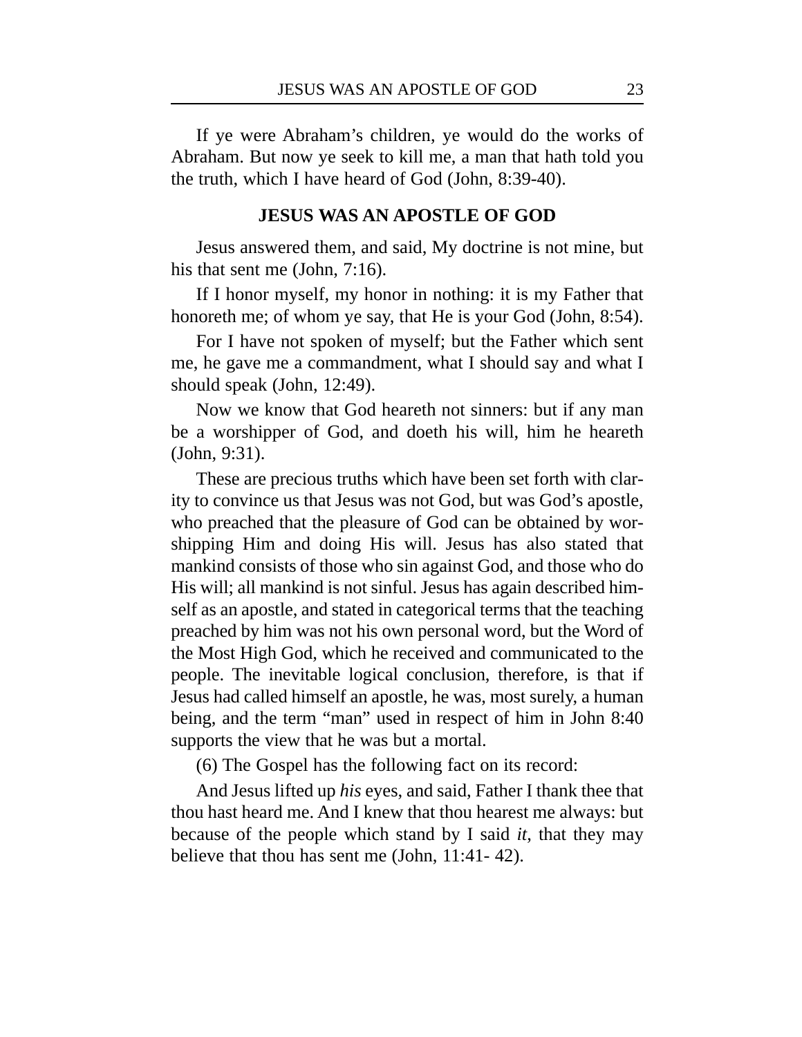If ye were Abraham's children, ye would do the works of Abraham. But now ye seek to kill me, a man that hath told you the truth, which I have heard of God (John, 8:39-40).

## JESUS WAS AN APOSTLE OF GOD

Jesus answered them, and said, My doctrine is not mine, but his that sent me (John, 7:16).

If I honor myself, my honor in nothing: it is my Father that honoreth me; of whom ye say, that He is your God (John, 8:54).

For I have not spoken of myself; but the Father which sent me, he gave me a commandment, what I should say and what I should speak (John, 12:49).

Now we know that God heareth not sinners: but if any man be a worshipper of God, and doeth his will, him he heareth (John, 9:31).

These are precious truths which have been set forth with clarity to convince us that Jesus was not God, but was God's apostle, who preached that the pleasure of God can be obtained by worshipping Him and doing His will. Jesus has also stated that mankind consists of those who sin against God, and those who do His will; all mankind is not sinful. Jesus has again described himself as an apostle, and stated in categorical terms that the teaching preached by him was not his own personal word, but the Word of the Most High God, which he received and communicated to the people. The inevitable logical conclusion, therefore, is that if Jesus had called himself an apostle, he was, most surely, a human being, and the term "man" used in respect of him in John 8:40 supports the view that he was but a mortal.

(6) The Gospel has the following fact on its record:

And Jesus lifted up *his* eyes, and said, Father I thank thee that thou hast heard me. And I knew that thou hearest me always: but because of the people which stand by I said *it*, that they may believe that thou has sent me (John, 11:41- 42).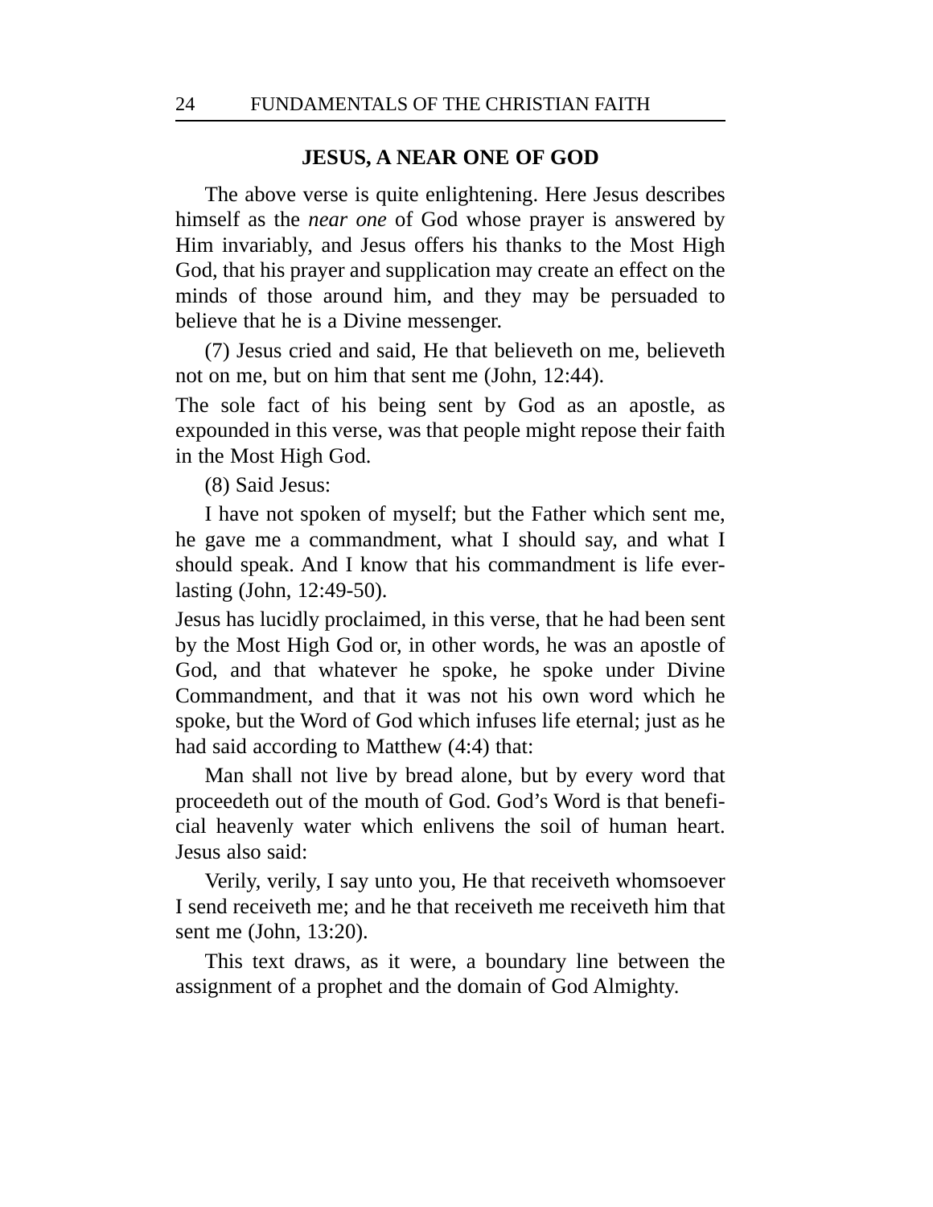## JESUS, A NEAR ONE OF GOD

The above verse is quite enlightening. Here Jesus describes himself as the *near one* of God whose prayer is answered by Him invariably, and Jesus offers his thanks to the Most High God, that his prayer and supplication may create an effect on the minds of those around him, and they may be persuaded to believe that he is a Divine messenger.

(7) Jesus cried and said, He that believeth on me, believeth not on me, but on him that sent me (John, 12:44).

The sole fact of his being sent by God as an apostle, as expounded in this verse, was that people might repose their faith in the Most High God.

(8) Said Jesus:

I have not spoken of myself; but the Father which sent me, he gave me a commandment, what I should say, and what I should speak. And I know that his commandment is life everlasting (John, 12:49-50).

Jesus has lucidly proclaimed, in this verse, that he had been sent by the Most High God or, in other words, he was an apostle of God, and that whatever he spoke, he spoke under Divine Commandment, and that it was not his own word which he spoke, but the Word of God which infuses life eternal; just as he had said according to Matthew (4:4) that:

Man shall not live by bread alone, but by every word that proceedeth out of the mouth of God. God's Word is that beneficial heavenly water which enlivens the soil of human heart. Jesus also said:

Verily, verily, I say unto you, He that receiveth whomsoever I send receiveth me; and he that receiveth me receiveth him that sent me (John, 13:20).

This text draws, as it were, a boundary line between the assignment of a prophet and the domain of God Almighty.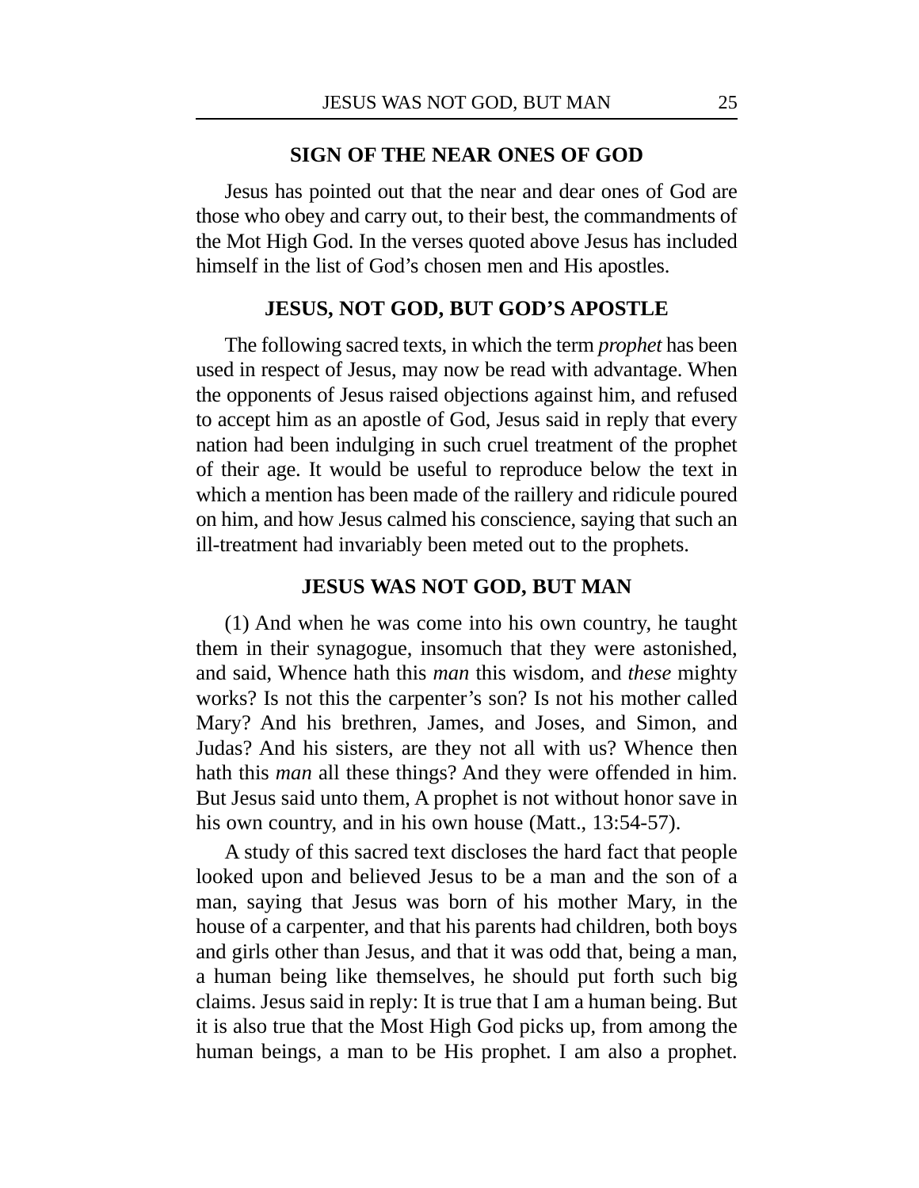## SIGN OF THE NEAR ONES OF GOD

Jesus has pointed out that the near and dear ones of God are those who obey and carry out, to their best, the commandments of the Mot High God. In the verses quoted above Jesus has included himself in the list of God's chosen men and His apostles.

## JESUS, NOT GOD, BUT GOD'S APOSTLE

The following sacred texts, in which the term *prophet* has been used in respect of Jesus, may now be read with advantage. When the opponents of Jesus raised objections against him, and refused to accept him as an apostle of God, Jesus said in reply that every nation had been indulging in such cruel treatment of the prophet of their age. It would be useful to reproduce below the text in which a mention has been made of the raillery and ridicule poured on him, and how Jesus calmed his conscience, saying that such an ill-treatment had invariably been meted out to the prophets.

## JESUS WAS NOT GOD, BUT MAN

(1) And when he was come into his own country, he taught them in their synagogue, insomuch that they were astonished, and said, Whence hath this *man* this wisdom, and *these* mighty works? Is not this the carpenter's son? Is not his mother called Mary? And his brethren, James, and Joses, and Simon, and Judas? And his sisters, are they not all with us? Whence then hath this *man* all these things? And they were offended in him. But Jesus said unto them, A prophet is not without honor save in his own country, and in his own house (Matt., 13:54-57).

A study of this sacred text discloses the hard fact that people looked upon and believed Jesus to be a man and the son of a man, saying that Jesus was born of his mother Mary, in the house of a carpenter, and that his parents had children, both boys and girls other than Jesus, and that it was odd that, being a man, a human being like themselves, he should put forth such big claims. Jesus said in reply: It is true that I am a human being. But it is also true that the Most High God picks up, from among the human beings, a man to be His prophet. I am also a prophet.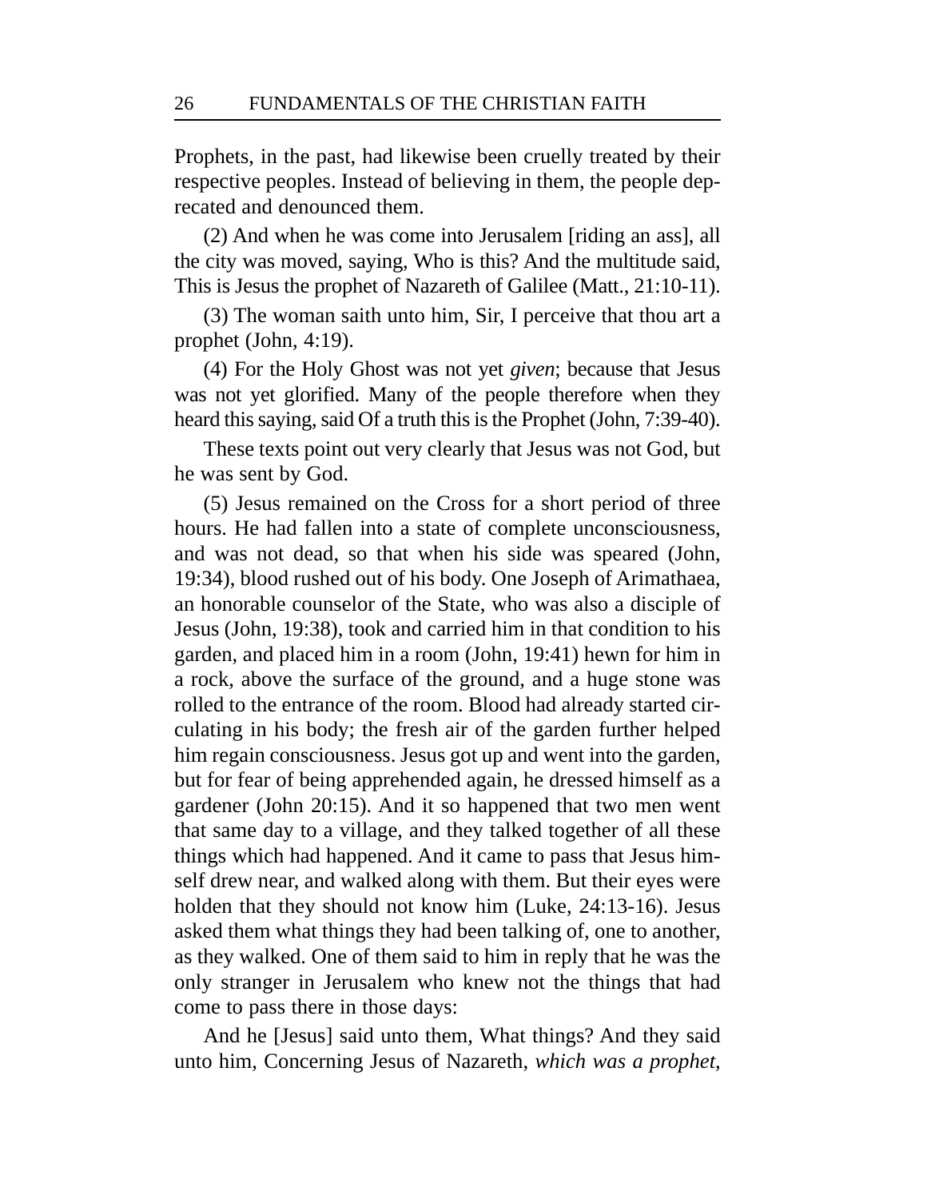Prophets, in the past, had likewise been cruelly treated by their respective peoples. Instead of believing in them, the people deprecated and denounced them.

(2) And when he was come into Jerusalem [riding an ass], all the city was moved, saying, Who is this? And the multitude said, This is Jesus the prophet of Nazareth of Galilee (Matt., 21:10-11).

(3) The woman saith unto him, Sir, I perceive that thou art a prophet (John, 4:19).

(4) For the Holy Ghost was not yet *given*; because that Jesus was not yet glorified. Many of the people therefore when they heard this saying, said Of a truth this is the Prophet (John, 7:39-40).

These texts point out very clearly that Jesus was not God, but he was sent by God.

(5) Jesus remained on the Cross for a short period of three hours. He had fallen into a state of complete unconsciousness, and was not dead, so that when his side was speared (John, 19:34), blood rushed out of his body. One Joseph of Arimathaea, an honorable counselor of the State, who was also a disciple of Jesus (John, 19:38), took and carried him in that condition to his garden, and placed him in a room (John, 19:41) hewn for him in a rock, above the surface of the ground, and a huge stone was rolled to the entrance of the room. Blood had already started circulating in his body; the fresh air of the garden further helped him regain consciousness. Jesus got up and went into the garden, but for fear of being apprehended again, he dressed himself as a gardener (John 20:15). And it so happened that two men went that same day to a village, and they talked together of all these things which had happened. And it came to pass that Jesus himself drew near, and walked along with them. But their eyes were holden that they should not know him (Luke, 24:13-16). Jesus asked them what things they had been talking of, one to another, as they walked. One of them said to him in reply that he was the only stranger in Jerusalem who knew not the things that had come to pass there in those days:

And he [Jesus] said unto them, What things? And they said unto him, Concerning Jesus of Nazareth, *which was a prophet*,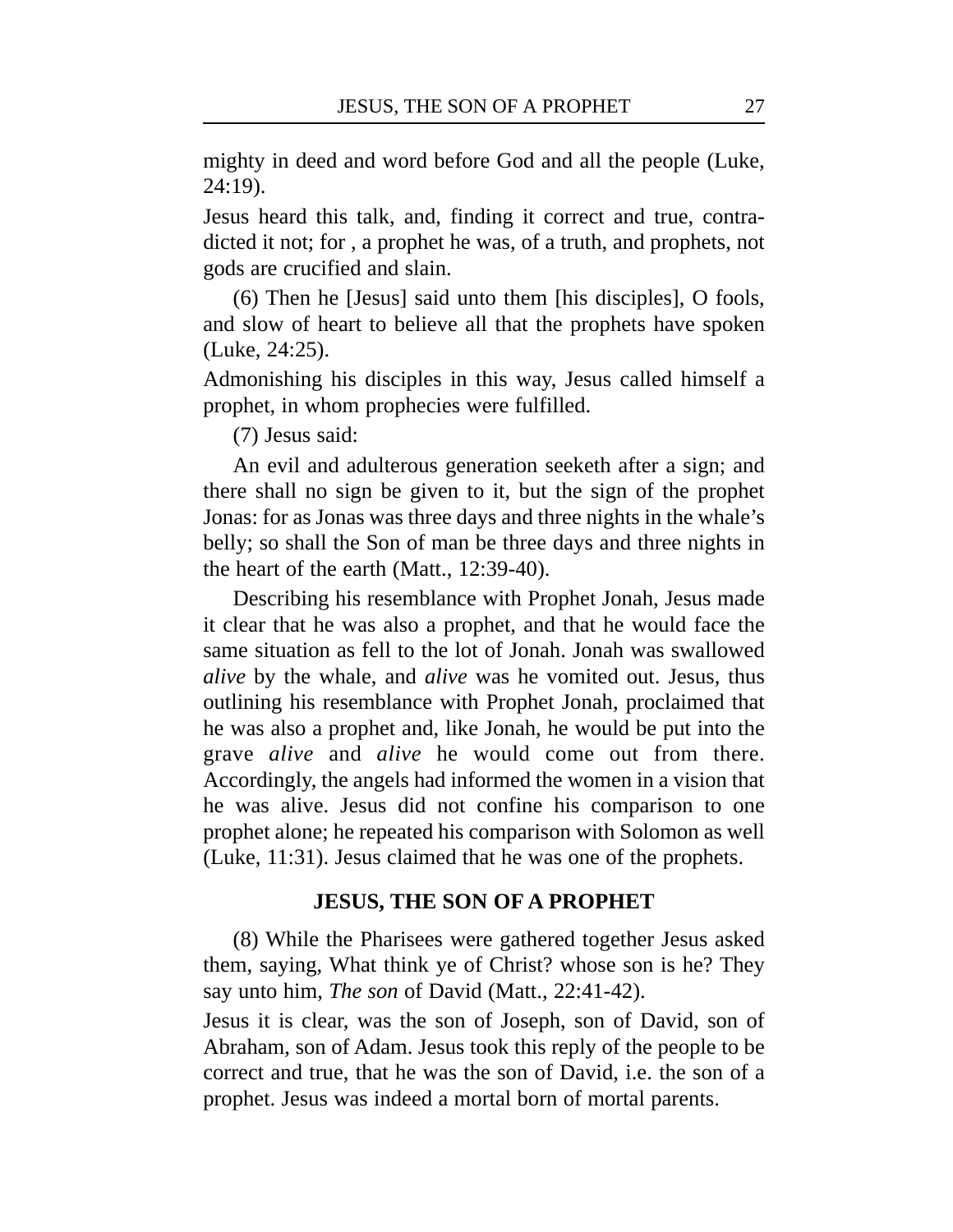mighty in deed and word before God and all the people (Luke, 24:19).

Jesus heard this talk, and, finding it correct and true, contradicted it not; for , a prophet he was, of a truth, and prophets, not gods are crucified and slain.

(6) Then he [Jesus] said unto them [his disciples], O fools, and slow of heart to believe all that the prophets have spoken (Luke, 24:25).

Admonishing his disciples in this way, Jesus called himself a prophet, in whom prophecies were fulfilled.

(7) Jesus said:

An evil and adulterous generation seeketh after a sign; and there shall no sign be given to it, but the sign of the prophet Jonas: for as Jonas was three days and three nights in the whale's belly; so shall the Son of man be three days and three nights in the heart of the earth (Matt., 12:39-40).

Describing his resemblance with Prophet Jonah, Jesus made it clear that he was also a prophet, and that he would face the same situation as fell to the lot of Jonah. Jonah was swallowed *alive* by the whale, and *alive* was he vomited out. Jesus, thus outlining his resemblance with Prophet Jonah, proclaimed that he was also a prophet and, like Jonah, he would be put into the grave *alive* and *alive* he would come out from there. Accordingly, the angels had informed the women in a vision that he was alive. Jesus did not confine his comparison to one prophet alone; he repeated his comparison with Solomon as well (Luke, 11:31). Jesus claimed that he was one of the prophets.

## JESUS, THE SON OF A PROPHET

(8) While the Pharisees were gathered together Jesus asked them, saying, What think ye of Christ? whose son is he? They say unto him, *The son* of David (Matt., 22:41-42).

Jesus it is clear, was the son of Joseph, son of David, son of Abraham, son of Adam. Jesus took this reply of the people to be correct and true, that he was the son of David, i.e. the son of a prophet. Jesus was indeed a mortal born of mortal parents.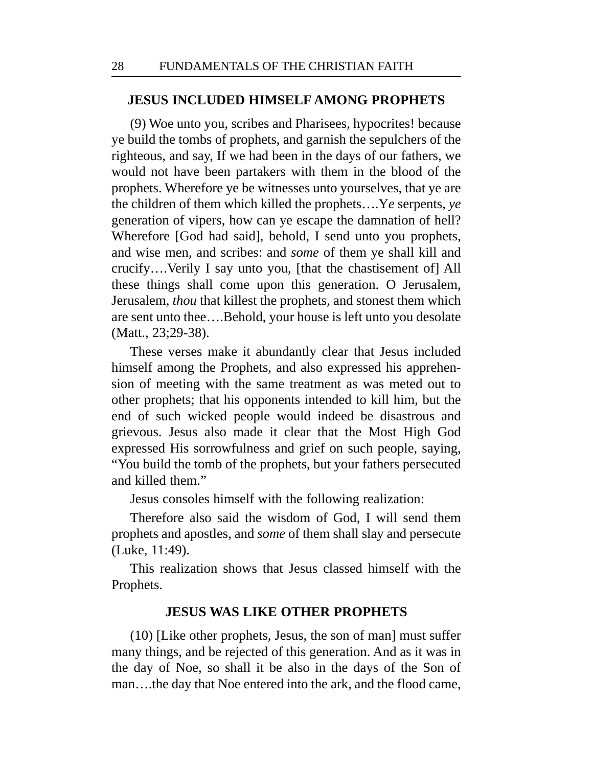## JESUS INCLUDED HIMSELF AMONG PROPHETS

(9) Woe unto you, scribes and Pharisees, hypocrites! because ye build the tombs of prophets, and garnish the sepulchers of the righteous, and say, If we had been in the days of our fathers, we would not have been partakers with them in the blood of the prophets. Wherefore ye be witnesses unto yourselves, that ye are the children of them which killed the prophets….Y*e* serpents, *ye* generation of vipers, how can ye escape the damnation of hell? Wherefore [God had said], behold, I send unto you prophets, and wise men, and scribes: and *some* of them ye shall kill and crucify….Verily I say unto you, [that the chastisement of] All these things shall come upon this generation. O Jerusalem, Jerusalem, *thou* that killest the prophets, and stonest them which are sent unto thee….Behold, your house is left unto you desolate (Matt., 23;29-38).

These verses make it abundantly clear that Jesus included himself among the Prophets, and also expressed his apprehension of meeting with the same treatment as was meted out to other prophets; that his opponents intended to kill him, but the end of such wicked people would indeed be disastrous and grievous. Jesus also made it clear that the Most High God expressed His sorrowfulness and grief on such people, saying, "You build the tomb of the prophets, but your fathers persecuted and killed them."

Jesus consoles himself with the following realization:

Therefore also said the wisdom of God, I will send them prophets and apostles, and *some* of them shall slay and persecute (Luke, 11:49).

This realization shows that Jesus classed himself with the Prophets.

## JESUS WAS LIKE OTHER PROPHETS

(10) [Like other prophets, Jesus, the son of man] must suffer many things, and be rejected of this generation. And as it was in the day of Noe, so shall it be also in the days of the Son of man….the day that Noe entered into the ark, and the flood came,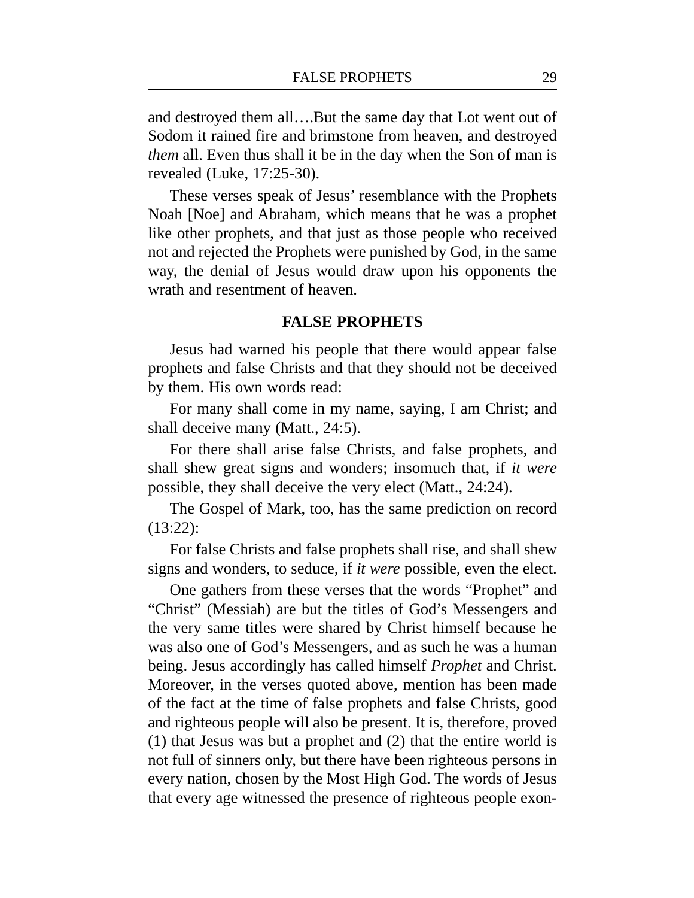and destroyed them all….But the same day that Lot went out of Sodom it rained fire and brimstone from heaven, and destroyed *them* all. Even thus shall it be in the day when the Son of man is revealed (Luke, 17:25-30).

These verses speak of Jesus' resemblance with the Prophets Noah [Noe] and Abraham, which means that he was a prophet like other prophets, and that just as those people who received not and rejected the Prophets were punished by God, in the same way, the denial of Jesus would draw upon his opponents the wrath and resentment of heaven.

## FALSE PROPHETS

Jesus had warned his people that there would appear false prophets and false Christs and that they should not be deceived by them. His own words read:

For many shall come in my name, saying, I am Christ; and shall deceive many (Matt., 24:5).

For there shall arise false Christs, and false prophets, and shall shew great signs and wonders; insomuch that, if *it were* possible, they shall deceive the very elect (Matt., 24:24).

The Gospel of Mark, too, has the same prediction on record (13:22):

For false Christs and false prophets shall rise, and shall shew signs and wonders, to seduce, if *it were* possible, even the elect.

One gathers from these verses that the words "Prophet" and "Christ" (Messiah) are but the titles of God's Messengers and the very same titles were shared by Christ himself because he was also one of God's Messengers, and as such he was a human being. Jesus accordingly has called himself *Prophet* and Christ. Moreover, in the verses quoted above, mention has been made of the fact at the time of false prophets and false Christs, good and righteous people will also be present. It is, therefore, proved (1) that Jesus was but a prophet and (2) that the entire world is not full of sinners only, but there have been righteous persons in every nation, chosen by the Most High God. The words of Jesus that every age witnessed the presence of righteous people exon-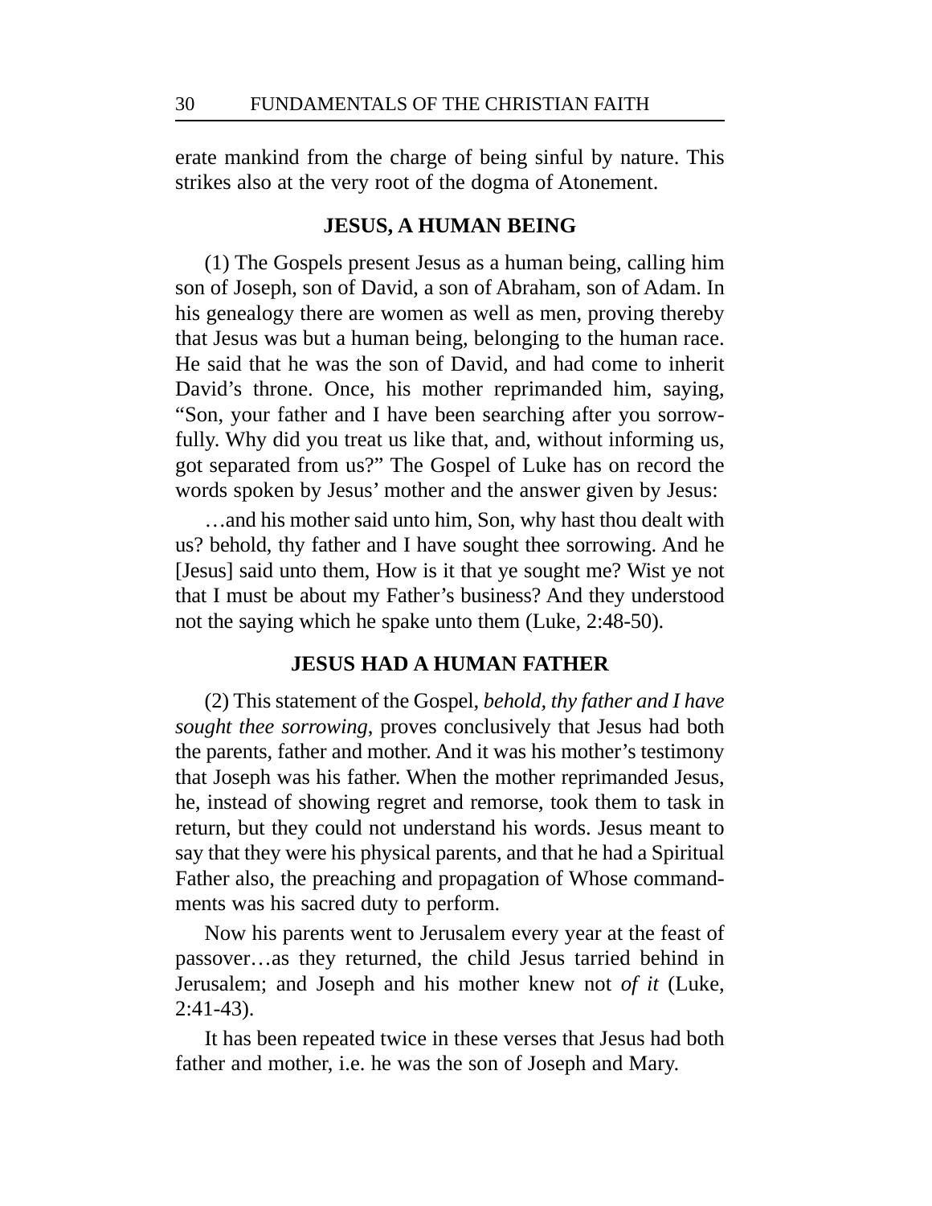erate mankind from the charge of being sinful by nature. This strikes also at the very root of the dogma of Atonement.

## JESUS, A HUMAN BEING

(1) The Gospels present Jesus as a human being, calling him son of Joseph, son of David, a son of Abraham, son of Adam. In his genealogy there are women as well as men, proving thereby that Jesus was but a human being, belonging to the human race. He said that he was the son of David, and had come to inherit David's throne. Once, his mother reprimanded him, saying, "Son, your father and I have been searching after you sorrowfully. Why did you treat us like that, and, without informing us, got separated from us?" The Gospel of Luke has on record the words spoken by Jesus' mother and the answer given by Jesus:

> …and his mother said unto him, Son, why hast thou dealt with us? behold, thy father and I have sought thee sorrowing. And he [Jesus] said unto them, How is it that ye sought me? Wist ye not that I must be about my Father's business? And they understood not the saying which he spake unto them (Luke, 2:48-50).

## JESUS HAD A HUMAN FATHER

(2) This statement of the Gospel, *behold, thy father and I have sought thee sorrowing*, proves conclusively that Jesus had both the parents, father and mother. And it was his mother's testimony that Joseph was his father. When the mother reprimanded Jesus, he, instead of showing regret and remorse, took them to task in return, but they could not understand his words. Jesus meant to say that they were his physical parents, and that he had a Spiritual Father also, the preaching and propagation of Whose commandments was his sacred duty to perform.

> Now his parents went to Jerusalem every year at the feast of passover…as they returned, the child Jesus tarried behind in Jerusalem; and Joseph and his mother knew not *of it* (Luke, 2:41-43).

It has been repeated twice in these verses that Jesus had both father and mother, i.e. he was the son of Joseph and Mary.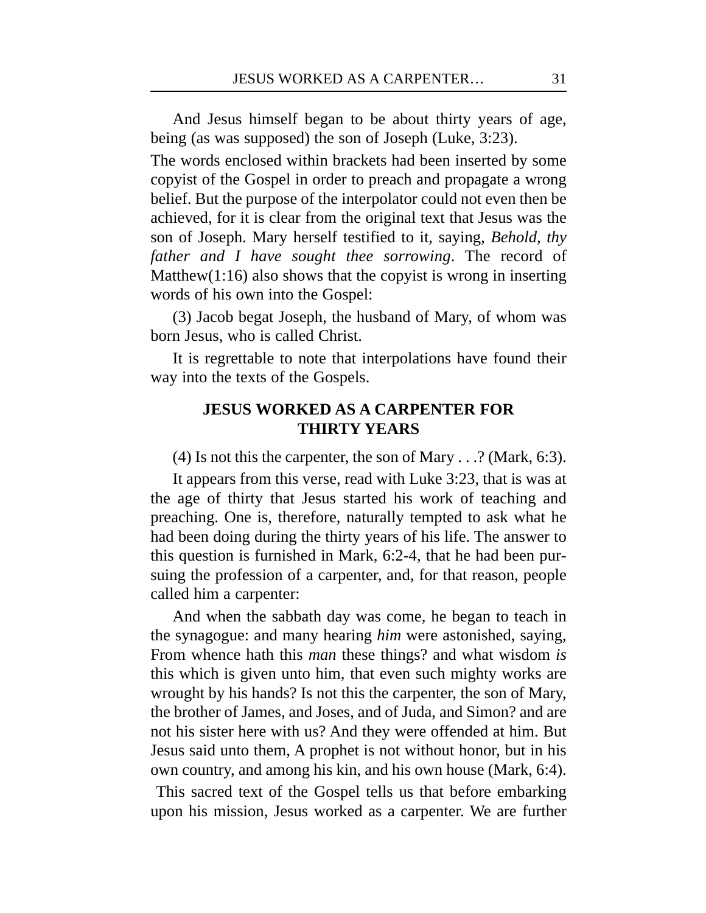And Jesus himself began to be about thirty years of age, being (as was supposed) the son of Joseph (Luke, 3:23).

The words enclosed within brackets had been inserted by some copyist of the Gospel in order to preach and propagate a wrong belief. But the purpose of the interpolator could not even then be achieved, for it is clear from the original text that Jesus was the son of Joseph. Mary herself testified to it, saying, *Behold, thy father and I have sought thee sorrowing*. The record of Matthew(1:16) also shows that the copyist is wrong in inserting words of his own into the Gospel:

(3) Jacob begat Joseph, the husband of Mary, of whom was born Jesus, who is called Christ.

It is regrettable to note that interpolations have found their way into the texts of the Gospels.

## JESUS WORKED AS A CARPENTER FOR THIRTY YEARS

(4) Is not this the carpenter, the son of Mary . . .? (Mark, 6:3).

It appears from this verse, read with Luke 3:23, that is was at the age of thirty that Jesus started his work of teaching and preaching. One is, therefore, naturally tempted to ask what he had been doing during the thirty years of his life. The answer to this question is furnished in Mark, 6:2-4, that he had been pursuing the profession of a carpenter, and, for that reason, people called him a carpenter:

And when the sabbath day was come, he began to teach in the synagogue: and many hearing *him* were astonished, saying, From whence hath this *man* these things? and what wisdom *is* this which is given unto him, that even such mighty works are wrought by his hands? Is not this the carpenter, the son of Mary, the brother of James, and Joses, and of Juda, and Simon? and are not his sister here with us? And they were offended at him. But Jesus said unto them, A prophet is not without honor, but in his own country, and among his kin, and his own house (Mark, 6:4).

This sacred text of the Gospel tells us that before embarking upon his mission, Jesus worked as a carpenter. We are further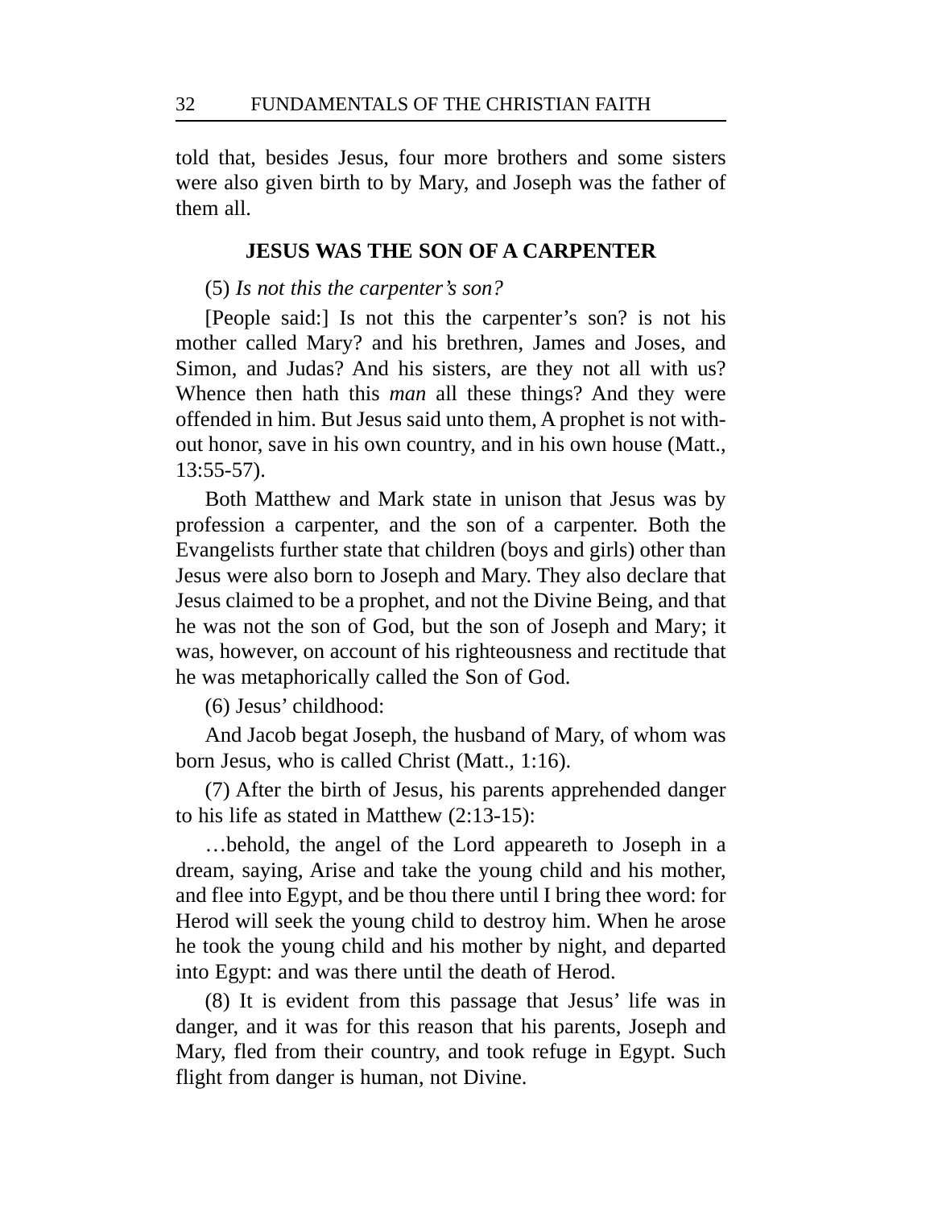told that, besides Jesus, four more brothers and some sisters were also given birth to by Mary, and Joseph was the father of them all.

### JESUS WAS THE SON OF A CARPENTER

(5) *Is not this the carpenter's son?*

[People said:] Is not this the carpenter's son? is not his mother called Mary? and his brethren, James and Joses, and Simon, and Judas? And his sisters, are they not all with us? Whence then hath this *man* all these things? And they were offended in him. But Jesus said unto them, A prophet is not without honor, save in his own country, and in his own house (Matt., 13:55-57).

Both Matthew and Mark state in unison that Jesus was by profession a carpenter, and the son of a carpenter. Both the Evangelists further state that children (boys and girls) other than Jesus were also born to Joseph and Mary. They also declare that Jesus claimed to be a prophet, and not the Divine Being, and that he was not the son of God, but the son of Joseph and Mary; it was, however, on account of his righteousness and rectitude that he was metaphorically called the Son of God.

(6) Jesus' childhood:

And Jacob begat Joseph, the husband of Mary, of whom was born Jesus, who is called Christ (Matt., 1:16).

(7) After the birth of Jesus, his parents apprehended danger to his life as stated in Matthew (2:13-15):

…behold, the angel of the Lord appeareth to Joseph in a dream, saying, Arise and take the young child and his mother, and flee into Egypt, and be thou there until I bring thee word: for Herod will seek the young child to destroy him. When he arose he took the young child and his mother by night, and departed into Egypt: and was there until the death of Herod.

(8) It is evident from this passage that Jesus' life was in danger, and it was for this reason that his parents, Joseph and Mary, fled from their country, and took refuge in Egypt. Such flight from danger is human, not Divine.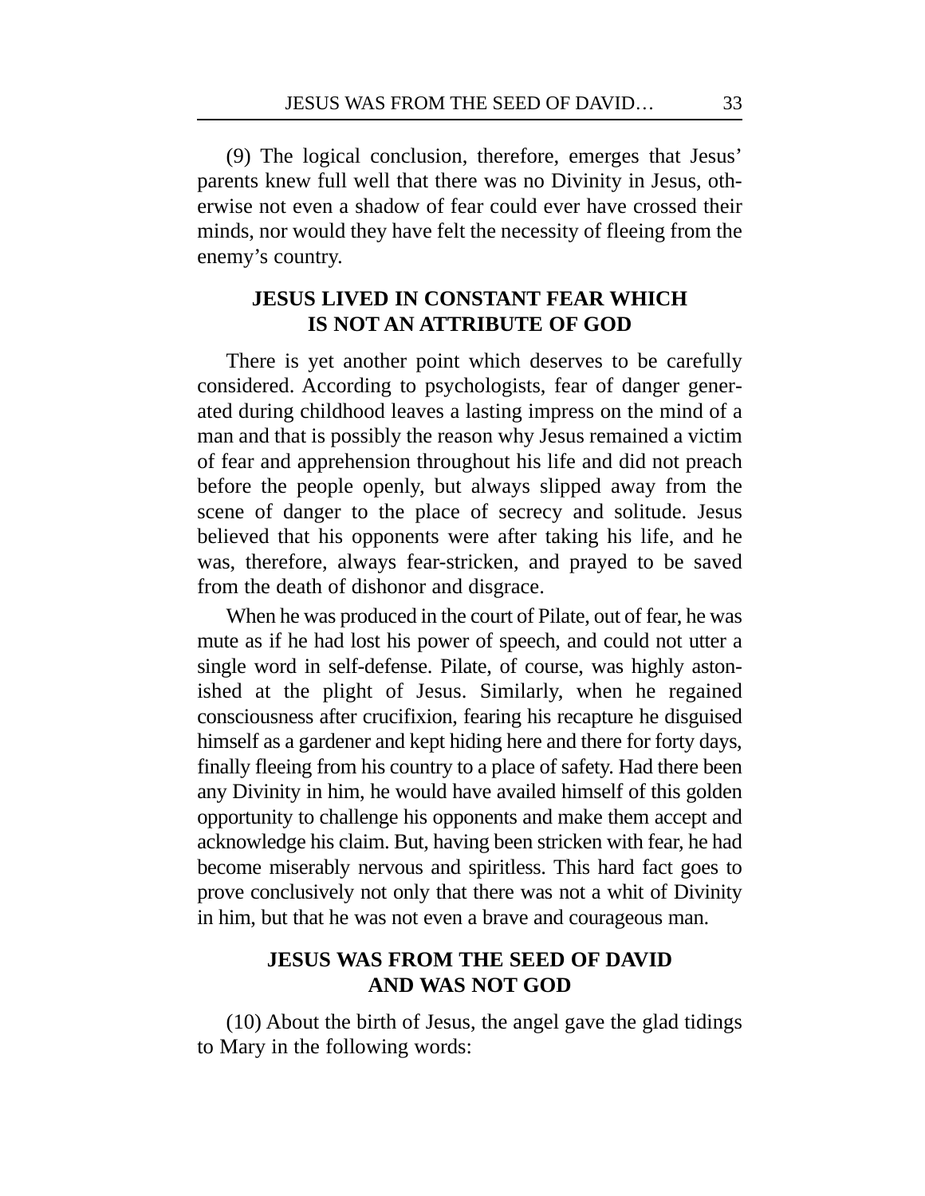(9) The logical conclusion, therefore, emerges that Jesus' parents knew full well that there was no Divinity in Jesus, otherwise not even a shadow of fear could ever have crossed their minds, nor would they have felt the necessity of fleeing from the enemy's country.

## JESUS LIVED IN CONSTANT FEAR WHICH IS NOT AN ATTRIBUTE OF GOD

There is yet another point which deserves to be carefully considered. According to psychologists, fear of danger generated during childhood leaves a lasting impress on the mind of a man and that is possibly the reason why Jesus remained a victim of fear and apprehension throughout his life and did not preach before the people openly, but always slipped away from the scene of danger to the place of secrecy and solitude. Jesus believed that his opponents were after taking his life, and he was, therefore, always fear-stricken, and prayed to be saved from the death of dishonor and disgrace.

When he was produced in the court of Pilate, out of fear, he was mute as if he had lost his power of speech, and could not utter a single word in self-defense. Pilate, of course, was highly astonished at the plight of Jesus. Similarly, when he regained consciousness after crucifixion, fearing his recapture he disguised himself as a gardener and kept hiding here and there for forty days, finally fleeing from his country to a place of safety. Had there been any Divinity in him, he would have availed himself of this golden opportunity to challenge his opponents and make them accept and acknowledge his claim. But, having been stricken with fear, he had become miserably nervous and spiritless. This hard fact goes to prove conclusively not only that there was not a whit of Divinity in him, but that he was not even a brave and courageous man.

## JESUS WAS FROM THE SEED OF DAVID AND WAS NOT GOD

(10) About the birth of Jesus, the angel gave the glad tidings to Mary in the following words: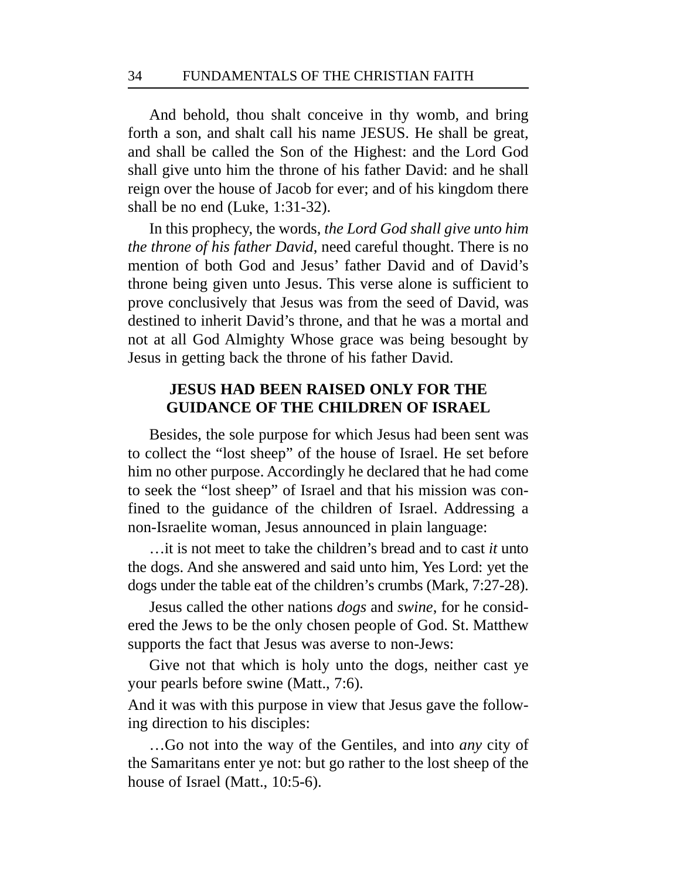And behold, thou shalt conceive in thy womb, and bring forth a son, and shalt call his name JESUS. He shall be great, and shall be called the Son of the Highest: and the Lord God shall give unto him the throne of his father David: and he shall reign over the house of Jacob for ever; and of his kingdom there shall be no end (Luke, 1:31-32).

In this prophecy, the words, *the Lord God shall give unto him the throne of his father David*, need careful thought. There is no mention of both God and Jesus' father David and of David's throne being given unto Jesus. This verse alone is sufficient to prove conclusively that Jesus was from the seed of David, was destined to inherit David's throne, and that he was a mortal and not at all God Almighty Whose grace was being besought by Jesus in getting back the throne of his father David.

## JESUS HAD BEEN RAISED ONLY FOR THE GUIDANCE OF THE CHILDREN OF ISRAEL

Besides, the sole purpose for which Jesus had been sent was to collect the "lost sheep" of the house of Israel. He set before him no other purpose. Accordingly he declared that he had come to seek the "lost sheep" of Israel and that his mission was confined to the guidance of the children of Israel. Addressing a non-Israelite woman, Jesus announced in plain language:

…it is not meet to take the children's bread and to cast *it* unto the dogs. And she answered and said unto him, Yes Lord: yet the dogs under the table eat of the children's crumbs (Mark, 7:27-28).

Jesus called the other nations *dogs* and *swine*, for he considered the Jews to be the only chosen people of God. St. Matthew supports the fact that Jesus was averse to non-Jews:

Give not that which is holy unto the dogs, neither cast ye your pearls before swine (Matt., 7:6).

And it was with this purpose in view that Jesus gave the following direction to his disciples:

…Go not into the way of the Gentiles, and into *any* city of the Samaritans enter ye not: but go rather to the lost sheep of the house of Israel (Matt., 10:5-6).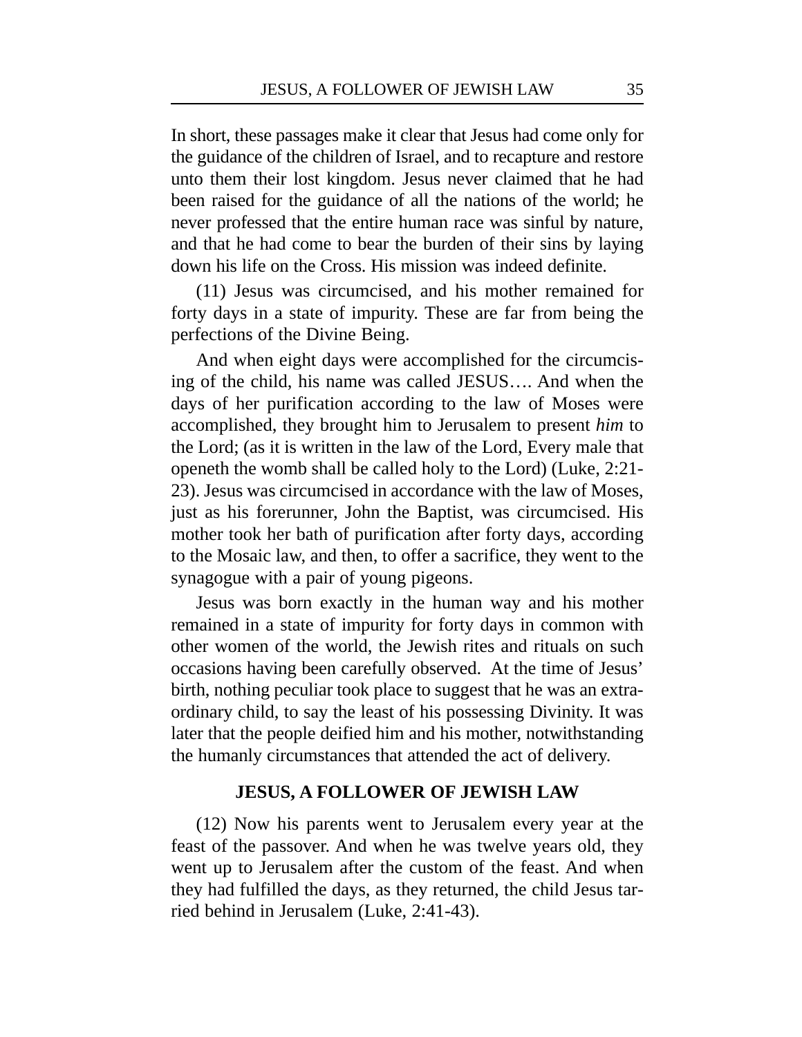In short, these passages make it clear that Jesus had come only for the guidance of the children of Israel, and to recapture and restore unto them their lost kingdom. Jesus never claimed that he had been raised for the guidance of all the nations of the world; he never professed that the entire human race was sinful by nature, and that he had come to bear the burden of their sins by laying down his life on the Cross. His mission was indeed definite.

(11) Jesus was circumcised, and his mother remained for forty days in a state of impurity. These are far from being the perfections of the Divine Being.

And when eight days were accomplished for the circumcising of the child, his name was called JESUS…. And when the days of her purification according to the law of Moses were accomplished, they brought him to Jerusalem to present *him* to the Lord; (as it is written in the law of the Lord, Every male that openeth the womb shall be called holy to the Lord) (Luke, 2:21-23). Jesus was circumcised in accordance with the law of Moses, just as his forerunner, John the Baptist, was circumcised. His mother took her bath of purification after forty days, according to the Mosaic law, and then, to offer a sacrifice, they went to the synagogue with a pair of young pigeons.

Jesus was born exactly in the human way and his mother remained in a state of impurity for forty days in common with other women of the world, the Jewish rites and rituals on such occasions having been carefully observed. At the time of Jesus' birth, nothing peculiar took place to suggest that he was an extraordinary child, to say the least of his possessing Divinity. It was later that the people deified him and his mother, notwithstanding the humanly circumstances that attended the act of delivery.

## JESUS, A FOLLOWER OF JEWISH LAW

(12) Now his parents went to Jerusalem every year at the feast of the passover. And when he was twelve years old, they went up to Jerusalem after the custom of the feast. And when they had fulfilled the days, as they returned, the child Jesus tarried behind in Jerusalem (Luke, 2:41-43).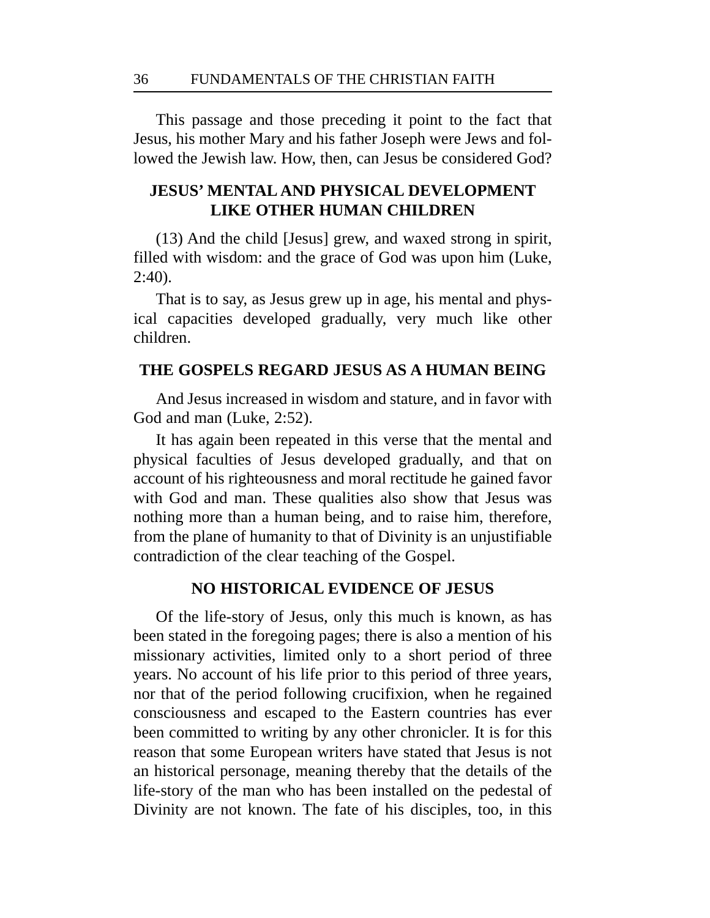This passage and those preceding it point to the fact that Jesus, his mother Mary and his father Joseph were Jews and followed the Jewish law. How, then, can Jesus be considered God?

## JESUS' MENTAL AND PHYSICAL DEVELOPMENT LIKE OTHER HUMAN CHILDREN

(13) And the child [Jesus] grew, and waxed strong in spirit, filled with wisdom: and the grace of God was upon him (Luke, 2:40).

That is to say, as Jesus grew up in age, his mental and physical capacities developed gradually, very much like other children.

## THE GOSPELS REGARD JESUS AS A HUMAN BEING

And Jesus increased in wisdom and stature, and in favor with God and man (Luke, 2:52).

It has again been repeated in this verse that the mental and physical faculties of Jesus developed gradually, and that on account of his righteousness and moral rectitude he gained favor with God and man. These qualities also show that Jesus was nothing more than a human being, and to raise him, therefore, from the plane of humanity to that of Divinity is an unjustifiable contradiction of the clear teaching of the Gospel.

## NO HISTORICAL EVIDENCE OF JESUS

Of the life-story of Jesus, only this much is known, as has been stated in the foregoing pages; there is also a mention of his missionary activities, limited only to a short period of three years. No account of his life prior to this period of three years, nor that of the period following crucifixion, when he regained consciousness and escaped to the Eastern countries has ever been committed to writing by any other chronicler. It is for this reason that some European writers have stated that Jesus is not an historical personage, meaning thereby that the details of the life-story of the man who has been installed on the pedestal of Divinity are not known. The fate of his disciples, too, in this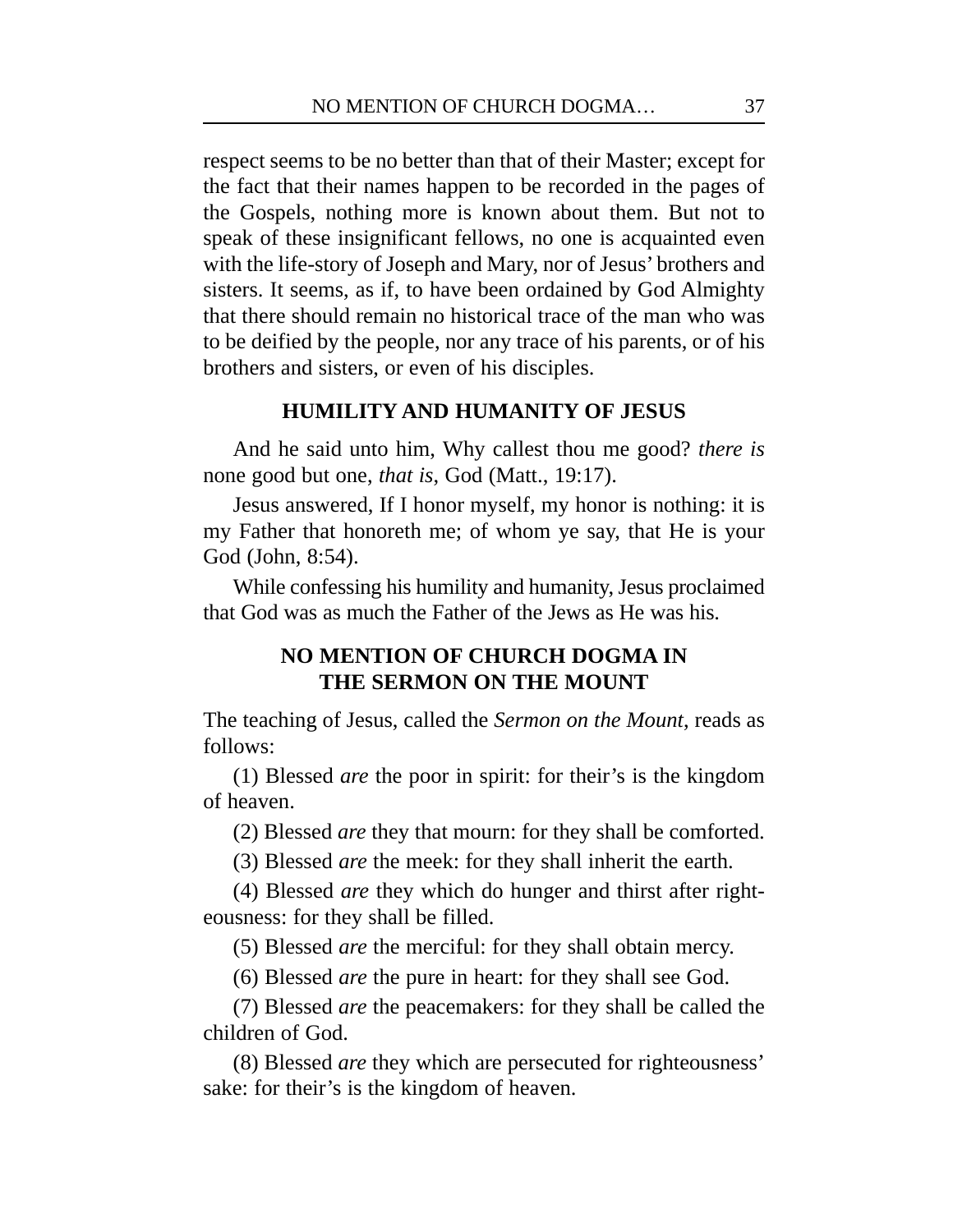respect seems to be no better than that of their Master; except for the fact that their names happen to be recorded in the pages of the Gospels, nothing more is known about them. But not to speak of these insignificant fellows, no one is acquainted even with the life-story of Joseph and Mary, nor of Jesus' brothers and sisters. It seems, as if, to have been ordained by God Almighty that there should remain no historical trace of the man who was to be deified by the people, nor any trace of his parents, or of his brothers and sisters, or even of his disciples.

## HUMILITY AND HUMANITY OF JESUS

And he said unto him, Why callest thou me good? *there is* none good but one, *that is*, God (Matt., 19:17).

Jesus answered, If I honor myself, my honor is nothing: it is my Father that honoreth me; of whom ye say, that He is your God (John, 8:54).

While confessing his humility and humanity, Jesus proclaimed that God was as much the Father of the Jews as He was his.

## NO MENTION OF CHURCH DOGMA IN THE SERMON ON THE MOUNT

The teaching of Jesus, called the *Sermon on the Mount*, reads as follows:

(1) Blessed *are* the poor in spirit: for their's is the kingdom of heaven.

(2) Blessed *are* they that mourn: for they shall be comforted.

(3) Blessed *are* the meek: for they shall inherit the earth.

(4) Blessed *are* they which do hunger and thirst after righteousness: for they shall be filled.

(5) Blessed *are* the merciful: for they shall obtain mercy.

(6) Blessed *are* the pure in heart: for they shall see God.

(7) Blessed *are* the peacemakers: for they shall be called the children of God.

(8) Blessed *are* they which are persecuted for righteousness' sake: for their's is the kingdom of heaven.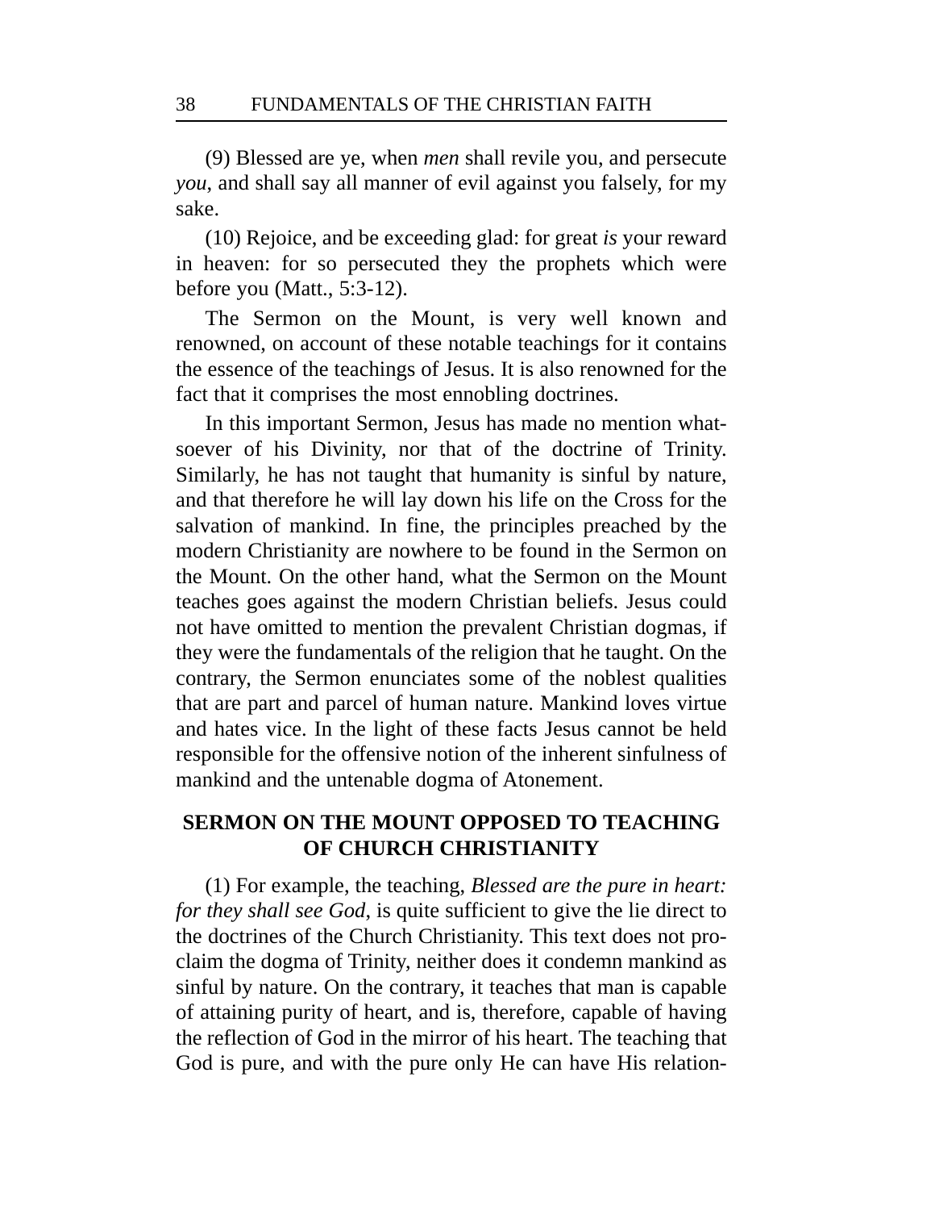(9) Blessed are ye, when *men* shall revile you, and persecute *you*, and shall say all manner of evil against you falsely, for my sake.

(10) Rejoice, and be exceeding glad: for great *is* your reward in heaven: for so persecuted they the prophets which were before you (Matt., 5:3-12).

The Sermon on the Mount, is very well known and renowned, on account of these notable teachings for it contains the essence of the teachings of Jesus. It is also renowned for the fact that it comprises the most ennobling doctrines.

In this important Sermon, Jesus has made no mention whatsoever of his Divinity, nor that of the doctrine of Trinity. Similarly, he has not taught that humanity is sinful by nature, and that therefore he will lay down his life on the Cross for the salvation of mankind. In fine, the principles preached by the modern Christianity are nowhere to be found in the Sermon on the Mount. On the other hand, what the Sermon on the Mount teaches goes against the modern Christian beliefs. Jesus could not have omitted to mention the prevalent Christian dogmas, if they were the fundamentals of the religion that he taught. On the contrary, the Sermon enunciates some of the noblest qualities that are part and parcel of human nature. Mankind loves virtue and hates vice. In the light of these facts Jesus cannot be held responsible for the offensive notion of the inherent sinfulness of mankind and the untenable dogma of Atonement.

## SERMON ON THE MOUNT OPPOSED TO TEACHING OF CHURCH CHRISTIANITY

(1) For example, the teaching, *Blessed are the pure in heart: for they shall see God*, is quite sufficient to give the lie direct to the doctrines of the Church Christianity. This text does not proclaim the dogma of Trinity, neither does it condemn mankind as sinful by nature. On the contrary, it teaches that man is capable of attaining purity of heart, and is, therefore, capable of having the reflection of God in the mirror of his heart. The teaching that God is pure, and with the pure only He can have His relation-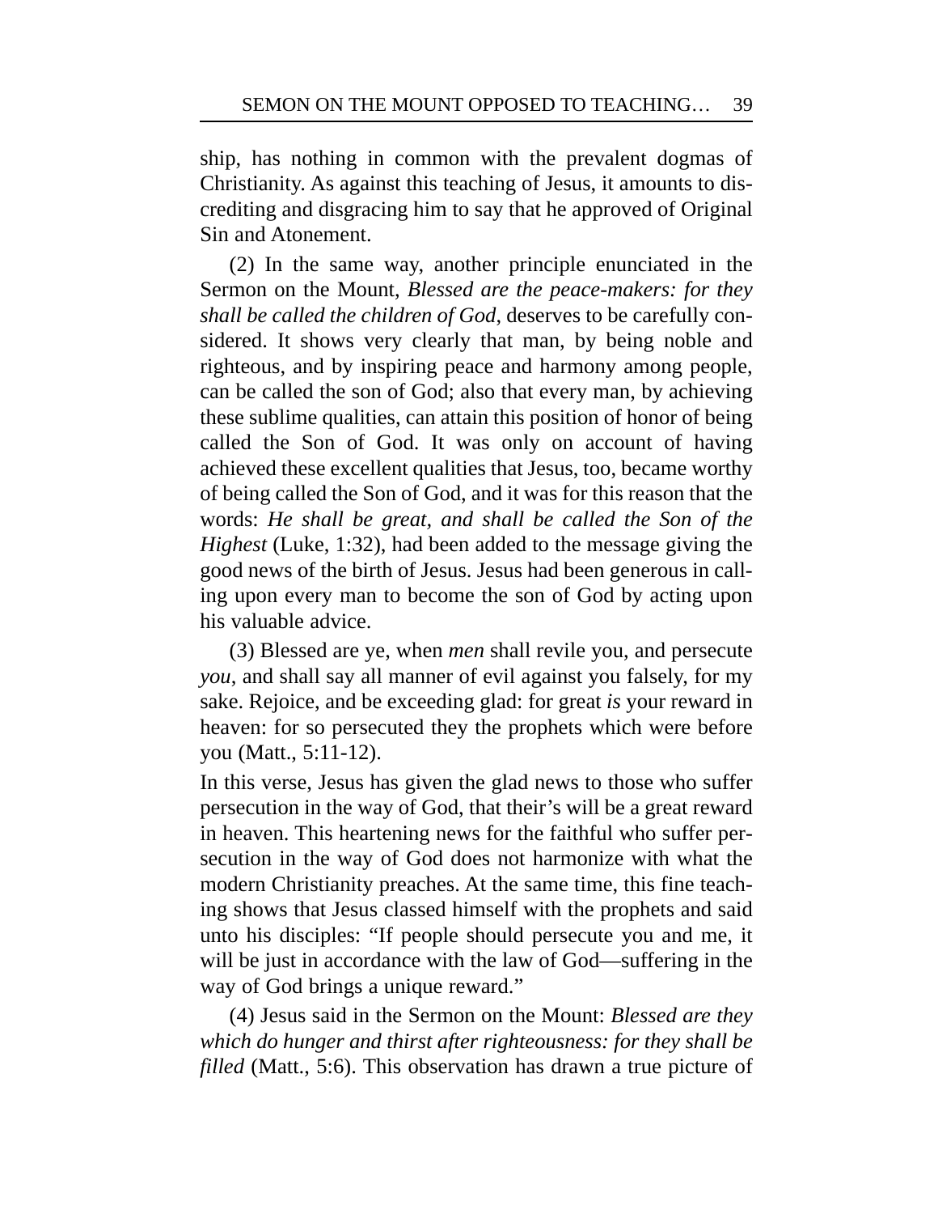ship, has nothing in common with the prevalent dogmas of Christianity. As against this teaching of Jesus, it amounts to discrediting and disgracing him to say that he approved of Original Sin and Atonement.

(2) In the same way, another principle enunciated in the Sermon on the Mount, *Blessed are the peace-makers: for they shall be called the children of God*, deserves to be carefully considered. It shows very clearly that man, by being noble and righteous, and by inspiring peace and harmony among people, can be called the son of God; also that every man, by achieving these sublime qualities, can attain this position of honor of being called the Son of God. It was only on account of having achieved these excellent qualities that Jesus, too, became worthy of being called the Son of God, and it was for this reason that the words: *He shall be great, and shall be called the Son of the Highest* (Luke, 1:32), had been added to the message giving the good news of the birth of Jesus. Jesus had been generous in calling upon every man to become the son of God by acting upon his valuable advice.

(3) Blessed are ye, when *men* shall revile you, and persecute *you*, and shall say all manner of evil against you falsely, for my sake. Rejoice, and be exceeding glad: for great *is* your reward in heaven: for so persecuted they the prophets which were before you (Matt., 5:11-12).

In this verse, Jesus has given the glad news to those who suffer persecution in the way of God, that their's will be a great reward in heaven. This heartening news for the faithful who suffer persecution in the way of God does not harmonize with what the modern Christianity preaches. At the same time, this fine teaching shows that Jesus classed himself with the prophets and said unto his disciples: "If people should persecute you and me, it will be just in accordance with the law of God—suffering in the way of God brings a unique reward."

(4) Jesus said in the Sermon on the Mount: *Blessed are they which do hunger and thirst after righteousness: for they shall be filled* (Matt., 5:6). This observation has drawn a true picture of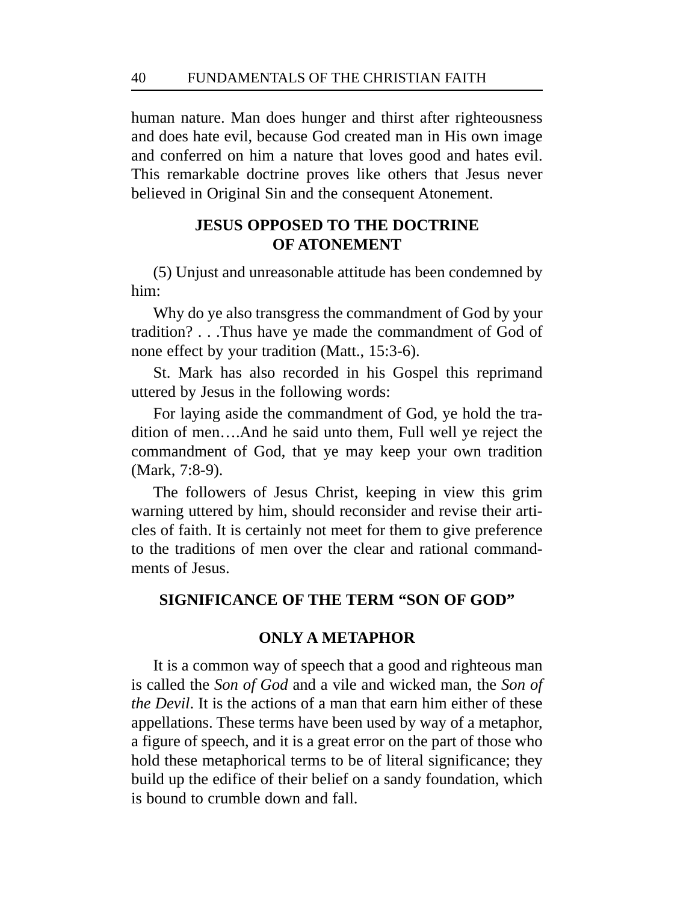human nature. Man does hunger and thirst after righteousness and does hate evil, because God created man in His own image and conferred on him a nature that loves good and hates evil. This remarkable doctrine proves like others that Jesus never believed in Original Sin and the consequent Atonement.

## JESUS OPPOSED TO THE DOCTRINE OF ATONEMENT

(5) Unjust and unreasonable attitude has been condemned by him:

Why do ye also transgress the commandment of God by your tradition? . . .Thus have ye made the commandment of God of none effect by your tradition (Matt., 15:3-6).

St. Mark has also recorded in his Gospel this reprimand uttered by Jesus in the following words:

For laying aside the commandment of God, ye hold the tradition of men….And he said unto them, Full well ye reject the commandment of God, that ye may keep your own tradition (Mark, 7:8-9).

The followers of Jesus Christ, keeping in view this grim warning uttered by him, should reconsider and revise their articles of faith. It is certainly not meet for them to give preference to the traditions of men over the clear and rational commandments of Jesus.

## SIGNIFICANCE OF THE TERM "SON OF GOD"

### ONLY A METAPHOR

It is a common way of speech that a good and righteous man is called the *Son of God* and a vile and wicked man, the *Son of the Devil*. It is the actions of a man that earn him either of these appellations. These terms have been used by way of a metaphor, a figure of speech, and it is a great error on the part of those who hold these metaphorical terms to be of literal significance; they build up the edifice of their belief on a sandy foundation, which is bound to crumble down and fall.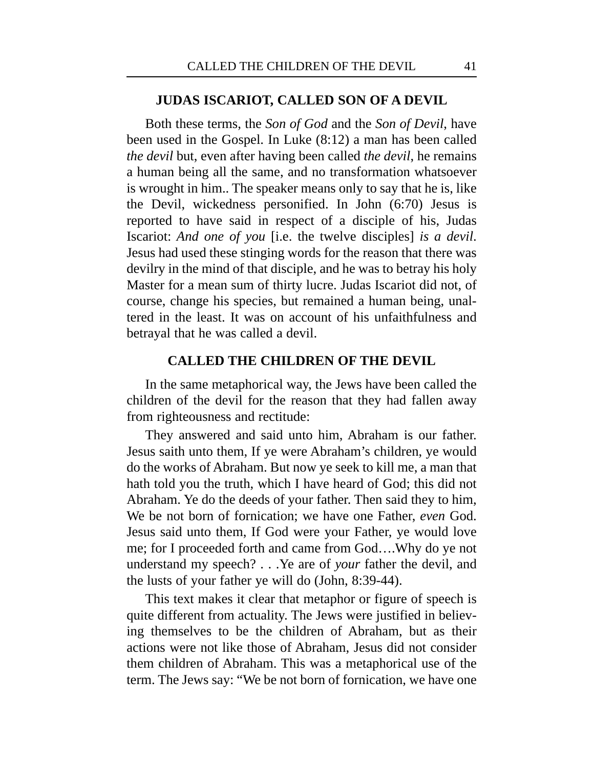## JUDAS ISCARIOT, CALLED SON OF A DEVIL

Both these terms, the *Son of God* and the *Son of Devil*, have been used in the Gospel. In Luke (8:12) a man has been called *the devil* but, even after having been called *the devil*, he remains a human being all the same, and no transformation whatsoever is wrought in him.. The speaker means only to say that he is, like the Devil, wickedness personified. In John (6:70) Jesus is reported to have said in respect of a disciple of his, Judas Iscariot: *And one of you* [i.e. the twelve disciples] *is a devil*. Jesus had used these stinging words for the reason that there was devilry in the mind of that disciple, and he was to betray his holy Master for a mean sum of thirty lucre. Judas Iscariot did not, of course, change his species, but remained a human being, unaltered in the least. It was on account of his unfaithfulness and betrayal that he was called a devil.

## CALLED THE CHILDREN OF THE DEVIL

In the same metaphorical way, the Jews have been called the children of the devil for the reason that they had fallen away from righteousness and rectitude:

They answered and said unto him, Abraham is our father. Jesus saith unto them, If ye were Abraham's children, ye would do the works of Abraham. But now ye seek to kill me, a man that hath told you the truth, which I have heard of God; this did not Abraham. Ye do the deeds of your father. Then said they to him, We be not born of fornication; we have one Father, *even* God. Jesus said unto them, If God were your Father, ye would love me; for I proceeded forth and came from God….Why do ye not understand my speech? . . .Ye are of *your* father the devil, and the lusts of your father ye will do (John, 8:39-44).

This text makes it clear that metaphor or figure of speech is quite different from actuality. The Jews were justified in believing themselves to be the children of Abraham, but as their actions were not like those of Abraham, Jesus did not consider them children of Abraham. This was a metaphorical use of the term. The Jews say: "We be not born of fornication, we have one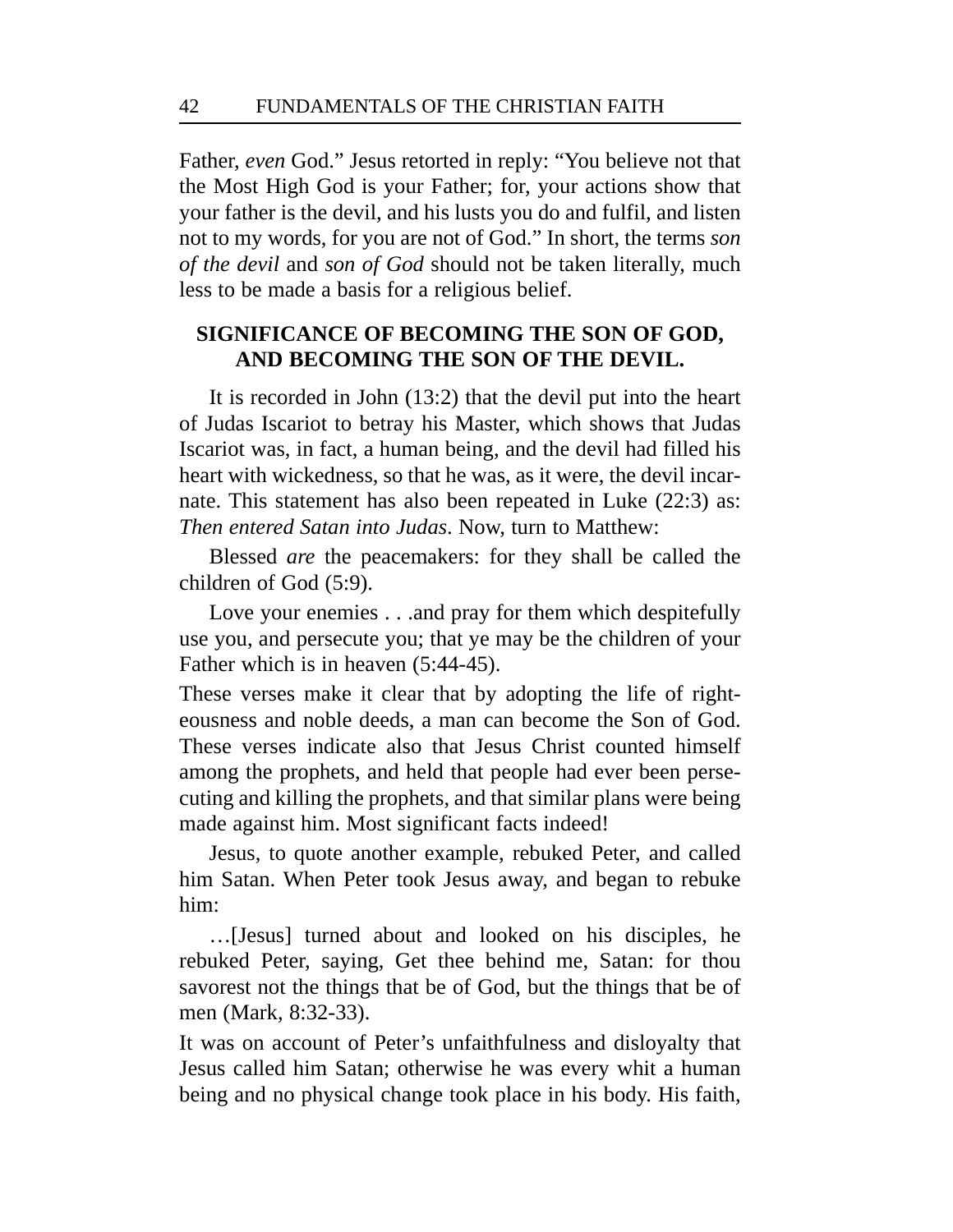Father, *even* God." Jesus retorted in reply: "You believe not that the Most High God is your Father; for, your actions show that your father is the devil, and his lusts you do and fulfil, and listen not to my words, for you are not of God." In short, the terms *son of the devil* and *son of God* should not be taken literally, much less to be made a basis for a religious belief.

## SIGNIFICANCE OF BECOMING THE SON OF GOD, AND BECOMING THE SON OF THE DEVIL.

It is recorded in John (13:2) that the devil put into the heart of Judas Iscariot to betray his Master, which shows that Judas Iscariot was, in fact, a human being, and the devil had filled his heart with wickedness, so that he was, as it were, the devil incarnate. This statement has also been repeated in Luke (22:3) as: *Then entered Satan into Judas*. Now, turn to Matthew:

> Blessed *are* the peacemakers: for they shall be called the children of God (5:9).

> Love your enemies . . .and pray for them which despitefully use you, and persecute you; that ye may be the children of your Father which is in heaven (5:44-45).

These verses make it clear that by adopting the life of righteousness and noble deeds, a man can become the Son of God. These verses indicate also that Jesus Christ counted himself among the prophets, and held that people had ever been persecuting and killing the prophets, and that similar plans were being made against him. Most significant facts indeed!

Jesus, to quote another example, rebuked Peter, and called him Satan. When Peter took Jesus away, and began to rebuke him:

> …[Jesus] turned about and looked on his disciples, he rebuked Peter, saying, Get thee behind me, Satan: for thou savorest not the things that be of God, but the things that be of men (Mark, 8:32-33).

It was on account of Peter's unfaithfulness and disloyalty that Jesus called him Satan; otherwise he was every whit a human being and no physical change took place in his body. His faith,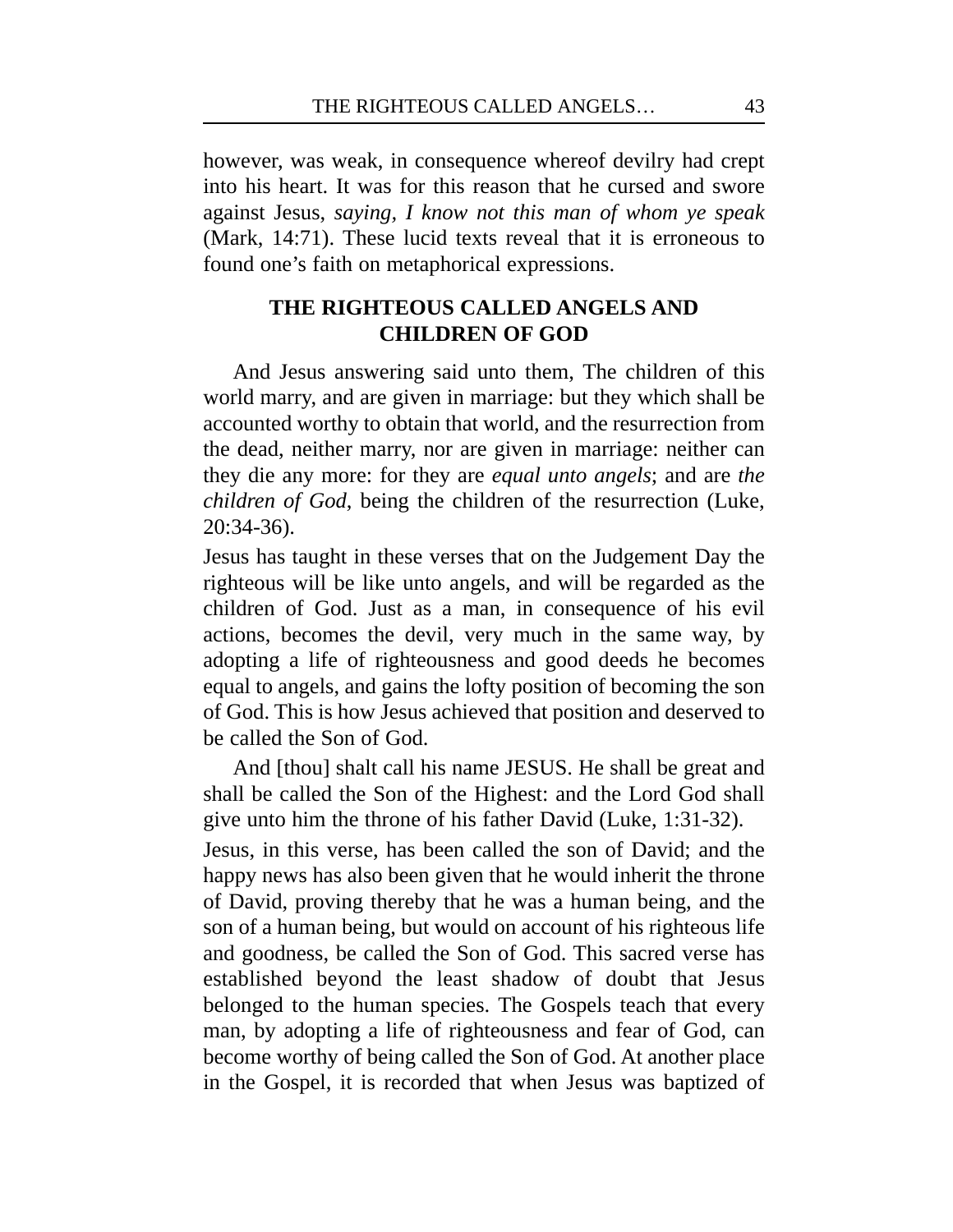however, was weak, in consequence whereof devilry had crept into his heart. It was for this reason that he cursed and swore against Jesus, *saying, I know not this man of whom ye speak* (Mark, 14:71). These lucid texts reveal that it is erroneous to found one's faith on metaphorical expressions.

## THE RIGHTEOUS CALLED ANGELS AND CHILDREN OF GOD

And Jesus answering said unto them, The children of this world marry, and are given in marriage: but they which shall be accounted worthy to obtain that world, and the resurrection from the dead, neither marry, nor are given in marriage: neither can they die any more: for they are *equal unto angels*; and are *the children of God*, being the children of the resurrection (Luke, 20:34-36).

Jesus has taught in these verses that on the Judgement Day the righteous will be like unto angels, and will be regarded as the children of God. Just as a man, in consequence of his evil actions, becomes the devil, very much in the same way, by adopting a life of righteousness and good deeds he becomes equal to angels, and gains the lofty position of becoming the son of God. This is how Jesus achieved that position and deserved to be called the Son of God.

And [thou] shalt call his name JESUS. He shall be great and shall be called the Son of the Highest: and the Lord God shall give unto him the throne of his father David (Luke, 1:31-32).

Jesus, in this verse, has been called the son of David; and the happy news has also been given that he would inherit the throne of David, proving thereby that he was a human being, and the son of a human being, but would on account of his righteous life and goodness, be called the Son of God. This sacred verse has established beyond the least shadow of doubt that Jesus belonged to the human species. The Gospels teach that every man, by adopting a life of righteousness and fear of God, can become worthy of being called the Son of God. At another place in the Gospel, it is recorded that when Jesus was baptized of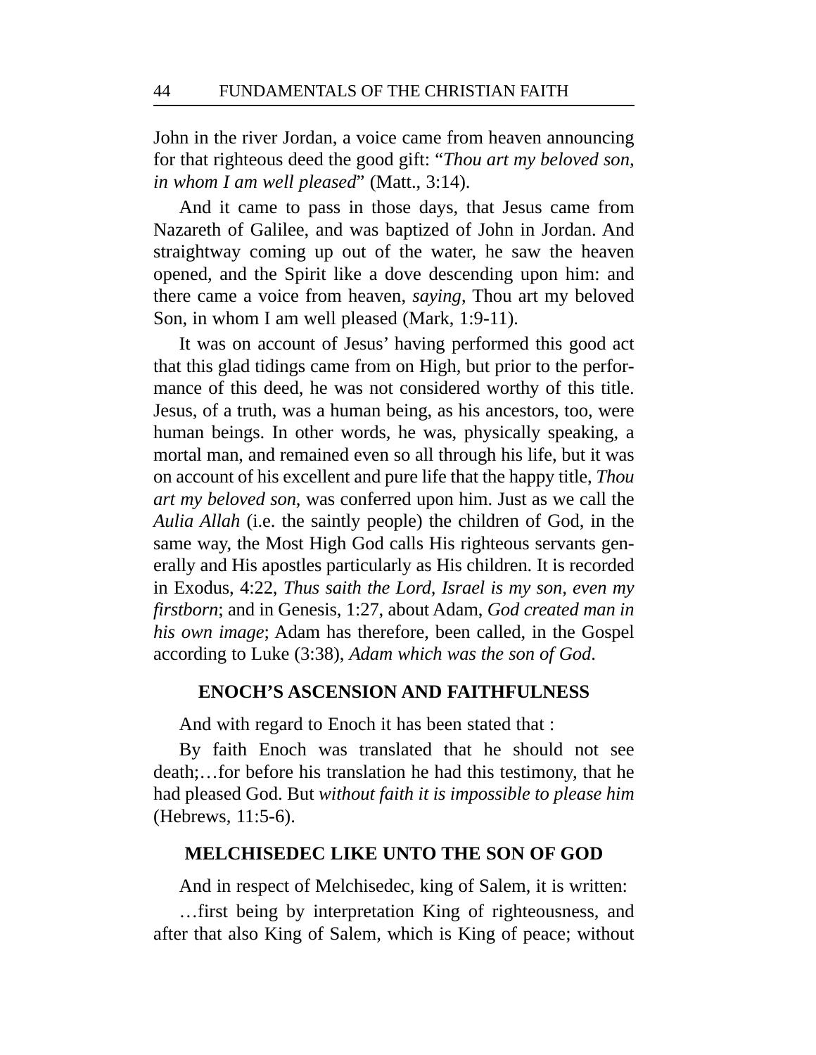John in the river Jordan, a voice came from heaven announcing for that righteous deed the good gift: "*Thou art my beloved son, in whom I am well pleased*" (Matt., 3:14).

And it came to pass in those days, that Jesus came from Nazareth of Galilee, and was baptized of John in Jordan. And straightway coming up out of the water, he saw the heaven opened, and the Spirit like a dove descending upon him: and there came a voice from heaven, *saying*, Thou art my beloved Son, in whom I am well pleased (Mark, 1:9-11).

It was on account of Jesus' having performed this good act that this glad tidings came from on High, but prior to the performance of this deed, he was not considered worthy of this title. Jesus, of a truth, was a human being, as his ancestors, too, were human beings. In other words, he was, physically speaking, a mortal man, and remained even so all through his life, but it was on account of his excellent and pure life that the happy title, *Thou art my beloved son*, was conferred upon him. Just as we call the *Aulia Allah* (i.e. the saintly people) the children of God, in the same way, the Most High God calls His righteous servants generally and His apostles particularly as His children. It is recorded in Exodus, 4:22, *Thus saith the Lord, Israel is my son, even my firstborn*; and in Genesis, 1:27, about Adam, *God created man in his own image*; Adam has therefore, been called, in the Gospel according to Luke (3:38), *Adam which was the son of God*.

## ENOCH'S ASCENSION AND FAITHFULNESS

And with regard to Enoch it has been stated that :

By faith Enoch was translated that he should not see death;…for before his translation he had this testimony, that he had pleased God. But *without faith it is impossible to please him* (Hebrews, 11:5-6).

## MELCHISEDEC LIKE UNTO THE SON OF GOD

And in respect of Melchisedec, king of Salem, it is written:

…first being by interpretation King of righteousness, and after that also King of Salem, which is King of peace; without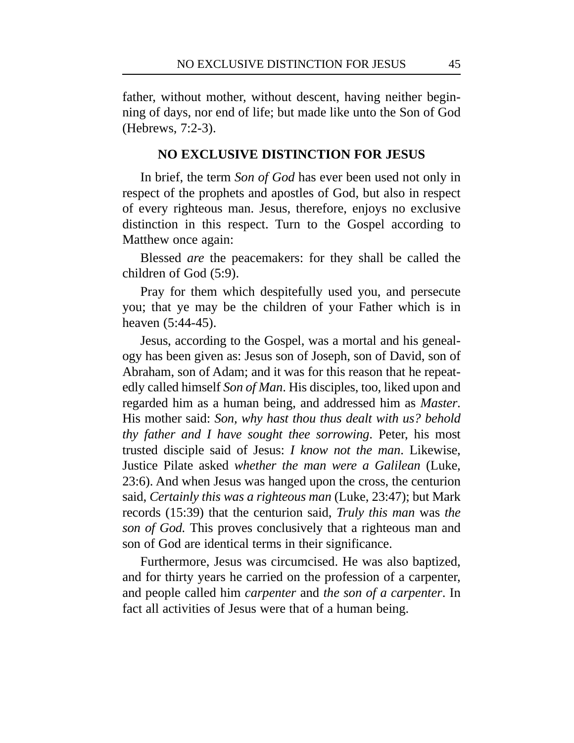father, without mother, without descent, having neither beginning of days, nor end of life; but made like unto the Son of God (Hebrews, 7:2-3).

## NO EXCLUSIVE DISTINCTION FOR JESUS

In brief, the term *Son of God* has ever been used not only in respect of the prophets and apostles of God, but also in respect of every righteous man. Jesus, therefore, enjoys no exclusive distinction in this respect. Turn to the Gospel according to Matthew once again:

Blessed *are* the peacemakers: for they shall be called the children of God (5:9).

Pray for them which despitefully used you, and persecute you; that ye may be the children of your Father which is in heaven (5:44-45).

Jesus, according to the Gospel, was a mortal and his genealogy has been given as: Jesus son of Joseph, son of David, son of Abraham, son of Adam; and it was for this reason that he repeatedly called himself *Son of Man*. His disciples, too, liked upon and regarded him as a human being, and addressed him as *Master*. His mother said: *Son, why hast thou thus dealt with us? behold thy father and I have sought thee sorrowing*. Peter, his most trusted disciple said of Jesus: *I know not the man*. Likewise, Justice Pilate asked *whether the man were a Galilean* (Luke, 23:6). And when Jesus was hanged upon the cross, the centurion said, *Certainly this was a righteous man* (Luke, 23:47); but Mark records (15:39) that the centurion said, *Truly this man* was *the son of God.* This proves conclusively that a righteous man and son of God are identical terms in their significance.

Furthermore, Jesus was circumcised. He was also baptized, and for thirty years he carried on the profession of a carpenter, and people called him *carpenter* and *the son of a carpenter*. In fact all activities of Jesus were that of a human being.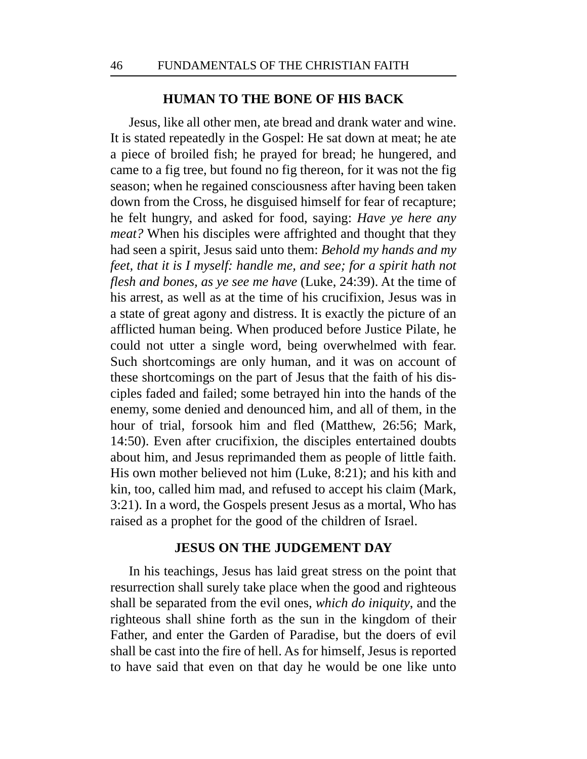## HUMAN TO THE BONE OF HIS BACK

Jesus, like all other men, ate bread and drank water and wine. It is stated repeatedly in the Gospel: He sat down at meat; he ate a piece of broiled fish; he prayed for bread; he hungered, and came to a fig tree, but found no fig thereon, for it was not the fig season; when he regained consciousness after having been taken down from the Cross, he disguised himself for fear of recapture; he felt hungry, and asked for food, saying: *Have ye here any meat?* When his disciples were affrighted and thought that they had seen a spirit, Jesus said unto them: *Behold my hands and my feet, that it is I myself: handle me, and see; for a spirit hath not flesh and bones, as ye see me have* (Luke, 24:39). At the time of his arrest, as well as at the time of his crucifixion, Jesus was in a state of great agony and distress. It is exactly the picture of an afflicted human being. When produced before Justice Pilate, he could not utter a single word, being overwhelmed with fear. Such shortcomings are only human, and it was on account of these shortcomings on the part of Jesus that the faith of his disciples faded and failed; some betrayed hin into the hands of the enemy, some denied and denounced him, and all of them, in the hour of trial, forsook him and fled (Matthew, 26:56; Mark, 14:50). Even after crucifixion, the disciples entertained doubts about him, and Jesus reprimanded them as people of little faith. His own mother believed not him (Luke, 8:21); and his kith and kin, too, called him mad, and refused to accept his claim (Mark, 3:21). In a word, the Gospels present Jesus as a mortal, Who has raised as a prophet for the good of the children of Israel.

## JESUS ON THE JUDGEMENT DAY

In his teachings, Jesus has laid great stress on the point that resurrection shall surely take place when the good and righteous shall be separated from the evil ones, *which do iniquity*, and the righteous shall shine forth as the sun in the kingdom of their Father, and enter the Garden of Paradise, but the doers of evil shall be cast into the fire of hell. As for himself, Jesus is reported to have said that even on that day he would be one like unto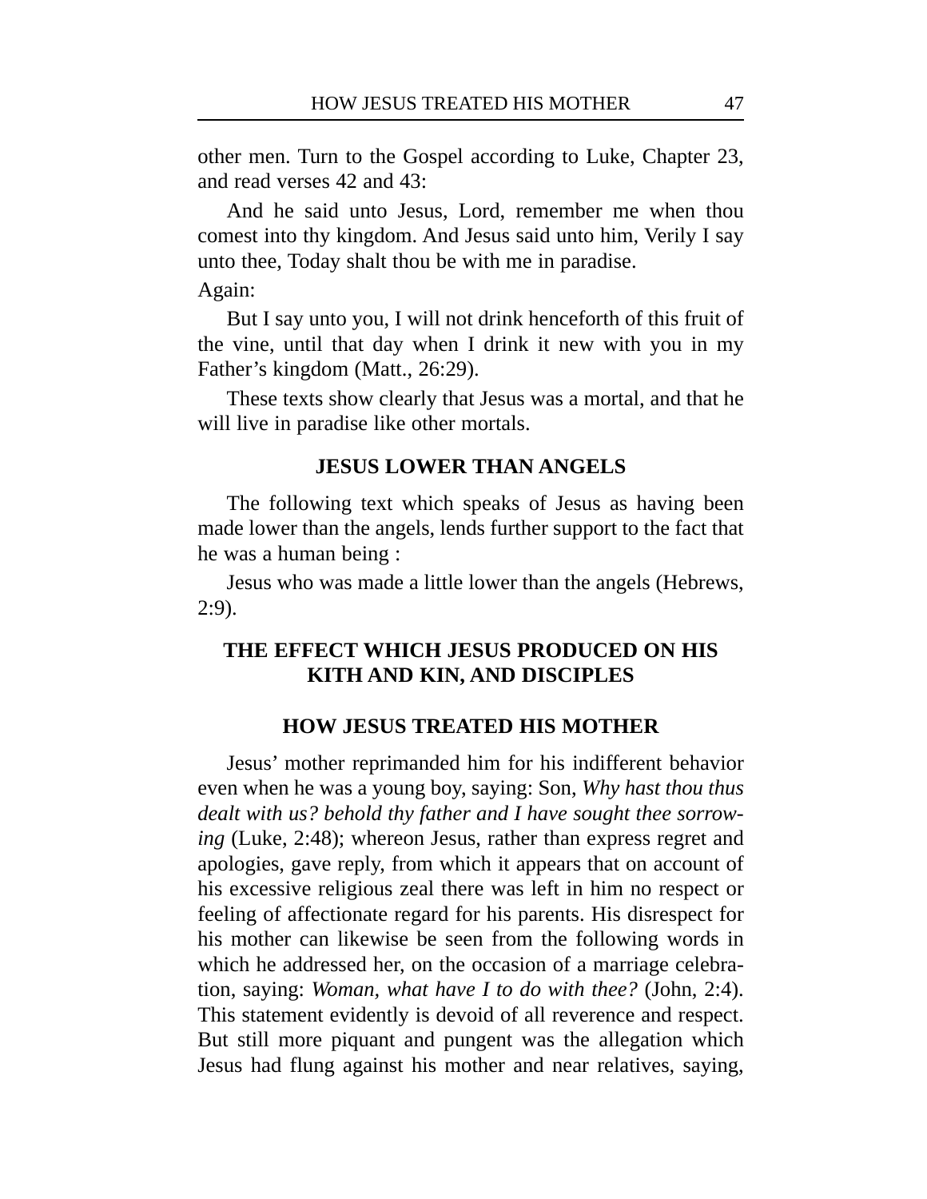other men. Turn to the Gospel according to Luke, Chapter 23, and read verses 42 and 43:

And he said unto Jesus, Lord, remember me when thou comest into thy kingdom. And Jesus said unto him, Verily I say unto thee, Today shalt thou be with me in paradise.

Again:

But I say unto you, I will not drink henceforth of this fruit of the vine, until that day when I drink it new with you in my Father's kingdom (Matt., 26:29).

These texts show clearly that Jesus was a mortal, and that he will live in paradise like other mortals.

### JESUS LOWER THAN ANGELS

The following text which speaks of Jesus as having been made lower than the angels, lends further support to the fact that he was a human being :

Jesus who was made a little lower than the angels (Hebrews, 2:9).

## THE EFFECT WHICH JESUS PRODUCED ON HIS KITH AND KIN, AND DISCIPLES

### HOW JESUS TREATED HIS MOTHER

Jesus' mother reprimanded him for his indifferent behavior even when he was a young boy, saying: Son, *Why hast thou thus dealt with us? behold thy father and I have sought thee sorrowing* (Luke, 2:48); whereon Jesus, rather than express regret and apologies, gave reply, from which it appears that on account of his excessive religious zeal there was left in him no respect or feeling of affectionate regard for his parents. His disrespect for his mother can likewise be seen from the following words in which he addressed her, on the occasion of a marriage celebration, saying: *Woman, what have I to do with thee?* (John, 2:4). This statement evidently is devoid of all reverence and respect. But still more piquant and pungent was the allegation which Jesus had flung against his mother and near relatives, saying,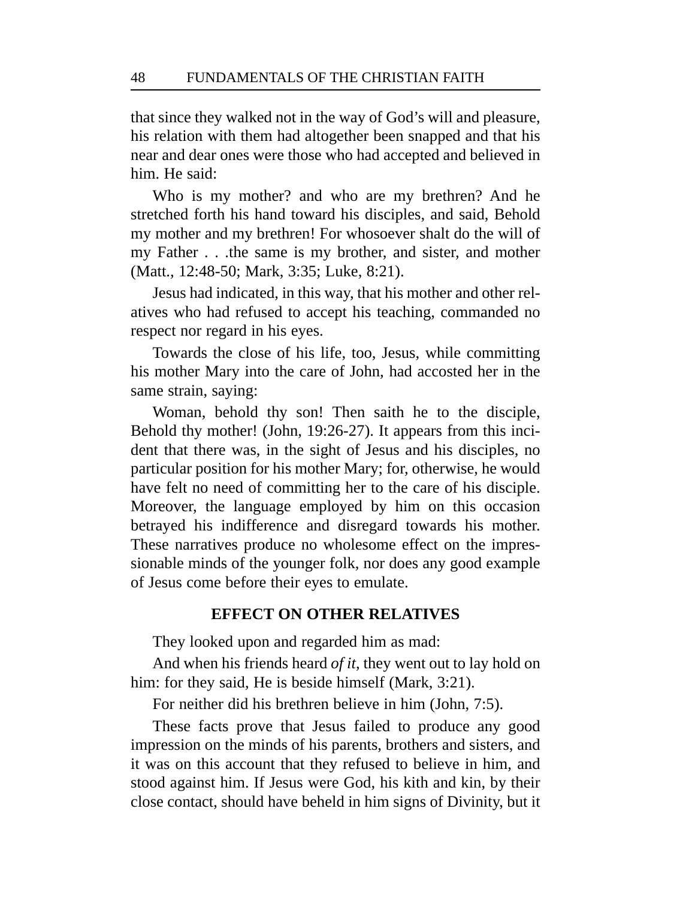that since they walked not in the way of God's will and pleasure, his relation with them had altogether been snapped and that his near and dear ones were those who had accepted and believed in him. He said:

Who is my mother? and who are my brethren? And he stretched forth his hand toward his disciples, and said, Behold my mother and my brethren! For whosoever shalt do the will of my Father . . .the same is my brother, and sister, and mother (Matt., 12:48-50; Mark, 3:35; Luke, 8:21).

Jesus had indicated, in this way, that his mother and other relatives who had refused to accept his teaching, commanded no respect nor regard in his eyes.

Towards the close of his life, too, Jesus, while committing his mother Mary into the care of John, had accosted her in the same strain, saying:

Woman, behold thy son! Then saith he to the disciple, Behold thy mother! (John, 19:26-27). It appears from this incident that there was, in the sight of Jesus and his disciples, no particular position for his mother Mary; for, otherwise, he would have felt no need of committing her to the care of his disciple. Moreover, the language employed by him on this occasion betrayed his indifference and disregard towards his mother. These narratives produce no wholesome effect on the impressionable minds of the younger folk, nor does any good example of Jesus come before their eyes to emulate.

## EFFECT ON OTHER RELATIVES

They looked upon and regarded him as mad:

And when his friends heard *of it*, they went out to lay hold on him: for they said, He is beside himself (Mark, 3:21).

For neither did his brethren believe in him (John, 7:5).

These facts prove that Jesus failed to produce any good impression on the minds of his parents, brothers and sisters, and it was on this account that they refused to believe in him, and stood against him. If Jesus were God, his kith and kin, by their close contact, should have beheld in him signs of Divinity, but it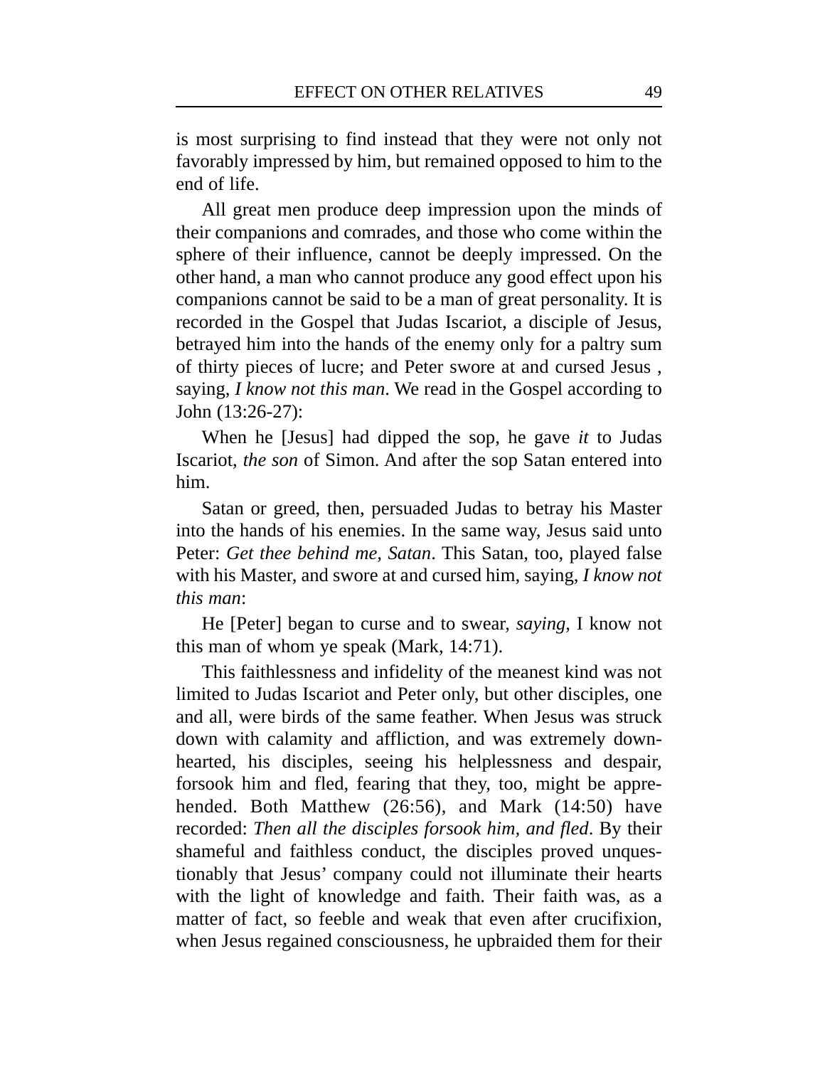is most surprising to find instead that they were not only not favorably impressed by him, but remained opposed to him to the end of life.

All great men produce deep impression upon the minds of their companions and comrades, and those who come within the sphere of their influence, cannot be deeply impressed. On the other hand, a man who cannot produce any good effect upon his companions cannot be said to be a man of great personality. It is recorded in the Gospel that Judas Iscariot, a disciple of Jesus, betrayed him into the hands of the enemy only for a paltry sum of thirty pieces of lucre; and Peter swore at and cursed Jesus , saying, *I know not this man*. We read in the Gospel according to John (13:26-27):

When he [Jesus] had dipped the sop, he gave *it* to Judas Iscariot, *the son* of Simon. And after the sop Satan entered into him.

Satan or greed, then, persuaded Judas to betray his Master into the hands of his enemies. In the same way, Jesus said unto Peter: *Get thee behind me, Satan*. This Satan, too, played false with his Master, and swore at and cursed him, saying, *I know not this man*:

He [Peter] began to curse and to swear, *saying*, I know not this man of whom ye speak (Mark, 14:71).

This faithlessness and infidelity of the meanest kind was not limited to Judas Iscariot and Peter only, but other disciples, one and all, were birds of the same feather. When Jesus was struck down with calamity and affliction, and was extremely downhearted, his disciples, seeing his helplessness and despair, forsook him and fled, fearing that they, too, might be apprehended. Both Matthew (26:56), and Mark (14:50) have recorded: *Then all the disciples forsook him, and fled*. By their shameful and faithless conduct, the disciples proved unquestionably that Jesus' company could not illuminate their hearts with the light of knowledge and faith. Their faith was, as a matter of fact, so feeble and weak that even after crucifixion, when Jesus regained consciousness, he upbraided them for their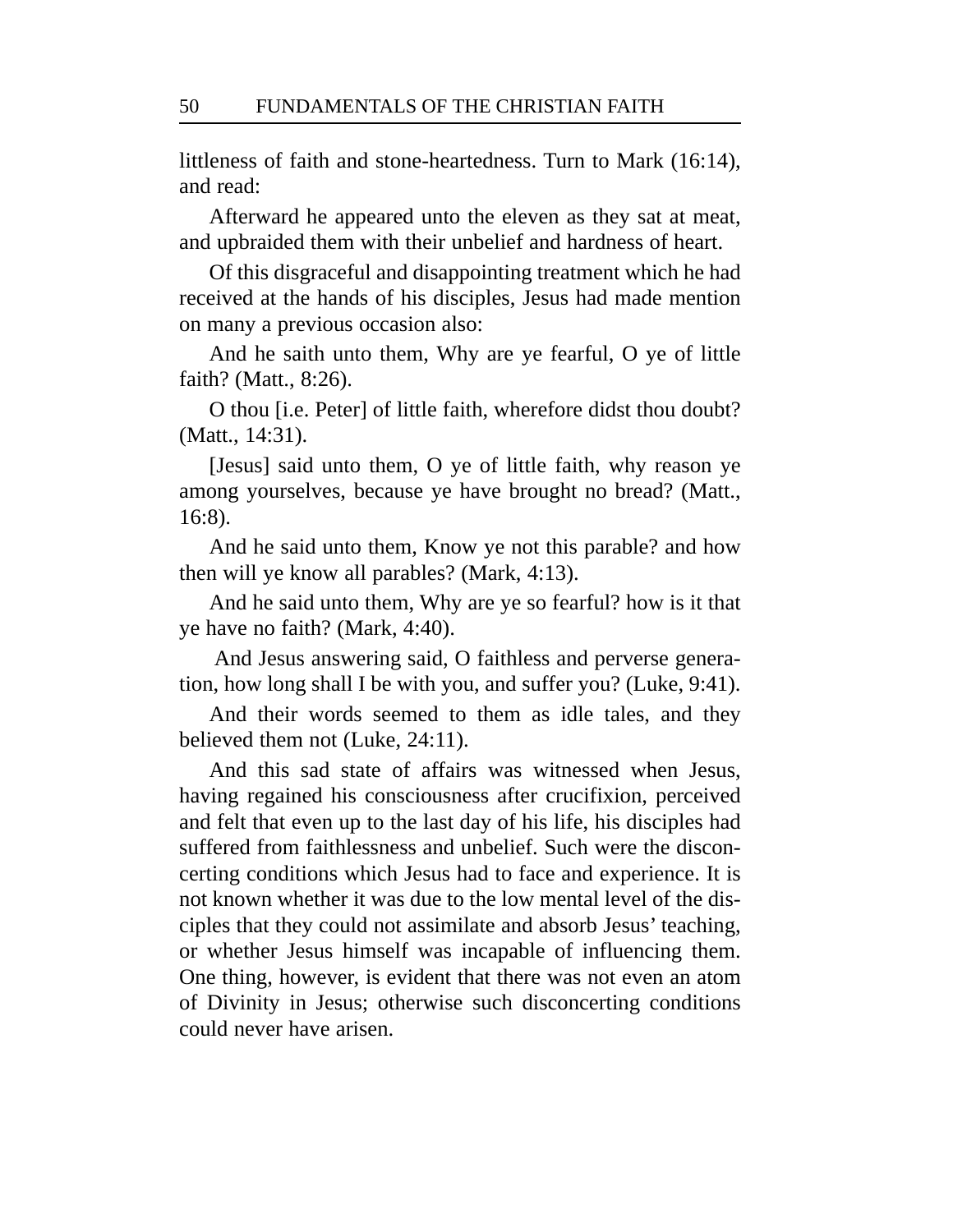littleness of faith and stone-heartedness. Turn to Mark (16:14), and read:

Afterward he appeared unto the eleven as they sat at meat, and upbraided them with their unbelief and hardness of heart.

Of this disgraceful and disappointing treatment which he had received at the hands of his disciples, Jesus had made mention on many a previous occasion also:

And he saith unto them, Why are ye fearful, O ye of little faith? (Matt., 8:26).

O thou [i.e. Peter] of little faith, wherefore didst thou doubt? (Matt., 14:31).

[Jesus] said unto them, O ye of little faith, why reason ye among yourselves, because ye have brought no bread? (Matt., 16:8).

And he said unto them, Know ye not this parable? and how then will ye know all parables? (Mark, 4:13).

And he said unto them, Why are ye so fearful? how is it that ye have no faith? (Mark, 4:40).

And Jesus answering said, O faithless and perverse generation, how long shall I be with you, and suffer you? (Luke, 9:41).

And their words seemed to them as idle tales, and they believed them not (Luke, 24:11).

And this sad state of affairs was witnessed when Jesus, having regained his consciousness after crucifixion, perceived and felt that even up to the last day of his life, his disciples had suffered from faithlessness and unbelief. Such were the disconcerting conditions which Jesus had to face and experience. It is not known whether it was due to the low mental level of the disciples that they could not assimilate and absorb Jesus' teaching, or whether Jesus himself was incapable of influencing them. One thing, however, is evident that there was not even an atom of Divinity in Jesus; otherwise such disconcerting conditions could never have arisen.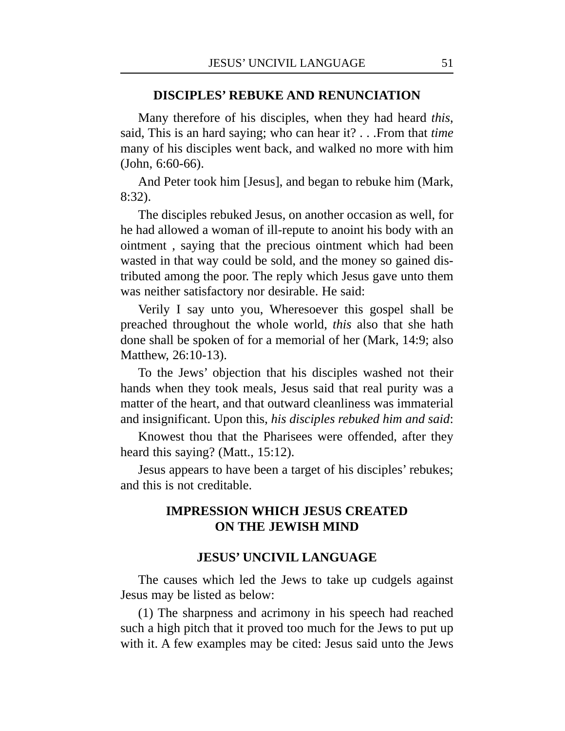## DISCIPLES' REBUKE AND RENUNCIATION

Many therefore of his disciples, when they had heard *this*, said, This is an hard saying; who can hear it? . . .From that *time* many of his disciples went back, and walked no more with him (John, 6:60-66).

And Peter took him [Jesus], and began to rebuke him (Mark, 8:32).

The disciples rebuked Jesus, on another occasion as well, for he had allowed a woman of ill-repute to anoint his body with an ointment , saying that the precious ointment which had been wasted in that way could be sold, and the money so gained distributed among the poor. The reply which Jesus gave unto them was neither satisfactory nor desirable. He said:

Verily I say unto you, Wheresoever this gospel shall be preached throughout the whole world, *this* also that she hath done shall be spoken of for a memorial of her (Mark, 14:9; also Matthew, 26:10-13).

To the Jews' objection that his disciples washed not their hands when they took meals, Jesus said that real purity was a matter of the heart, and that outward cleanliness was immaterial and insignificant. Upon this, *his disciples rebuked him and said*:

Knowest thou that the Pharisees were offended, after they heard this saying? (Matt., 15:12).

Jesus appears to have been a target of his disciples' rebukes; and this is not creditable.

## IMPRESSION WHICH JESUS CREATED ON THE JEWISH MIND

### JESUS' UNCIVIL LANGUAGE

The causes which led the Jews to take up cudgels against Jesus may be listed as below:

(1) The sharpness and acrimony in his speech had reached such a high pitch that it proved too much for the Jews to put up with it. A few examples may be cited: Jesus said unto the Jews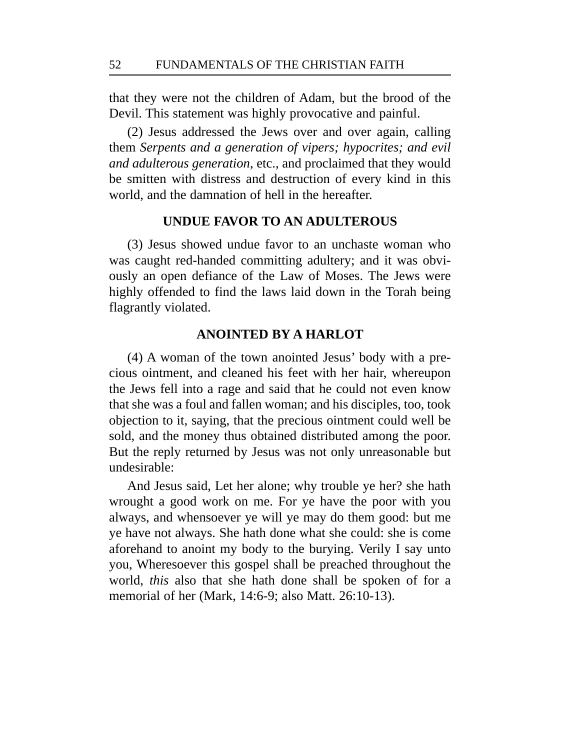that they were not the children of Adam, but the brood of the Devil. This statement was highly provocative and painful.

(2) Jesus addressed the Jews over and over again, calling them *Serpents and a generation of vipers; hypocrites; and evil and adulterous generation*, etc., and proclaimed that they would be smitten with distress and destruction of every kind in this world, and the damnation of hell in the hereafter.

### UNDUE FAVOR TO AN ADULTEROUS

(3) Jesus showed undue favor to an unchaste woman who was caught red-handed committing adultery; and it was obviously an open defiance of the Law of Moses. The Jews were highly offended to find the laws laid down in the Torah being flagrantly violated.

### ANOINTED BY A HARLOT

(4) A woman of the town anointed Jesus' body with a precious ointment, and cleaned his feet with her hair, whereupon the Jews fell into a rage and said that he could not even know that she was a foul and fallen woman; and his disciples, too, took objection to it, saying, that the precious ointment could well be sold, and the money thus obtained distributed among the poor. But the reply returned by Jesus was not only unreasonable but undesirable:

And Jesus said, Let her alone; why trouble ye her? she hath wrought a good work on me. For ye have the poor with you always, and whensoever ye will ye may do them good: but me ye have not always. She hath done what she could: she is come aforehand to anoint my body to the burying. Verily I say unto you, Wheresoever this gospel shall be preached throughout the world, *this* also that she hath done shall be spoken of for a memorial of her (Mark, 14:6-9; also Matt. 26:10-13).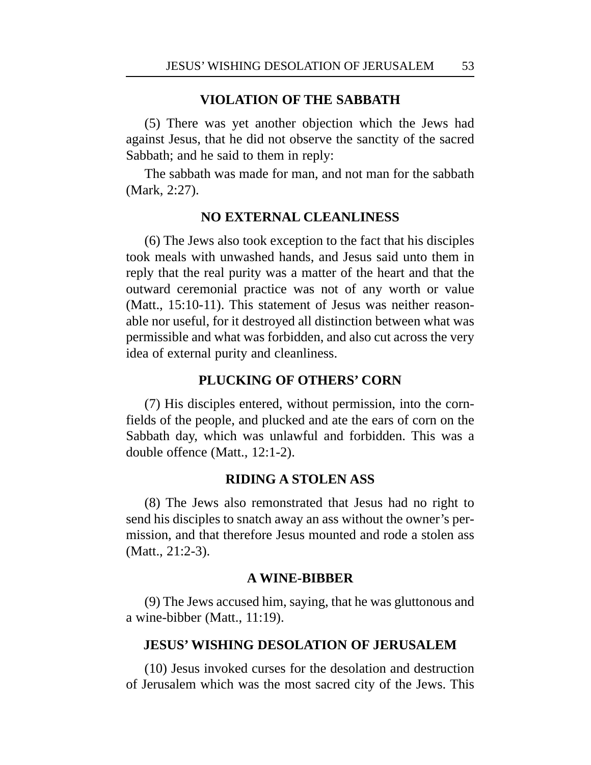### VIOLATION OF THE SABBATH

(5) There was yet another objection which the Jews had against Jesus, that he did not observe the sanctity of the sacred Sabbath; and he said to them in reply:

The sabbath was made for man, and not man for the sabbath (Mark, 2:27).

### NO EXTERNAL CLEANLINESS

(6) The Jews also took exception to the fact that his disciples took meals with unwashed hands, and Jesus said unto them in reply that the real purity was a matter of the heart and that the outward ceremonial practice was not of any worth or value (Matt., 15:10-11). This statement of Jesus was neither reasonable nor useful, for it destroyed all distinction between what was permissible and what was forbidden, and also cut across the very idea of external purity and cleanliness.

### PLUCKING OF OTHERS' CORN

(7) His disciples entered, without permission, into the cornfields of the people, and plucked and ate the ears of corn on the Sabbath day, which was unlawful and forbidden. This was a double offence (Matt., 12:1-2).

### RIDING A STOLEN ASS

(8) The Jews also remonstrated that Jesus had no right to send his disciples to snatch away an ass without the owner's permission, and that therefore Jesus mounted and rode a stolen ass (Matt., 21:2-3).

### A WINE-BIBBER

(9) The Jews accused him, saying, that he was gluttonous and a wine-bibber (Matt., 11:19).

### JESUS' WISHING DESOLATION OF JERUSALEM

(10) Jesus invoked curses for the desolation and destruction of Jerusalem which was the most sacred city of the Jews. This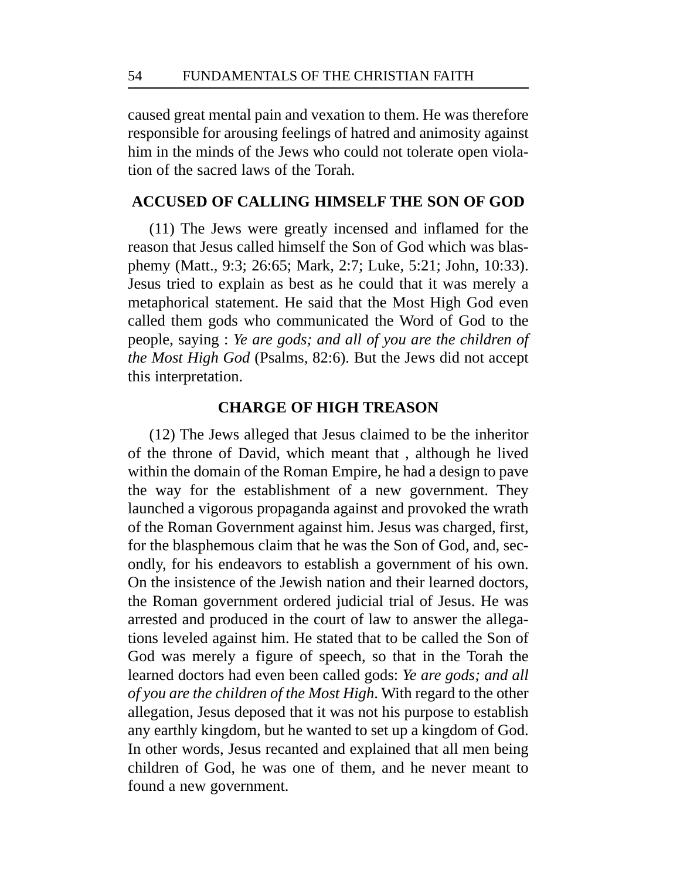caused great mental pain and vexation to them. He was therefore responsible for arousing feelings of hatred and animosity against him in the minds of the Jews who could not tolerate open violation of the sacred laws of the Torah.

## ACCUSED OF CALLING HIMSELF THE SON OF GOD

(11) The Jews were greatly incensed and inflamed for the reason that Jesus called himself the Son of God which was blasphemy (Matt., 9:3; 26:65; Mark, 2:7; Luke, 5:21; John, 10:33). Jesus tried to explain as best as he could that it was merely a metaphorical statement. He said that the Most High God even called them gods who communicated the Word of God to the people, saying : *Ye are gods; and all of you are the children of the Most High God* (Psalms, 82:6). But the Jews did not accept this interpretation.

## CHARGE OF HIGH TREASON

(12) The Jews alleged that Jesus claimed to be the inheritor of the throne of David, which meant that , although he lived within the domain of the Roman Empire, he had a design to pave the way for the establishment of a new government. They launched a vigorous propaganda against and provoked the wrath of the Roman Government against him. Jesus was charged, first, for the blasphemous claim that he was the Son of God, and, secondly, for his endeavors to establish a government of his own. On the insistence of the Jewish nation and their learned doctors, the Roman government ordered judicial trial of Jesus. He was arrested and produced in the court of law to answer the allegations leveled against him. He stated that to be called the Son of God was merely a figure of speech, so that in the Torah the learned doctors had even been called gods: *Ye are gods; and all of you are the children of the Most High*. With regard to the other allegation, Jesus deposed that it was not his purpose to establish any earthly kingdom, but he wanted to set up a kingdom of God. In other words, Jesus recanted and explained that all men being children of God, he was one of them, and he never meant to found a new government.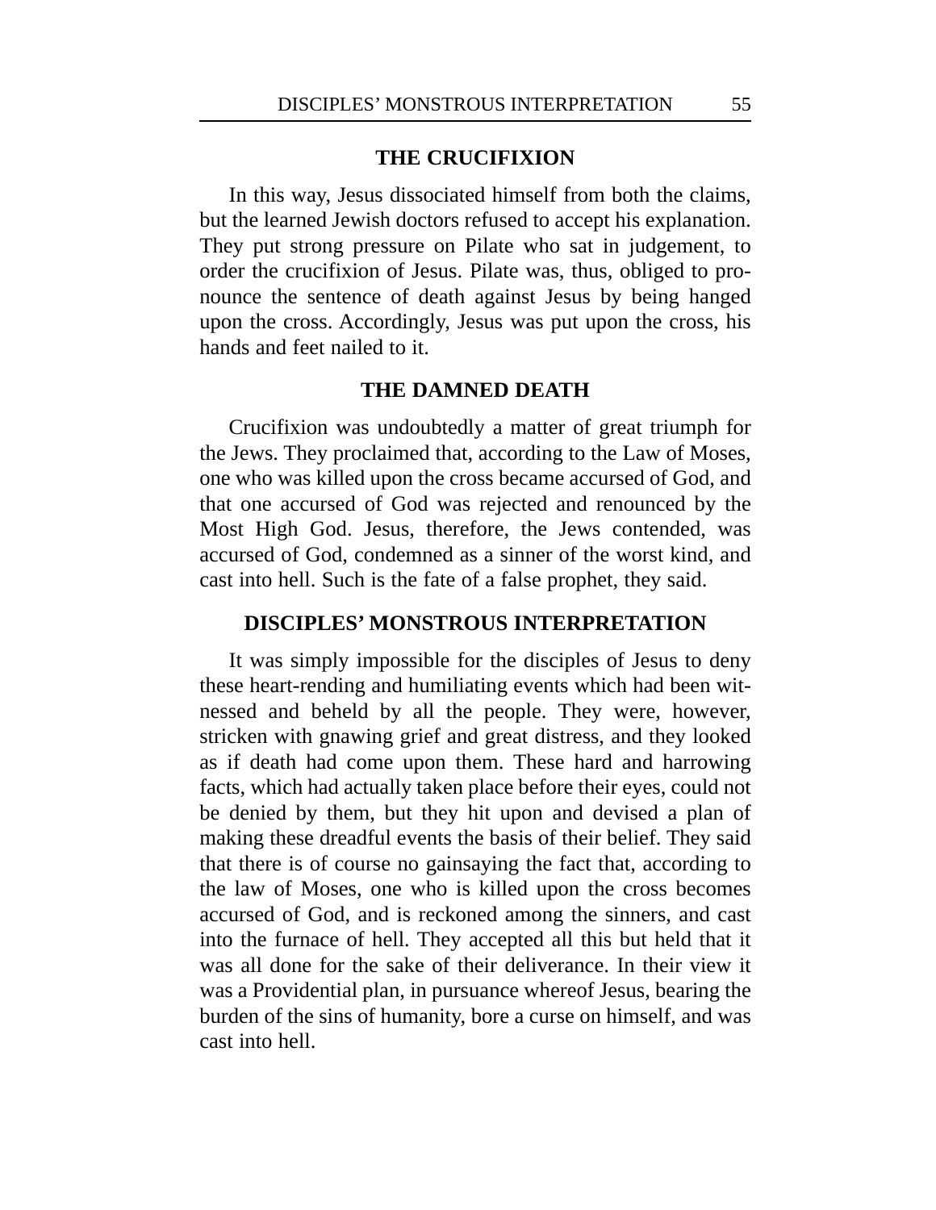## THE CRUCIFIXION

In this way, Jesus dissociated himself from both the claims, but the learned Jewish doctors refused to accept his explanation. They put strong pressure on Pilate who sat in judgement, to order the crucifixion of Jesus. Pilate was, thus, obliged to pronounce the sentence of death against Jesus by being hanged upon the cross. Accordingly, Jesus was put upon the cross, his hands and feet nailed to it.

## THE DAMNED DEATH

Crucifixion was undoubtedly a matter of great triumph for the Jews. They proclaimed that, according to the Law of Moses, one who was killed upon the cross became accursed of God, and that one accursed of God was rejected and renounced by the Most High God. Jesus, therefore, the Jews contended, was accursed of God, condemned as a sinner of the worst kind, and cast into hell. Such is the fate of a false prophet, they said.

## DISCIPLES' MONSTROUS INTERPRETATION

It was simply impossible for the disciples of Jesus to deny these heart-rending and humiliating events which had been witnessed and beheld by all the people. They were, however, stricken with gnawing grief and great distress, and they looked as if death had come upon them. These hard and harrowing facts, which had actually taken place before their eyes, could not be denied by them, but they hit upon and devised a plan of making these dreadful events the basis of their belief. They said that there is of course no gainsaying the fact that, according to the law of Moses, one who is killed upon the cross becomes accursed of God, and is reckoned among the sinners, and cast into the furnace of hell. They accepted all this but held that it was all done for the sake of their deliverance. In their view it was a Providential plan, in pursuance whereof Jesus, bearing the burden of the sins of humanity, bore a curse on himself, and was cast into hell.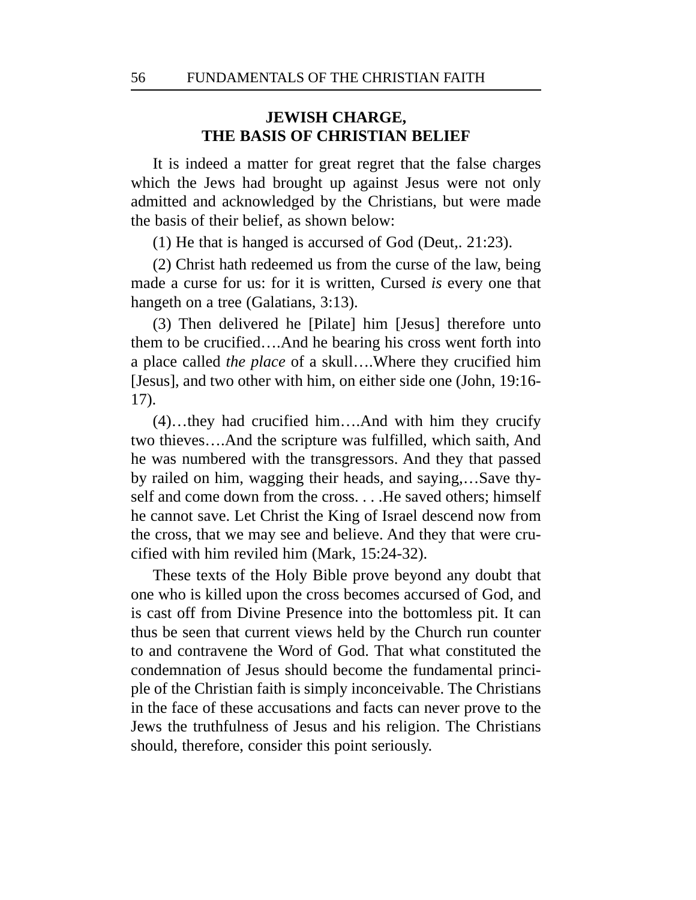## JEWISH CHARGE, THE BASIS OF CHRISTIAN BELIEF

It is indeed a matter for great regret that the false charges which the Jews had brought up against Jesus were not only admitted and acknowledged by the Christians, but were made the basis of their belief, as shown below:

(1) He that is hanged is accursed of God (Deut,. 21:23).

(2) Christ hath redeemed us from the curse of the law, being made a curse for us: for it is written, Cursed *is* every one that hangeth on a tree (Galatians, 3:13).

(3) Then delivered he [Pilate] him [Jesus] therefore unto them to be crucified….And he bearing his cross went forth into a place called *the place* of a skull….Where they crucified him [Jesus], and two other with him, on either side one (John, 19:16-17).

(4)…they had crucified him….And with him they crucify two thieves….And the scripture was fulfilled, which saith, And he was numbered with the transgressors. And they that passed by railed on him, wagging their heads, and saying,…Save thyself and come down from the cross. . . .He saved others; himself he cannot save. Let Christ the King of Israel descend now from the cross, that we may see and believe. And they that were crucified with him reviled him (Mark, 15:24-32).

These texts of the Holy Bible prove beyond any doubt that one who is killed upon the cross becomes accursed of God, and is cast off from Divine Presence into the bottomless pit. It can thus be seen that current views held by the Church run counter to and contravene the Word of God. That what constituted the condemnation of Jesus should become the fundamental principle of the Christian faith is simply inconceivable. The Christians in the face of these accusations and facts can never prove to the Jews the truthfulness of Jesus and his religion. The Christians should, therefore, consider this point seriously.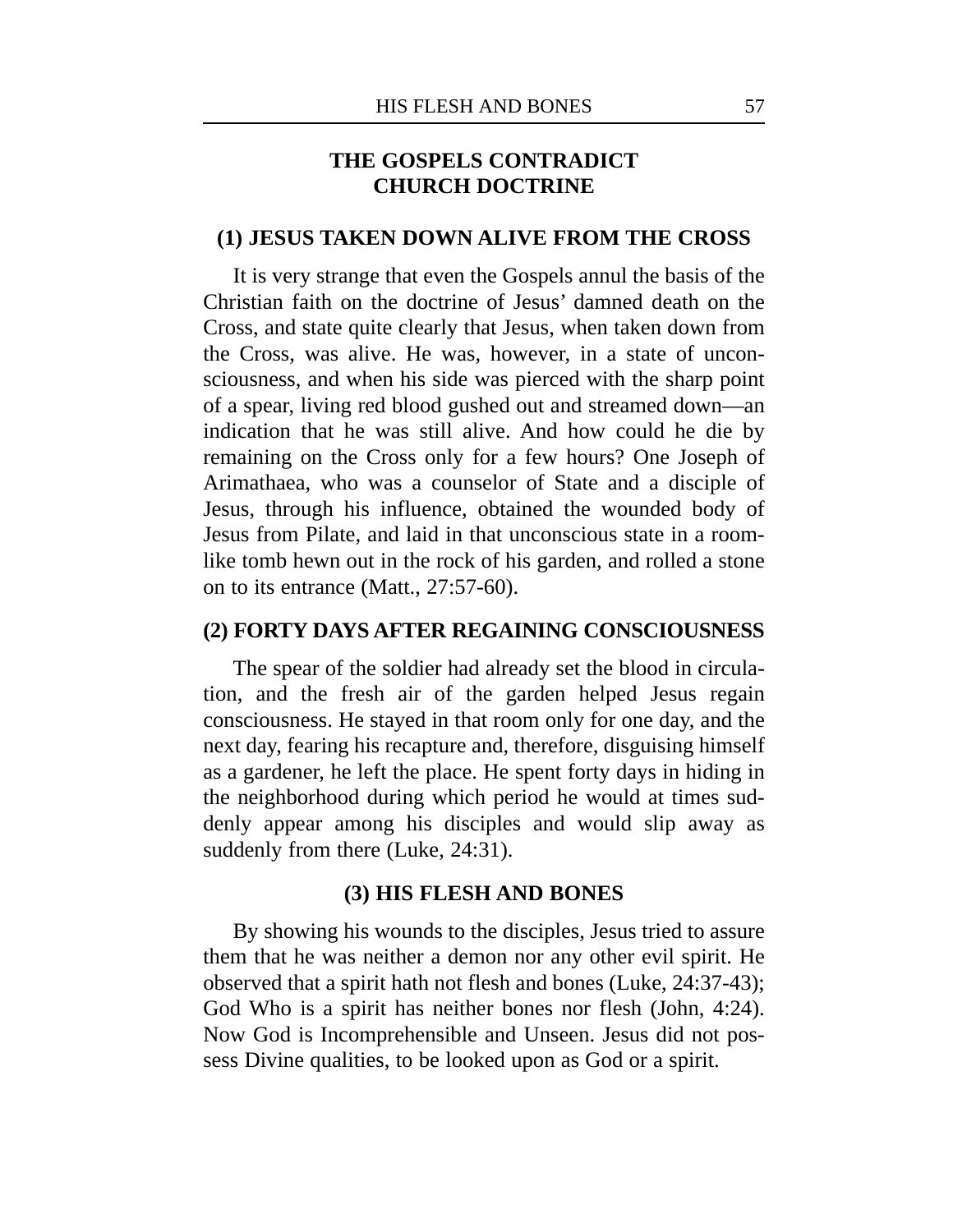## THE GOSPELS CONTRADICT CHURCH DOCTRINE

### (1) JESUS TAKEN DOWN ALIVE FROM THE CROSS

It is very strange that even the Gospels annul the basis of the Christian faith on the doctrine of Jesus' damned death on the Cross, and state quite clearly that Jesus, when taken down from the Cross, was alive. He was, however, in a state of unconsciousness, and when his side was pierced with the sharp point of a spear, living red blood gushed out and streamed down—an indication that he was still alive. And how could he die by remaining on the Cross only for a few hours? One Joseph of Arimathaea, who was a counselor of State and a disciple of Jesus, through his influence, obtained the wounded body of Jesus from Pilate, and laid in that unconscious state in a room-like tomb hewn out in the rock of his garden, and rolled a stone on to its entrance (Matt., 27:57-60).

### (2) FORTY DAYS AFTER REGAINING CONSCIOUSNESS

The spear of the soldier had already set the blood in circulation, and the fresh air of the garden helped Jesus regain consciousness. He stayed in that room only for one day, and the next day, fearing his recapture and, therefore, disguising himself as a gardener, he left the place. He spent forty days in hiding in the neighborhood during which period he would at times suddenly appear among his disciples and would slip away as suddenly from there (Luke, 24:31).

### (3) HIS FLESH AND BONES

By showing his wounds to the disciples, Jesus tried to assure them that he was neither a demon nor any other evil spirit. He observed that a spirit hath not flesh and bones (Luke, 24:37-43); God Who is a spirit has neither bones nor flesh (John, 4:24). Now God is Incomprehensible and Unseen. Jesus did not possess Divine qualities, to be looked upon as God or a spirit.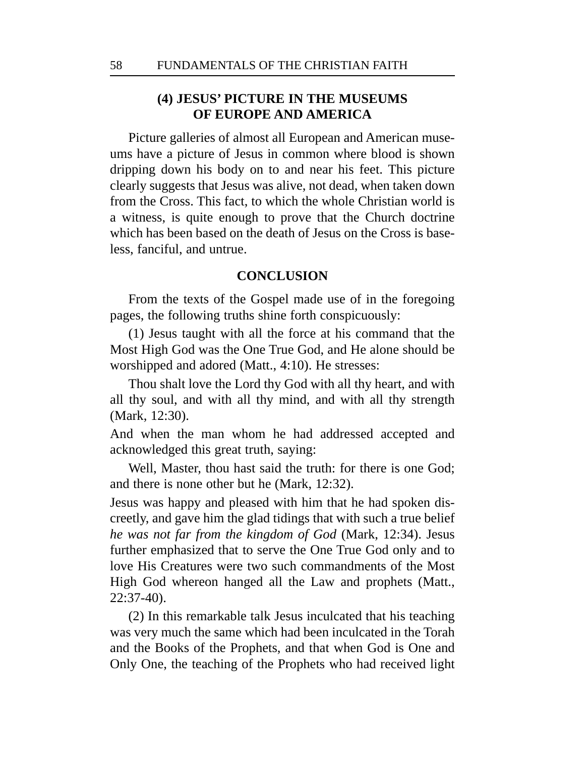## (4) JESUS' PICTURE IN THE MUSEUMS OF EUROPE AND AMERICA

Picture galleries of almost all European and American museums have a picture of Jesus in common where blood is shown dripping down his body on to and near his feet. This picture clearly suggests that Jesus was alive, not dead, when taken down from the Cross. This fact, to which the whole Christian world is a witness, is quite enough to prove that the Church doctrine which has been based on the death of Jesus on the Cross is baseless, fanciful, and untrue.

## CONCLUSION

From the texts of the Gospel made use of in the foregoing pages, the following truths shine forth conspicuously:

(1) Jesus taught with all the force at his command that the Most High God was the One True God, and He alone should be worshipped and adored (Matt., 4:10). He stresses:

> Thou shalt love the Lord thy God with all thy heart, and with all thy soul, and with all thy mind, and with all thy strength (Mark, 12:30).

And when the man whom he had addressed accepted and acknowledged this great truth, saying:

> Well, Master, thou hast said the truth: for there is one God; and there is none other but he (Mark, 12:32).

Jesus was happy and pleased with him that he had spoken discreetly, and gave him the glad tidings that with such a true belief *he was not far from the kingdom of God* (Mark, 12:34). Jesus further emphasized that to serve the One True God only and to love His Creatures were two such commandments of the Most High God whereon hanged all the Law and prophets (Matt., 22:37-40).

(2) In this remarkable talk Jesus inculcated that his teaching was very much the same which had been inculcated in the Torah and the Books of the Prophets, and that when God is One and Only One, the teaching of the Prophets who had received light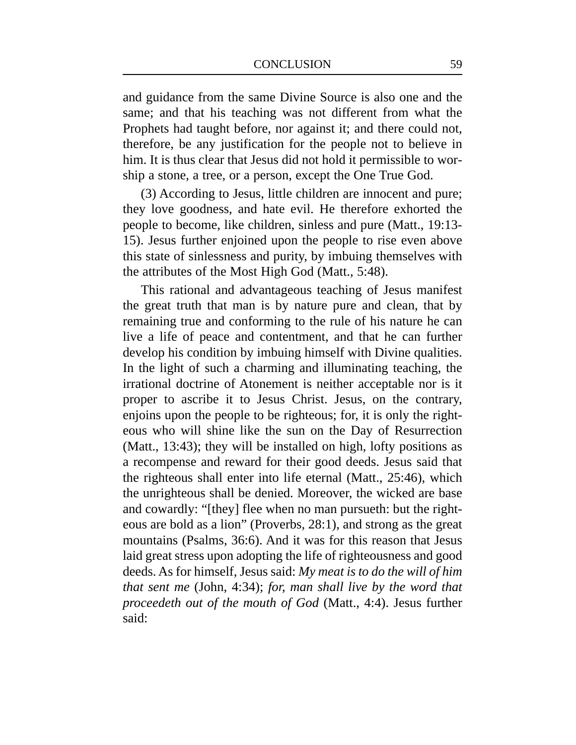and guidance from the same Divine Source is also one and the same; and that his teaching was not different from what the Prophets had taught before, nor against it; and there could not, therefore, be any justification for the people not to believe in him. It is thus clear that Jesus did not hold it permissible to worship a stone, a tree, or a person, except the One True God.

(3) According to Jesus, little children are innocent and pure; they love goodness, and hate evil. He therefore exhorted the people to become, like children, sinless and pure (Matt., 19:13-15). Jesus further enjoined upon the people to rise even above this state of sinlessness and purity, by imbuing themselves with the attributes of the Most High God (Matt., 5:48).

This rational and advantageous teaching of Jesus manifest the great truth that man is by nature pure and clean, that by remaining true and conforming to the rule of his nature he can live a life of peace and contentment, and that he can further develop his condition by imbuing himself with Divine qualities. In the light of such a charming and illuminating teaching, the irrational doctrine of Atonement is neither acceptable nor is it proper to ascribe it to Jesus Christ. Jesus, on the contrary, enjoins upon the people to be righteous; for, it is only the righteous who will shine like the sun on the Day of Resurrection (Matt., 13:43); they will be installed on high, lofty positions as a recompense and reward for their good deeds. Jesus said that the righteous shall enter into life eternal (Matt., 25:46), which the unrighteous shall be denied. Moreover, the wicked are base and cowardly: "[they] flee when no man pursueth: but the righteous are bold as a lion" (Proverbs, 28:1), and strong as the great mountains (Psalms, 36:6). And it was for this reason that Jesus laid great stress upon adopting the life of righteousness and good deeds. As for himself, Jesus said: *My meat is to do the will of him that sent me* (John, 4:34); *for, man shall live by the word that proceedeth out of the mouth of God* (Matt., 4:4). Jesus further said: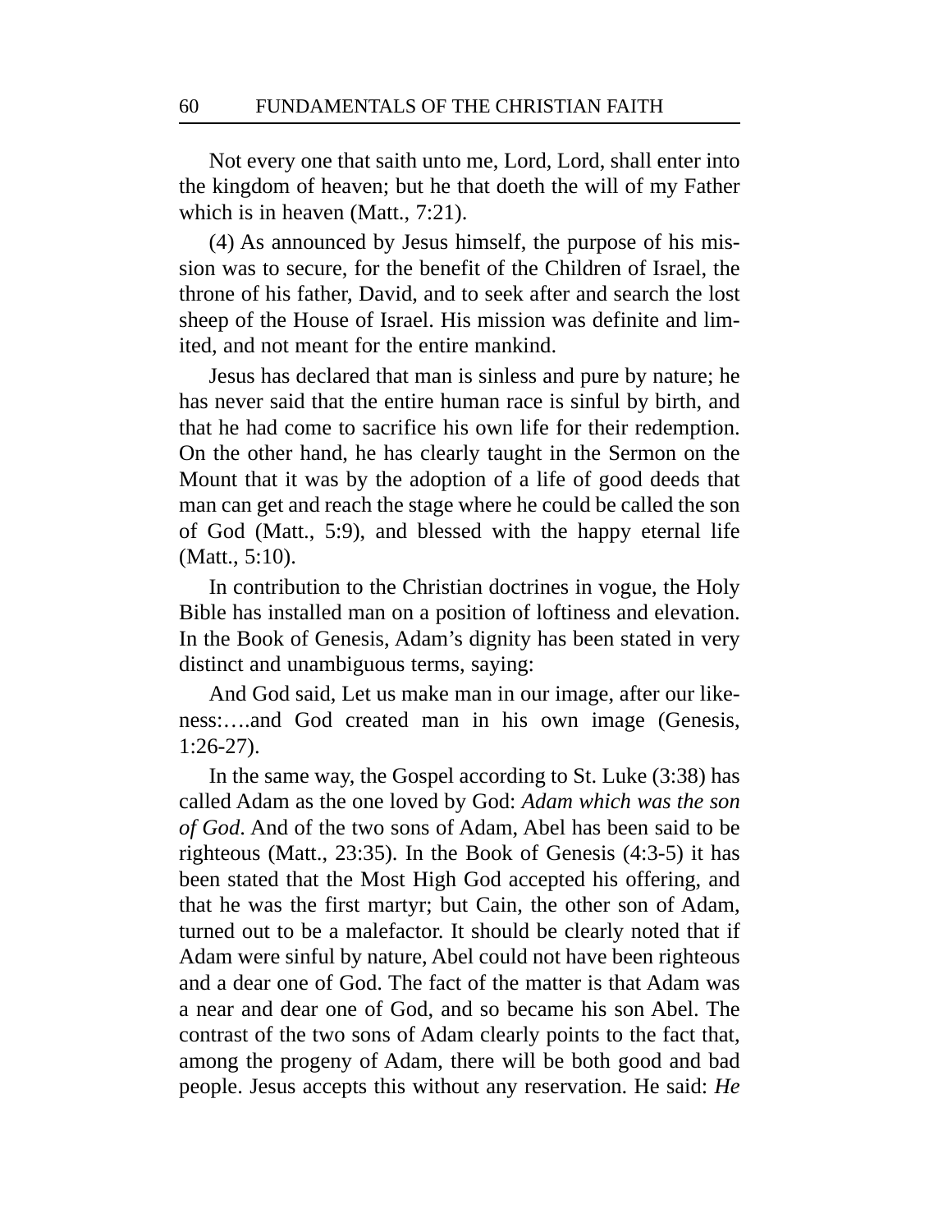Not every one that saith unto me, Lord, Lord, shall enter into the kingdom of heaven; but he that doeth the will of my Father which is in heaven (Matt., 7:21).

(4) As announced by Jesus himself, the purpose of his mission was to secure, for the benefit of the Children of Israel, the throne of his father, David, and to seek after and search the lost sheep of the House of Israel. His mission was definite and limited, and not meant for the entire mankind.

Jesus has declared that man is sinless and pure by nature; he has never said that the entire human race is sinful by birth, and that he had come to sacrifice his own life for their redemption. On the other hand, he has clearly taught in the Sermon on the Mount that it was by the adoption of a life of good deeds that man can get and reach the stage where he could be called the son of God (Matt., 5:9), and blessed with the happy eternal life (Matt., 5:10).

In contribution to the Christian doctrines in vogue, the Holy Bible has installed man on a position of loftiness and elevation. In the Book of Genesis, Adam's dignity has been stated in very distinct and unambiguous terms, saying:

And God said, Let us make man in our image, after our likeness:….and God created man in his own image (Genesis, 1:26-27).

In the same way, the Gospel according to St. Luke (3:38) has called Adam as the one loved by God: *Adam which was the son of God*. And of the two sons of Adam, Abel has been said to be righteous (Matt., 23:35). In the Book of Genesis (4:3-5) it has been stated that the Most High God accepted his offering, and that he was the first martyr; but Cain, the other son of Adam, turned out to be a malefactor. It should be clearly noted that if Adam were sinful by nature, Abel could not have been righteous and a dear one of God. The fact of the matter is that Adam was a near and dear one of God, and so became his son Abel. The contrast of the two sons of Adam clearly points to the fact that, among the progeny of Adam, there will be both good and bad people. Jesus accepts this without any reservation. He said: *He*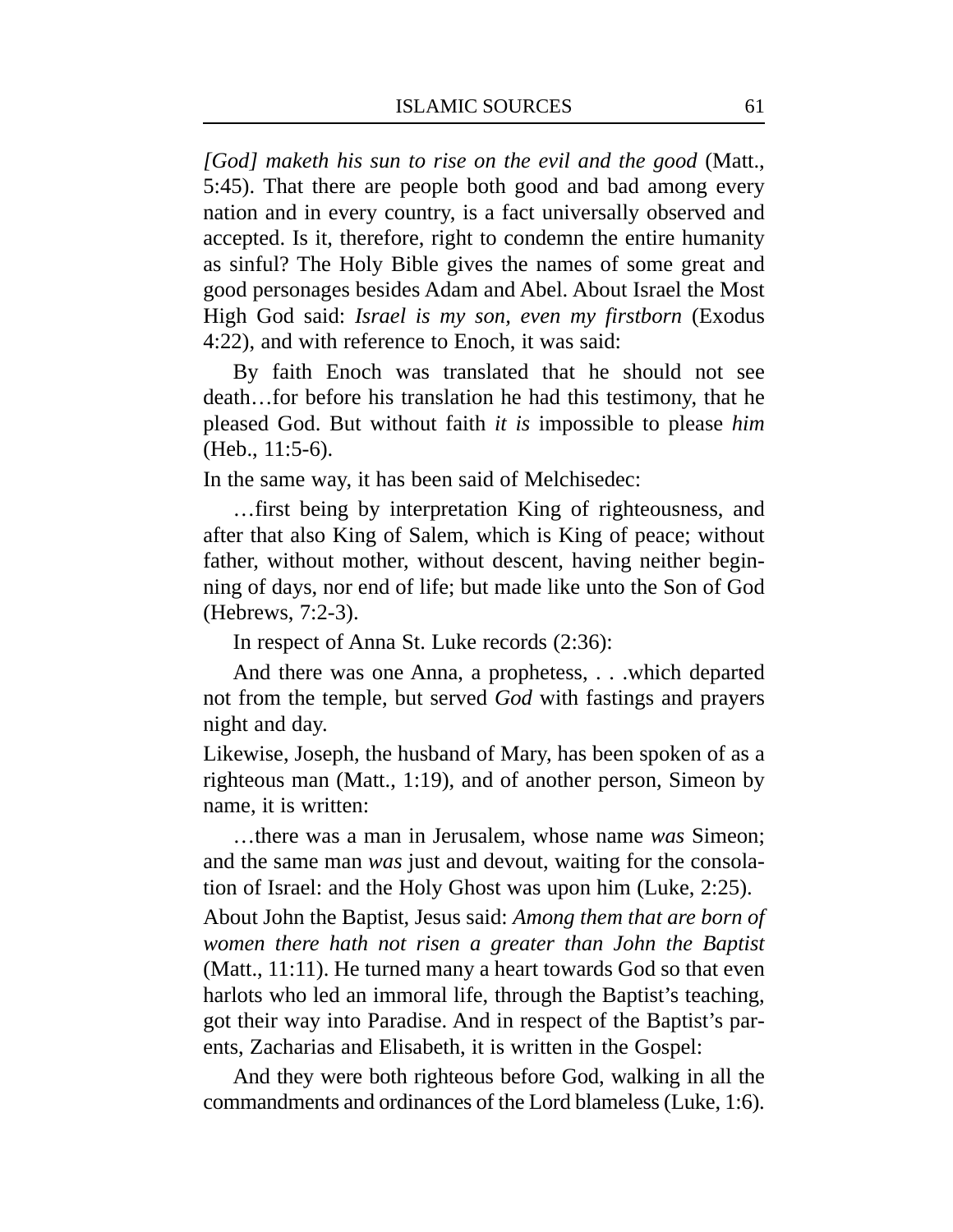*[God] maketh his sun to rise on the evil and the good* (Matt., 5:45). That there are people both good and bad among every nation and in every country, is a fact universally observed and accepted. Is it, therefore, right to condemn the entire humanity as sinful? The Holy Bible gives the names of some great and good personages besides Adam and Abel. About Israel the Most High God said: *Israel is my son, even my firstborn* (Exodus 4:22), and with reference to Enoch, it was said:

> By faith Enoch was translated that he should not see death…for before his translation he had this testimony, that he pleased God. But without faith *it is* impossible to please *him* (Heb., 11:5-6).

In the same way, it has been said of Melchisedec:

> …first being by interpretation King of righteousness, and after that also King of Salem, which is King of peace; without father, without mother, without descent, having neither beginning of days, nor end of life; but made like unto the Son of God (Hebrews, 7:2-3).

In respect of Anna St. Luke records (2:36):

> And there was one Anna, a prophetess, . . .which departed not from the temple, but served *God* with fastings and prayers night and day.

Likewise, Joseph, the husband of Mary, has been spoken of as a righteous man (Matt., 1:19), and of another person, Simeon by name, it is written:

> …there was a man in Jerusalem, whose name *was* Simeon; and the same man *was* just and devout, waiting for the consolation of Israel: and the Holy Ghost was upon him (Luke, 2:25).

About John the Baptist, Jesus said: *Among them that are born of women there hath not risen a greater than John the Baptist* (Matt., 11:11). He turned many a heart towards God so that even harlots who led an immoral life, through the Baptist's teaching, got their way into Paradise. And in respect of the Baptist's parents, Zacharias and Elisabeth, it is written in the Gospel:

> And they were both righteous before God, walking in all the commandments and ordinances of the Lord blameless (Luke, 1:6).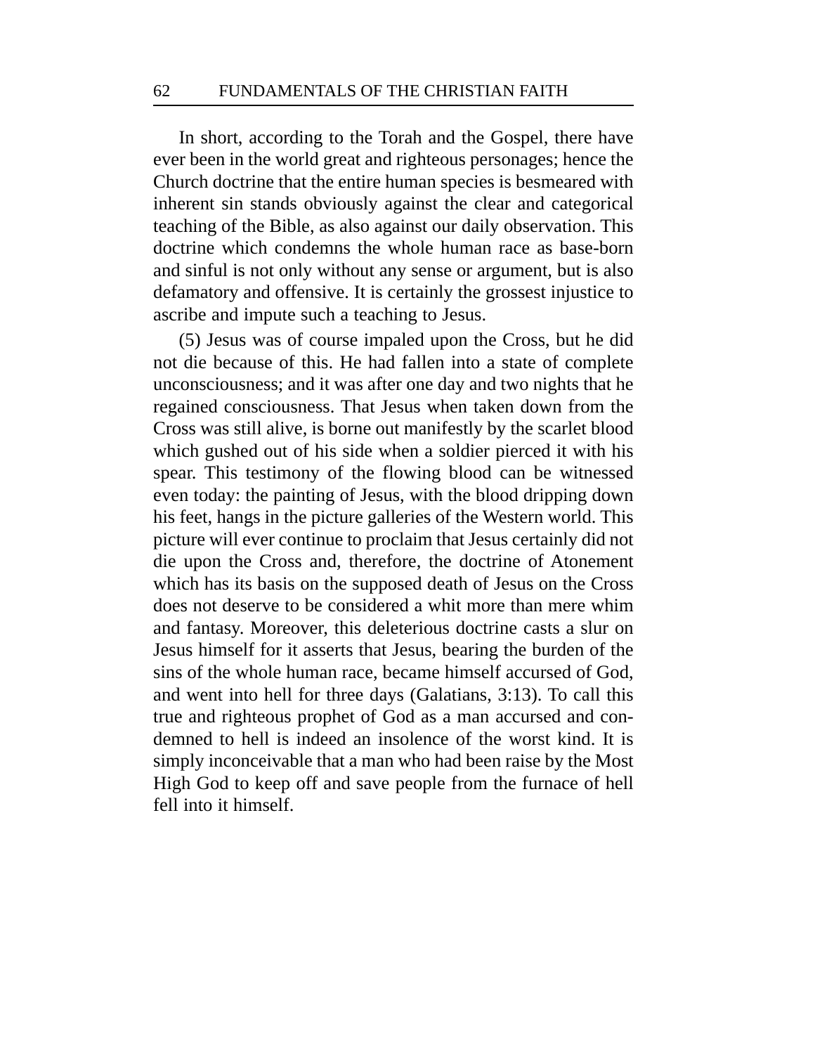In short, according to the Torah and the Gospel, there have ever been in the world great and righteous personages; hence the Church doctrine that the entire human species is besmeared with inherent sin stands obviously against the clear and categorical teaching of the Bible, as also against our daily observation. This doctrine which condemns the whole human race as base-born and sinful is not only without any sense or argument, but is also defamatory and offensive. It is certainly the grossest injustice to ascribe and impute such a teaching to Jesus.

(5) Jesus was of course impaled upon the Cross, but he did not die because of this. He had fallen into a state of complete unconsciousness; and it was after one day and two nights that he regained consciousness. That Jesus when taken down from the Cross was still alive, is borne out manifestly by the scarlet blood which gushed out of his side when a soldier pierced it with his spear. This testimony of the flowing blood can be witnessed even today: the painting of Jesus, with the blood dripping down his feet, hangs in the picture galleries of the Western world. This picture will ever continue to proclaim that Jesus certainly did not die upon the Cross and, therefore, the doctrine of Atonement which has its basis on the supposed death of Jesus on the Cross does not deserve to be considered a whit more than mere whim and fantasy. Moreover, this deleterious doctrine casts a slur on Jesus himself for it asserts that Jesus, bearing the burden of the sins of the whole human race, became himself accursed of God, and went into hell for three days (Galatians, 3:13). To call this true and righteous prophet of God as a man accursed and condemned to hell is indeed an insolence of the worst kind. It is simply inconceivable that a man who had been raise by the Most High God to keep off and save people from the furnace of hell fell into it himself.